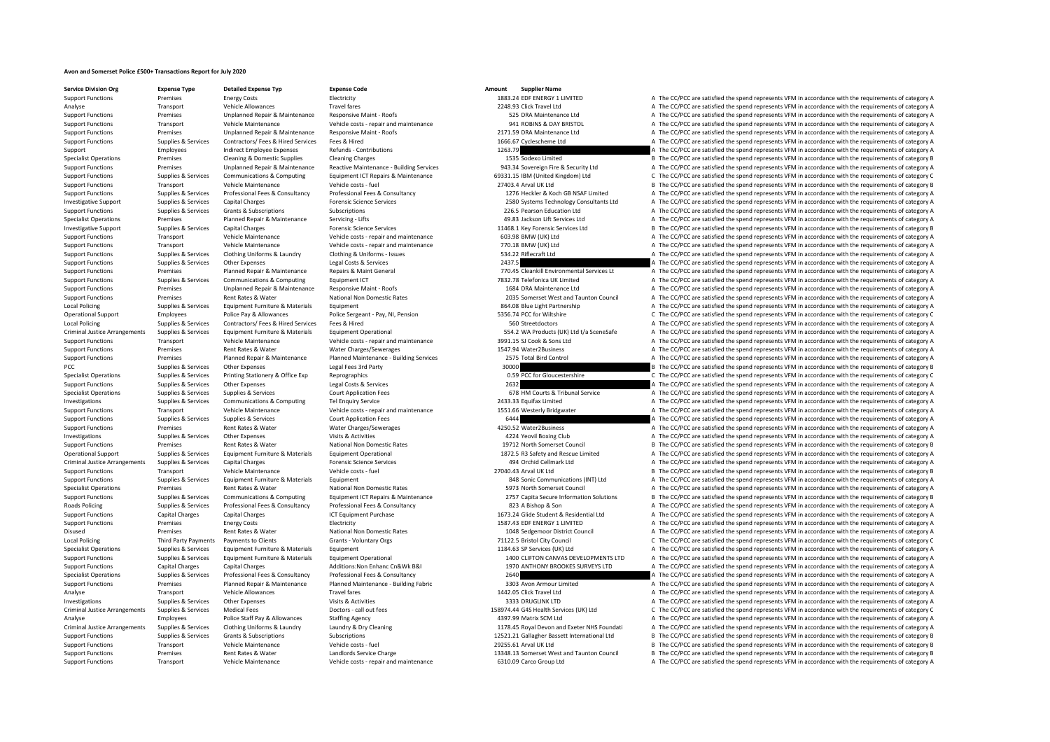# Avon and Somerset Police £500+ Transactions Report for July 2020

| Service Division Org | Expense Type | Detailed Expense Typ | Expense Code | Amount | Supplier Name | |
|---|---|---|---|---|---|---|
| Support Functions | Premises | Energy Costs | Electricity | 1883.24 | EDF ENERGY 1 LIMITED | A The CC/PCC are satisfied the spend represents VFM in accordance with the requirements of category A |
| Analyse | Transport | Vehicle Allowances | Travel fares | 2248.93 | Click Travel Ltd | A The CC/PCC are satisfied the spend represents VFM in accordance with the requirements of category A |
| Support Functions | Premises | Unplanned Repair & Maintenance | Responsive Maint - Roofs | 525 | DRA Maintenance Ltd | A The CC/PCC are satisfied the spend represents VFM in accordance with the requirements of category A |
| Support Functions | Transport | Vehicle Maintenance | Vehicle costs - repair and maintenance | 941 | ROBINS & DAY BRISTOL | A The CC/PCC are satisfied the spend represents VFM in accordance with the requirements of category A |
| Support Functions | Premises | Unplanned Repair & Maintenance | Responsive Maint - Roofs | 2171.59 | DRA Maintenance Ltd | A The CC/PCC are satisfied the spend represents VFM in accordance with the requirements of category A |
| Support Functions | Supplies & Services | Contractors/ Fees & Hired Services | Fees & Hired | 1666.67 | Cyclescheme Ltd | A The CC/PCC are satisfied the spend represents VFM in accordance with the requirements of category A |
| Support | Employees | Indirect Employee Expenses | Refunds - Contributions | 1263.79 | | A The CC/PCC are satisfied the spend represents VFM in accordance with the requirements of category A |
| Specialist Operations | Premises | Cleaning & Domestic Supplies | Cleaning Charges | 1535 | Sodexo Limited | B The CC/PCC are satisfied the spend represents VFM in accordance with the requirements of category B |
| Support Functions | Premises | Unplanned Repair & Maintenance | Reactive Maintenance - Building Services | 943.34 | Sovereign Fire & Security Ltd | A The CC/PCC are satisfied the spend represents VFM in accordance with the requirements of category A |
| Support Functions | Supplies & Services | Communications & Computing | Equipment ICT Repairs & Maintenance | 69331.15 | IBM (United Kingdom) Ltd | C The CC/PCC are satisfied the spend represents VFM in accordance with the requirements of category C |
| Support Functions | Transport | Vehicle Maintenance | Vehicle costs - fuel | 27403.4 | Arval UK Ltd | B The CC/PCC are satisfied the spend represents VFM in accordance with the requirements of category B |
| Support Functions | Supplies & Services | Professional Fees & Consultancy | Professional Fees & Consultancy | 1276 | Heckler & Koch GB NSAF Limited | A The CC/PCC are satisfied the spend represents VFM in accordance with the requirements of category A |
| Investigative Support | Supplies & Services | Capital Charges | Forensic Science Services | 2580 | Systems Technology Consultants Ltd | A The CC/PCC are satisfied the spend represents VFM in accordance with the requirements of category A |
| Support Functions | Supplies & Services | Grants & Subscriptions | Subscriptions | 226.5 | Pearson Education Ltd | A The CC/PCC are satisfied the spend represents VFM in accordance with the requirements of category A |
| Specialist Operations | Premises | Planned Repair & Maintenance | Servicing - Lifts | 49.83 | Jackson Lift Services Ltd | A The CC/PCC are satisfied the spend represents VFM in accordance with the requirements of category A |
| Investigative Support | Supplies & Services | Capital Charges | Forensic Science Services | 11468.1 | Key Forensic Services Ltd | B The CC/PCC are satisfied the spend represents VFM in accordance with the requirements of category B |
| Support Functions | Transport | Vehicle Maintenance | Vehicle costs - repair and maintenance | 603.98 | BMW (UK) Ltd | A The CC/PCC are satisfied the spend represents VFM in accordance with the requirements of category A |
| Support Functions | Transport | Vehicle Maintenance | Vehicle costs - repair and maintenance | 770.18 | BMW (UK) Ltd | A The CC/PCC are satisfied the spend represents VFM in accordance with the requirements of category A |
| Support Functions | Supplies & Services | Clothing Uniforms & Laundry | Clothing & Uniforms - Issues | 534.22 | Riflecraft Ltd | A The CC/PCC are satisfied the spend represents VFM in accordance with the requirements of category A |
| Support Functions | Supplies & Services | Other Expenses | Legal Costs & Services | 2437.5 | | A The CC/PCC are satisfied the spend represents VFM in accordance with the requirements of category A |
| Support Functions | Premises | Planned Repair & Maintenance | Repairs & Maint General | 770.45 | Cleankill Environmental Services Lt | A The CC/PCC are satisfied the spend represents VFM in accordance with the requirements of category A |
| Support Functions | Supplies & Services | Communications & Computing | Equipment ICT | 7832.78 | Telefonica UK Limited | A The CC/PCC are satisfied the spend represents VFM in accordance with the requirements of category A |
| Support Functions | Premises | Unplanned Repair & Maintenance | Responsive Maint - Roofs | 1684 | DRA Maintenance Ltd | A The CC/PCC are satisfied the spend represents VFM in accordance with the requirements of category A |
| Support Functions | Premises | Rent Rates & Water | National Non Domestic Rates | 2035 | Somerset West and Taunton Council | A The CC/PCC are satisfied the spend represents VFM in accordance with the requirements of category A |
| Local Policing | Supplies & Services | Equipment Furniture & Materials | Equipment | 864.08 | Blue Light Partnership | A The CC/PCC are satisfied the spend represents VFM in accordance with the requirements of category A |
| Operational Support | Employees | Police Pay & Allowances | Police Sergeant - Pay, NI, Pension | 5356.74 | PCC for Wiltshire | C The CC/PCC are satisfied the spend represents VFM in accordance with the requirements of category C |
| Local Policing | Supplies & Services | Contractors/ Fees & Hired Services | Fees & Hired | 560 | Streetdoctors | A The CC/PCC are satisfied the spend represents VFM in accordance with the requirements of category A |
| Criminal Justice Arrangements | Supplies & Services | Equipment Furniture & Materials | Equipment Operational | 554.2 | WA Products (UK) Ltd t/a SceneSafe | A The CC/PCC are satisfied the spend represents VFM in accordance with the requirements of category A |
| Support Functions | Transport | Vehicle Maintenance | Vehicle costs - repair and maintenance | 3991.15 | SJ Cook & Sons Ltd | A The CC/PCC are satisfied the spend represents VFM in accordance with the requirements of category A |
| Support Functions | Premises | Rent Rates & Water | Water Charges/Sewerages | 1547.94 | Water2Business | A The CC/PCC are satisfied the spend represents VFM in accordance with the requirements of category A |
| Support Functions | Premises | Planned Repair & Maintenance | Planned Maintenance - Building Services | 2575 | Total Bird Control | A The CC/PCC are satisfied the spend represents VFM in accordance with the requirements of category A |
| PCC | Supplies & Services | Other Expenses | Legal Fees 3rd Party | 30000 | | B The CC/PCC are satisfied the spend represents VFM in accordance with the requirements of category B |
| Specialist Operations | Supplies & Services | Printing Stationery & Office Exp | Reprographics | 0.59 | PCC for Gloucestershire | C The CC/PCC are satisfied the spend represents VFM in accordance with the requirements of category C |
| Support Functions | Supplies & Services | Other Expenses | Legal Costs & Services | 2632 | | A The CC/PCC are satisfied the spend represents VFM in accordance with the requirements of category A |
| Specialist Operations | Supplies & Services | Supplies & Services | Court Application Fees | 678 | HM Courts & Tribunal Service | A The CC/PCC are satisfied the spend represents VFM in accordance with the requirements of category A |
| Investigations | Supplies & Services | Communications & Computing | Tel Enquiry Service | 2433.33 | Equifax Limited | A The CC/PCC are satisfied the spend represents VFM in accordance with the requirements of category A |
| Support Functions | Transport | Vehicle Maintenance | Vehicle costs - repair and maintenance | 1551.66 | Westerly Bridgwater | A The CC/PCC are satisfied the spend represents VFM in accordance with the requirements of category A |
| Support Functions | Supplies & Services | Supplies & Services | Court Application Fees | 6444 | | A The CC/PCC are satisfied the spend represents VFM in accordance with the requirements of category A |
| Support Functions | Premises | Rent Rates & Water | Water Charges/Sewerages | 4250.52 | Water2Business | A The CC/PCC are satisfied the spend represents VFM in accordance with the requirements of category A |
| Investigations | Supplies & Services | Other Expenses | Visits & Activities | 4224 | Yeovil Boxing Club | A The CC/PCC are satisfied the spend represents VFM in accordance with the requirements of category A |
| Support Functions | Premises | Rent Rates & Water | National Non Domestic Rates | 19712 | North Somerset Council | B The CC/PCC are satisfied the spend represents VFM in accordance with the requirements of category B |
| Operational Support | Supplies & Services | Equipment Furniture & Materials | Equipment Operational | 1872.5 | R3 Safety and Rescue Limited | A The CC/PCC are satisfied the spend represents VFM in accordance with the requirements of category A |
| Criminal Justice Arrangements | Supplies & Services | Capital Charges | Forensic Science Services | 494 | Orchid Cellmark Ltd | A The CC/PCC are satisfied the spend represents VFM in accordance with the requirements of category A |
| Support Functions | Transport | Vehicle Maintenance | Vehicle costs - fuel | 27040.43 | Arval UK Ltd | B The CC/PCC are satisfied the spend represents VFM in accordance with the requirements of category B |
| Support Functions | Supplies & Services | Equipment Furniture & Materials | Equipment | 848 | Sonic Communications (INT) Ltd | A The CC/PCC are satisfied the spend represents VFM in accordance with the requirements of category A |
| Specialist Operations | Premises | Rent Rates & Water | National Non Domestic Rates | 5973 | North Somerset Council | A The CC/PCC are satisfied the spend represents VFM in accordance with the requirements of category A |
| Support Functions | Supplies & Services | Communications & Computing | Equipment ICT Repairs & Maintenance | 2757 | Capita Secure Information Solutions | B The CC/PCC are satisfied the spend represents VFM in accordance with the requirements of category B |
| Roads Policing | Supplies & Services | Professional Fees & Consultancy | Professional Fees & Consultancy | 823 | A Bishop & Son | A The CC/PCC are satisfied the spend represents VFM in accordance with the requirements of category A |
| Support Functions | Capital Charges | Capital Charges | ICT Equipment Purchase | 1673.24 | Glide Student & Residential Ltd | A The CC/PCC are satisfied the spend represents VFM in accordance with the requirements of category A |
| Support Functions | Premises | Energy Costs | Electricity | 1587.43 | EDF ENERGY 1 LIMITED | A The CC/PCC are satisfied the spend represents VFM in accordance with the requirements of category A |
| Disused | Premises | Rent Rates & Water | National Non Domestic Rates | 1048 | Sedgemoor District Council | A The CC/PCC are satisfied the spend represents VFM in accordance with the requirements of category A |
| Local Policing | Third Party Payments | Payments to Clients | Grants - Voluntary Orgs | 71122.5 | Bristol City Council | C The CC/PCC are satisfied the spend represents VFM in accordance with the requirements of category C |
| Specialist Operations | Supplies & Services | Equipment Furniture & Materials | Equipment | 1184.63 | SP Services (UK) Ltd | A The CC/PCC are satisfied the spend represents VFM in accordance with the requirements of category A |
| Support Functions | Supplies & Services | Equipment Furniture & Materials | Equipment Operational | 1400 | CLIFTON CANVAS DEVELOPMENTS LTD | A The CC/PCC are satisfied the spend represents VFM in accordance with the requirements of category A |
| Support Functions | Capital Charges | Capital Charges | Additions:Non Enhanc Cn&Wk B&I | 1970 | ANTHONY BROOKES SURVEYS LTD | A The CC/PCC are satisfied the spend represents VFM in accordance with the requirements of category A |
| Specialist Operations | Supplies & Services | Professional Fees & Consultancy | Professional Fees & Consultancy | 2640 | | A The CC/PCC are satisfied the spend represents VFM in accordance with the requirements of category A |
| Support Functions | Premises | Planned Repair & Maintenance | Planned Maintenance - Building Fabric | 3303 | Avon Armour Limited | A The CC/PCC are satisfied the spend represents VFM in accordance with the requirements of category A |
| Analyse | Transport | Vehicle Allowances | Travel fares | 1442.05 | Click Travel Ltd | A The CC/PCC are satisfied the spend represents VFM in accordance with the requirements of category A |
| Investigations | Supplies & Services | Other Expenses | Visits & Activities | 3333 | DRUGLINK LTD | A The CC/PCC are satisfied the spend represents VFM in accordance with the requirements of category A |
| Criminal Justice Arrangements | Supplies & Services | Medical Fees | Doctors - call out fees | 158974.44 | G4S Health Services (UK) Ltd | C The CC/PCC are satisfied the spend represents VFM in accordance with the requirements of category C |
| Analyse | Employees | Police Staff Pay & Allowances | Staffing Agency | 4397.99 | Matrix SCM Ltd | A The CC/PCC are satisfied the spend represents VFM in accordance with the requirements of category A |
| Criminal Justice Arrangements | Supplies & Services | Clothing Uniforms & Laundry | Laundry & Dry Cleaning | 1178.45 | Royal Devon and Exeter NHS Foundati | A The CC/PCC are satisfied the spend represents VFM in accordance with the requirements of category A |
| Support Functions | Supplies & Services | Grants & Subscriptions | Subscriptions | 12521.21 | Gallagher Bassett International Ltd | B The CC/PCC are satisfied the spend represents VFM in accordance with the requirements of category B |
| Support Functions | Transport | Vehicle Maintenance | Vehicle costs - fuel | 29255.61 | Arval UK Ltd | B The CC/PCC are satisfied the spend represents VFM in accordance with the requirements of category B |
| Support Functions | Premises | Rent Rates & Water | Landlords Service Charge | 13348.13 | Somerset West and Taunton Council | B The CC/PCC are satisfied the spend represents VFM in accordance with the requirements of category B |
| Support Functions | Transport | Vehicle Maintenance | Vehicle costs - repair and maintenance | 6310.09 | Carco Group Ltd | A The CC/PCC are satisfied the spend represents VFM in accordance with the requirements of category A |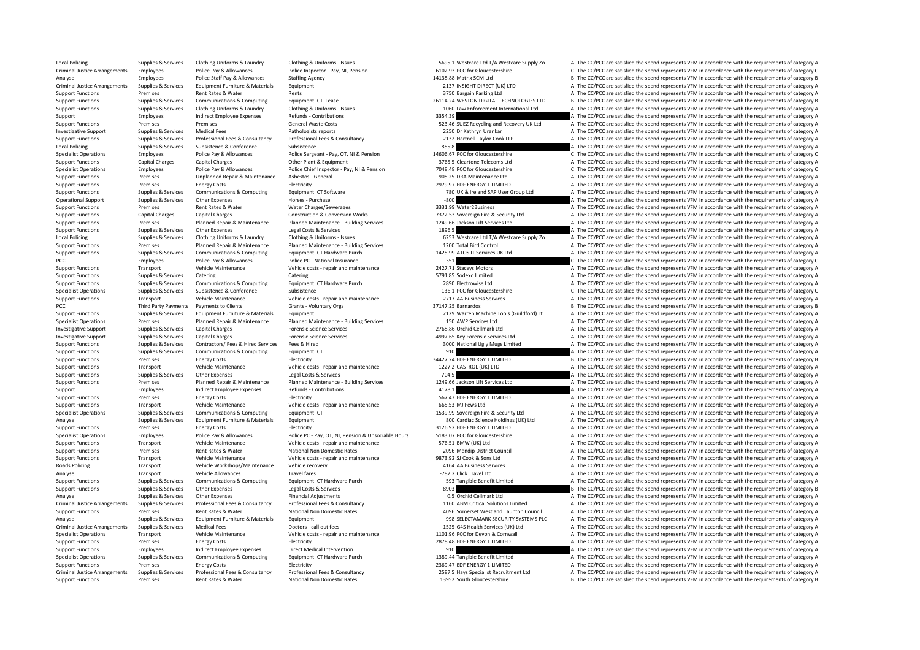| | | | | | | |
|---|---|---|---|---|---|---|
| Local Policing | Supplies & Services | Clothing Uniforms & Laundry | Clothing & Uniforms - Issues | 5695.1 | Westcare Ltd T/A Westcare Supply Zo | A The CC/PCC are satisfied the spend represents VFM in accordance with the requirements of category A |
| Criminal Justice Arrangements | Employees | Police Pay & Allowances | Police Inspector - Pay, NI, Pension | 6102.93 | PCC for Gloucestershire | C The CC/PCC are satisfied the spend represents VFM in accordance with the requirements of category C |
| Analyse | Employees | Police Staff Pay & Allowances | Staffing Agency | 14138.88 | Matrix SCM Ltd | B The CC/PCC are satisfied the spend represents VFM in accordance with the requirements of category B |
| Criminal Justice Arrangements | Supplies & Services | Equipment Furniture & Materials | Equipment | 2137 | INSIGHT DIRECT (UK) LTD | A The CC/PCC are satisfied the spend represents VFM in accordance with the requirements of category A |
| Support Functions | Premises | Rent Rates & Water | Rents | 3750 | Bargain Parking Ltd | A The CC/PCC are satisfied the spend represents VFM in accordance with the requirements of category A |
| Support Functions | Supplies & Services | Communications & Computing | Equipment ICT Lease | 26114.24 | WESTON DIGITAL TECHNOLOGIES LTD | B The CC/PCC are satisfied the spend represents VFM in accordance with the requirements of category B |
| Support Functions | Supplies & Services | Clothing Uniforms & Laundry | Clothing & Uniforms - Issues | 1060 | Law Enforcement International Ltd | A The CC/PCC are satisfied the spend represents VFM in accordance with the requirements of category A |
| Support | Employees | Indirect Employee Expenses | Refunds - Contributions | 3354.39 | | A The CC/PCC are satisfied the spend represents VFM in accordance with the requirements of category A |
| Support Functions | Premises | Premises | General Waste Costs | 523.46 | SUEZ Recycling and Recovery UK Ltd | A The CC/PCC are satisfied the spend represents VFM in accordance with the requirements of category A |
| Investigative Support | Supplies & Services | Medical Fees | Pathologists reports | 2250 | Dr Kathryn Urankar | A The CC/PCC are satisfied the spend represents VFM in accordance with the requirements of category A |
| Support Functions | Supplies & Services | Professional Fees & Consultancy | Professional Fees & Consultancy | 2132 | Hartnell Taylor Cook LLP | A The CC/PCC are satisfied the spend represents VFM in accordance with the requirements of category A |
| Local Policing | Supplies & Services | Subsistence & Conference | Subsistence | 855.8 | | A The CC/PCC are satisfied the spend represents VFM in accordance with the requirements of category A |
| Specialist Operations | Employees | Police Pay & Allowances | Police Sergeant - Pay, OT, NI & Pension | 14606.67 | PCC for Gloucestershire | C The CC/PCC are satisfied the spend represents VFM in accordance with the requirements of category C |
| Support Functions | Capital Charges | Capital Charges | Other Plant & Equipment | 3765.5 | Cleartone Telecoms Ltd | A The CC/PCC are satisfied the spend represents VFM in accordance with the requirements of category A |
| Specialist Operations | Employees | Police Pay & Allowances | Police Chief Inspector - Pay, NI & Pension | 7048.48 | PCC for Gloucestershire | C The CC/PCC are satisfied the spend represents VFM in accordance with the requirements of category C |
| Support Functions | Premises | Unplanned Repair & Maintenance | Asbestos - General | 905.25 | DRA Maintenance Ltd | A The CC/PCC are satisfied the spend represents VFM in accordance with the requirements of category A |
| Support Functions | Premises | Energy Costs | Electricity | 2979.97 | EDF ENERGY 1 LIMITED | A The CC/PCC are satisfied the spend represents VFM in accordance with the requirements of category A |
| Support Functions | Supplies & Services | Communications & Computing | Equipment ICT Software | 780 | UK & Ireland SAP User Group Ltd | A The CC/PCC are satisfied the spend represents VFM in accordance with the requirements of category A |
| Operational Support | Supplies & Services | Other Expenses | Horses - Purchase | -800 | | A The CC/PCC are satisfied the spend represents VFM in accordance with the requirements of category A |
| Support Functions | Premises | Rent Rates & Water | Water Charges/Sewerages | 3331.99 | Water2Business | A The CC/PCC are satisfied the spend represents VFM in accordance with the requirements of category A |
| Support Functions | Capital Charges | Capital Charges | Construction & Conversion Works | 7372.53 | Sovereign Fire & Security Ltd | A The CC/PCC are satisfied the spend represents VFM in accordance with the requirements of category A |
| Support Functions | Premises | Planned Repair & Maintenance | Planned Maintenance - Building Services | 1249.66 | Jackson Lift Services Ltd | A The CC/PCC are satisfied the spend represents VFM in accordance with the requirements of category A |
| Support Functions | Supplies & Services | Other Expenses | Legal Costs & Services | 1896.5 | | A The CC/PCC are satisfied the spend represents VFM in accordance with the requirements of category A |
| Local Policing | Supplies & Services | Clothing Uniforms & Laundry | Clothing & Uniforms - Issues | 6253 | Westcare Ltd T/A Westcare Supply Zo | A The CC/PCC are satisfied the spend represents VFM in accordance with the requirements of category A |
| Support Functions | Premises | Planned Repair & Maintenance | Planned Maintenance - Building Services | 1200 | Total Bird Control | A The CC/PCC are satisfied the spend represents VFM in accordance with the requirements of category A |
| Support Functions | Supplies & Services | Communications & Computing | Equipment ICT Hardware Purch | 1425.99 | ATOS IT Services UK Ltd | A The CC/PCC are satisfied the spend represents VFM in accordance with the requirements of category A |
| PCC | Employees | Police Pay & Allowances | Police PC - National Insurance | -351 | | C The CC/PCC are satisfied the spend represents VFM in accordance with the requirements of category C |
| Support Functions | Transport | Vehicle Maintenance | Vehicle costs - repair and maintenance | 2427.71 | Staceys Motors | A The CC/PCC are satisfied the spend represents VFM in accordance with the requirements of category A |
| Support Functions | Supplies & Services | Catering | Catering | 5791.85 | Sodexo Limited | A The CC/PCC are satisfied the spend represents VFM in accordance with the requirements of category A |
| Support Functions | Supplies & Services | Communications & Computing | Equipment ICT Hardware Purch | 2890 | Electrowise Ltd | A The CC/PCC are satisfied the spend represents VFM in accordance with the requirements of category A |
| Specialist Operations | Supplies & Services | Subsistence & Conference | Subsistence | 136.1 | PCC for Gloucestershire | C The CC/PCC are satisfied the spend represents VFM in accordance with the requirements of category C |
| Support Functions | Transport | Vehicle Maintenance | Vehicle costs - repair and maintenance | 2717 | AA Business Services | A The CC/PCC are satisfied the spend represents VFM in accordance with the requirements of category A |
| PCC | Third Party Payments | Payments to Clients | Grants - Voluntary Orgs | 37147.25 | Barnardos | B The CC/PCC are satisfied the spend represents VFM in accordance with the requirements of category B |
| Support Functions | Supplies & Services | Equipment Furniture & Materials | Equipment | 2129 | Warren Machine Tools (Guildford) Lt | A The CC/PCC are satisfied the spend represents VFM in accordance with the requirements of category A |
| Specialist Operations | Premises | Planned Repair & Maintenance | Planned Maintenance - Building Services | 150 | AWP Services Ltd | A The CC/PCC are satisfied the spend represents VFM in accordance with the requirements of category A |
| Investigative Support | Supplies & Services | Capital Charges | Forensic Science Services | 2768.86 | Orchid Cellmark Ltd | A The CC/PCC are satisfied the spend represents VFM in accordance with the requirements of category A |
| Investigative Support | Supplies & Services | Capital Charges | Forensic Science Services | 4997.65 | Key Forensic Services Ltd | A The CC/PCC are satisfied the spend represents VFM in accordance with the requirements of category A |
| Support Functions | Supplies & Services | Contractors/ Fees & Hired Services | Fees & Hired | 3000 | National Ugly Mugs Limited | A The CC/PCC are satisfied the spend represents VFM in accordance with the requirements of category A |
| Support Functions | Supplies & Services | Communications & Computing | Equipment ICT | 910 | | A The CC/PCC are satisfied the spend represents VFM in accordance with the requirements of category A |
| Support Functions | Premises | Energy Costs | Electricity | 34427.24 | EDF ENERGY 1 LIMITED | B The CC/PCC are satisfied the spend represents VFM in accordance with the requirements of category B |
| Support Functions | Transport | Vehicle Maintenance | Vehicle costs - repair and maintenance | 1227.2 | CASTROL (UK) LTD | A The CC/PCC are satisfied the spend represents VFM in accordance with the requirements of category A |
| Support Functions | Supplies & Services | Other Expenses | Legal Costs & Services | 704.5 | | A The CC/PCC are satisfied the spend represents VFM in accordance with the requirements of category A |
| Support Functions | Premises | Planned Repair & Maintenance | Planned Maintenance - Building Services | 1249.66 | Jackson Lift Services Ltd | A The CC/PCC are satisfied the spend represents VFM in accordance with the requirements of category A |
| Support | Employees | Indirect Employee Expenses | Refunds - Contributions | 4178.1 | | A The CC/PCC are satisfied the spend represents VFM in accordance with the requirements of category A |
| Support Functions | Premises | Energy Costs | Electricity | 567.47 | EDF ENERGY 1 LIMITED | A The CC/PCC are satisfied the spend represents VFM in accordance with the requirements of category A |
| Support Functions | Transport | Vehicle Maintenance | Vehicle costs - repair and maintenance | 665.53 | MJ Fews Ltd | A The CC/PCC are satisfied the spend represents VFM in accordance with the requirements of category A |
| Specialist Operations | Supplies & Services | Communications & Computing | Equipment ICT | 1539.99 | Sovereign Fire & Security Ltd | A The CC/PCC are satisfied the spend represents VFM in accordance with the requirements of category A |
| Analyse | Supplies & Services | Equipment Furniture & Materials | Equipment | 800 | Cardiac Science Holdings (UK) Ltd | A The CC/PCC are satisfied the spend represents VFM in accordance with the requirements of category A |
| Support Functions | Premises | Energy Costs | Electricity | 3126.92 | EDF ENERGY 1 LIMITED | A The CC/PCC are satisfied the spend represents VFM in accordance with the requirements of category A |
| Specialist Operations | Employees | Police Pay & Allowances | Police PC - Pay, OT, NI, Pension & Unsociable Hours | 5183.07 | PCC for Gloucestershire | A The CC/PCC are satisfied the spend represents VFM in accordance with the requirements of category A |
| Support Functions | Transport | Vehicle Maintenance | Vehicle costs - repair and maintenance | 576.51 | BMW (UK) Ltd | A The CC/PCC are satisfied the spend represents VFM in accordance with the requirements of category A |
| Support Functions | Premises | Rent Rates & Water | National Non Domestic Rates | 2096 | Mendip District Council | A The CC/PCC are satisfied the spend represents VFM in accordance with the requirements of category A |
| Support Functions | Transport | Vehicle Maintenance | Vehicle costs - repair and maintenance | 9873.92 | SJ Cook & Sons Ltd | A The CC/PCC are satisfied the spend represents VFM in accordance with the requirements of category A |
| Roads Policing | Transport | Vehicle Workshops/Maintenance | Vehicle recovery | 4164 | AA Business Services | A The CC/PCC are satisfied the spend represents VFM in accordance with the requirements of category A |
| Analyse | Transport | Vehicle Allowances | Travel fares | -782.2 | Click Travel Ltd | A The CC/PCC are satisfied the spend represents VFM in accordance with the requirements of category A |
| Support Functions | Supplies & Services | Communications & Computing | Equipment ICT Hardware Purch | 593 | Tangible Benefit Limited | A The CC/PCC are satisfied the spend represents VFM in accordance with the requirements of category A |
| Support Functions | Supplies & Services | Other Expenses | Legal Costs & Services | 8903 | | B The CC/PCC are satisfied the spend represents VFM in accordance with the requirements of category B |
| Analyse | Supplies & Services | Other Expenses | Financial Adjustments | 0.5 | Orchid Cellmark Ltd | A The CC/PCC are satisfied the spend represents VFM in accordance with the requirements of category A |
| Criminal Justice Arrangements | Supplies & Services | Professional Fees & Consultancy | Professional Fees & Consultancy | 1160 | ABM Critical Solutions Limited | A The CC/PCC are satisfied the spend represents VFM in accordance with the requirements of category A |
| Support Functions | Premises | Rent Rates & Water | National Non Domestic Rates | 4096 | Somerset West and Taunton Council | A The CC/PCC are satisfied the spend represents VFM in accordance with the requirements of category A |
| Analyse | Supplies & Services | Equipment Furniture & Materials | Equipment | 998 | SELECTAMARK SECURITY SYSTEMS PLC | A The CC/PCC are satisfied the spend represents VFM in accordance with the requirements of category A |
| Criminal Justice Arrangements | Supplies & Services | Medical Fees | Doctors - call out fees | -1525 | G4S Health Services (UK) Ltd | A The CC/PCC are satisfied the spend represents VFM in accordance with the requirements of category A |
| Specialist Operations | Transport | Vehicle Maintenance | Vehicle costs - repair and maintenance | 1101.96 | PCC for Devon & Cornwall | A The CC/PCC are satisfied the spend represents VFM in accordance with the requirements of category A |
| Support Functions | Premises | Energy Costs | Electricity | 2878.48 | EDF ENERGY 1 LIMITED | A The CC/PCC are satisfied the spend represents VFM in accordance with the requirements of category A |
| Support Functions | Employees | Indirect Employee Expenses | Direct Medical Intervention | 910 | | A The CC/PCC are satisfied the spend represents VFM in accordance with the requirements of category A |
| Specialist Operations | Supplies & Services | Communications & Computing | Equipment ICT Hardware Purch | 1389.44 | Tangible Benefit Limited | A The CC/PCC are satisfied the spend represents VFM in accordance with the requirements of category A |
| Support Functions | Premises | Energy Costs | Electricity | 2369.47 | EDF ENERGY 1 LIMITED | A The CC/PCC are satisfied the spend represents VFM in accordance with the requirements of category A |
| Criminal Justice Arrangements | Supplies & Services | Professional Fees & Consultancy | Professional Fees & Consultancy | 2587.5 | Hays Specialist Recruitment Ltd | A The CC/PCC are satisfied the spend represents VFM in accordance with the requirements of category A |
| Support Functions | Premises | Rent Rates & Water | National Non Domestic Rates | 13952 | South Gloucestershire | B The CC/PCC are satisfied the spend represents VFM in accordance with the requirements of category B |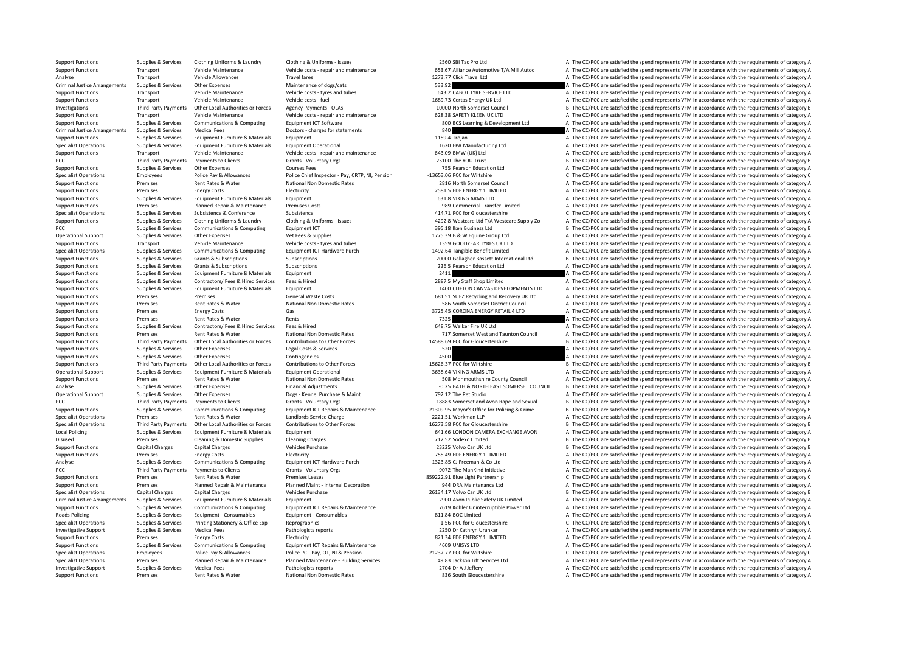| | | | | | | |
|---|---|---|---|---|---|---|
| Support Functions | Supplies & Services | Clothing Uniforms & Laundry | Clothing & Uniforms - Issues | 2560 | SBI Tac Pro Ltd | A The CC/PCC are satisfied the spend represents VFM in accordance with the requirements of category A |
| Support Functions | Transport | Vehicle Maintenance | Vehicle costs - repair and maintenance | 653.67 | Alliance Automotive T/A Mill Autoq | A The CC/PCC are satisfied the spend represents VFM in accordance with the requirements of category A |
| Analyse | Transport | Vehicle Allowances | Travel fares | 1273.77 | Click Travel Ltd | A The CC/PCC are satisfied the spend represents VFM in accordance with the requirements of category A |
| Criminal Justice Arrangements | Supplies & Services | Other Expenses | Maintenance of dogs/cats | 533.92 | | A The CC/PCC are satisfied the spend represents VFM in accordance with the requirements of category A |
| Support Functions | Transport | Vehicle Maintenance | Vehicle costs - tyres and tubes | 643.2 | CABOT TYRE SERVICE LTD | A The CC/PCC are satisfied the spend represents VFM in accordance with the requirements of category A |
| Support Functions | Transport | Vehicle Maintenance | Vehicle costs - fuel | 1689.73 | Certas Energy UK Ltd | A The CC/PCC are satisfied the spend represents VFM in accordance with the requirements of category A |
| Investigations | Third Party Payments | Other Local Authorities or Forces | Agency Payments - OLAs | 10000 | North Somerset Council | B The CC/PCC are satisfied the spend represents VFM in accordance with the requirements of category B |
| Support Functions | Transport | Vehicle Maintenance | Vehicle costs - repair and maintenance | 628.38 | SAFETY KLEEN UK LTD | A The CC/PCC are satisfied the spend represents VFM in accordance with the requirements of category A |
| Support Functions | Supplies & Services | Communications & Computing | Equipment ICT Software | 800 | BCS Learning & Development Ltd | A The CC/PCC are satisfied the spend represents VFM in accordance with the requirements of category A |
| Criminal Justice Arrangements | Supplies & Services | Medical Fees | Doctors - charges for statements | 840 | | A The CC/PCC are satisfied the spend represents VFM in accordance with the requirements of category A |
| Support Functions | Supplies & Services | Equipment Furniture & Materials | Equipment | 1159.4 | Trojan | A The CC/PCC are satisfied the spend represents VFM in accordance with the requirements of category A |
| Specialist Operations | Supplies & Services | Equipment Furniture & Materials | Equipment Operational | 1620 | EPA Manufacturing Ltd | A The CC/PCC are satisfied the spend represents VFM in accordance with the requirements of category A |
| Support Functions | Transport | Vehicle Maintenance | Vehicle costs - repair and maintenance | 643.09 | BMW (UK) Ltd | A The CC/PCC are satisfied the spend represents VFM in accordance with the requirements of category A |
| PCC | Third Party Payments | Payments to Clients | Grants - Voluntary Orgs | 25100 | The YOU Trust | B The CC/PCC are satisfied the spend represents VFM in accordance with the requirements of category B |
| Support Functions | Supplies & Services | Other Expenses | Courses Fees | 755 | Pearson Education Ltd | A The CC/PCC are satisfied the spend represents VFM in accordance with the requirements of category A |
| Specialist Operations | Employees | Police Pay & Allowances | Police Chief Inspector - Pay, CRTP, NI, Pension | -13653.06 | PCC for Wiltshire | C The CC/PCC are satisfied the spend represents VFM in accordance with the requirements of category C |
| Support Functions | Premises | Rent Rates & Water | National Non Domestic Rates | 2816 | North Somerset Council | A The CC/PCC are satisfied the spend represents VFM in accordance with the requirements of category A |
| Support Functions | Premises | Energy Costs | Electricity | 2581.5 | EDF ENERGY 1 LIMITED | A The CC/PCC are satisfied the spend represents VFM in accordance with the requirements of category A |
| Support Functions | Supplies & Services | Equipment Furniture & Materials | Equipment | 631.8 | VIKING ARMS LTD | A The CC/PCC are satisfied the spend represents VFM in accordance with the requirements of category A |
| Support Functions | Premises | Planned Repair & Maintenance | Premises Costs | 989 | Commercial Transfer Limited | A The CC/PCC are satisfied the spend represents VFM in accordance with the requirements of category A |
| Specialist Operations | Supplies & Services | Subsistence & Conference | Subsistence | 414.71 | PCC for Gloucestershire | C The CC/PCC are satisfied the spend represents VFM in accordance with the requirements of category C |
| Support Functions | Supplies & Services | Clothing Uniforms & Laundry | Clothing & Uniforms - Issues | 4292.8 | Westcare Ltd T/A Westcare Supply Zo | A The CC/PCC are satisfied the spend represents VFM in accordance with the requirements of category A |
| PCC | Supplies & Services | Communications & Computing | Equipment ICT | 395.18 | Iken Business Ltd | B The CC/PCC are satisfied the spend represents VFM in accordance with the requirements of category B |
| Operational Support | Supplies & Services | Other Expenses | Vet Fees & Supplies | 1775.39 | B & W Equine Group Ltd | A The CC/PCC are satisfied the spend represents VFM in accordance with the requirements of category A |
| Support Functions | Transport | Vehicle Maintenance | Vehicle costs - tyres and tubes | 1359 | GOODYEAR TYRES UK LTD | A The CC/PCC are satisfied the spend represents VFM in accordance with the requirements of category A |
| Specialist Operations | Supplies & Services | Communications & Computing | Equipment ICT Hardware Purch | 1492.64 | Tangible Benefit Limited | A The CC/PCC are satisfied the spend represents VFM in accordance with the requirements of category A |
| Support Functions | Supplies & Services | Grants & Subscriptions | Subscriptions | 20000 | Gallagher Bassett International Ltd | B The CC/PCC are satisfied the spend represents VFM in accordance with the requirements of category B |
| Support Functions | Supplies & Services | Grants & Subscriptions | Subscriptions | 226.5 | Pearson Education Ltd | A The CC/PCC are satisfied the spend represents VFM in accordance with the requirements of category A |
| Support Functions | Supplies & Services | Equipment Furniture & Materials | Equipment | 2411 | | A The CC/PCC are satisfied the spend represents VFM in accordance with the requirements of category A |
| Support Functions | Supplies & Services | Contractors/ Fees & Hired Services | Fees & Hired | 2887.5 | My Staff Shop Limited | A The CC/PCC are satisfied the spend represents VFM in accordance with the requirements of category A |
| Support Functions | Supplies & Services | Equipment Furniture & Materials | Equipment | 1400 | CLIFTON CANVAS DEVELOPMENTS LTD | A The CC/PCC are satisfied the spend represents VFM in accordance with the requirements of category A |
| Support Functions | Premises | Premises | General Waste Costs | 681.51 | SUEZ Recycling and Recovery UK Ltd | A The CC/PCC are satisfied the spend represents VFM in accordance with the requirements of category A |
| Support Functions | Premises | Rent Rates & Water | National Non Domestic Rates | 586 | South Somerset District Council | A The CC/PCC are satisfied the spend represents VFM in accordance with the requirements of category A |
| Support Functions | Premises | Energy Costs | Gas | 3725.45 | CORONA ENERGY RETAIL 4 LTD | A The CC/PCC are satisfied the spend represents VFM in accordance with the requirements of category A |
| Support Functions | Premises | Rent Rates & Water | Rents | 7325 | | A The CC/PCC are satisfied the spend represents VFM in accordance with the requirements of category A |
| Support Functions | Supplies & Services | Contractors/ Fees & Hired Services | Fees & Hired | 648.75 | Walker Fire UK Ltd | A The CC/PCC are satisfied the spend represents VFM in accordance with the requirements of category A |
| Support Functions | Premises | Rent Rates & Water | National Non Domestic Rates | 717 | Somerset West and Taunton Council | A The CC/PCC are satisfied the spend represents VFM in accordance with the requirements of category A |
| Support Functions | Third Party Payments | Other Local Authorities or Forces | Contributions to Other Forces | 14588.69 | PCC for Gloucestershire | B The CC/PCC are satisfied the spend represents VFM in accordance with the requirements of category B |
| Support Functions | Supplies & Services | Other Expenses | Legal Costs & Services | 520 | | A The CC/PCC are satisfied the spend represents VFM in accordance with the requirements of category A |
| Support Functions | Supplies & Services | Other Expenses | Contingencies | 4500 | | A The CC/PCC are satisfied the spend represents VFM in accordance with the requirements of category A |
| Support Functions | Third Party Payments | Other Local Authorities or Forces | Contributions to Other Forces | 15626.37 | PCC for Wiltshire | B The CC/PCC are satisfied the spend represents VFM in accordance with the requirements of category B |
| Operational Support | Supplies & Services | Equipment Furniture & Materials | Equipment Operational | 3638.64 | VIKING ARMS LTD | A The CC/PCC are satisfied the spend represents VFM in accordance with the requirements of category A |
| Support Functions | Premises | Rent Rates & Water | National Non Domestic Rates | 508 | Monmouthshire County Council | A The CC/PCC are satisfied the spend represents VFM in accordance with the requirements of category A |
| Analyse | Supplies & Services | Other Expenses | Financial Adjustments | -0.25 | BATH & NORTH EAST SOMERSET COUNCIL | B The CC/PCC are satisfied the spend represents VFM in accordance with the requirements of category B |
| Operational Support | Supplies & Services | Other Expenses | Dogs - Kennel Purchase & Maint | 792.12 | The Pet Studio | A The CC/PCC are satisfied the spend represents VFM in accordance with the requirements of category A |
| PCC | Third Party Payments | Payments to Clients | Grants - Voluntary Orgs | 18883 | Somerset and Avon Rape and Sexual | B The CC/PCC are satisfied the spend represents VFM in accordance with the requirements of category B |
| Support Functions | Supplies & Services | Communications & Computing | Equipment ICT Repairs & Maintenance | 21309.95 | Mayor's Office for Policing & Crime | B The CC/PCC are satisfied the spend represents VFM in accordance with the requirements of category B |
| Specialist Operations | Premises | Rent Rates & Water | Landlords Service Charge | 2221.51 | Workman LLP | A The CC/PCC are satisfied the spend represents VFM in accordance with the requirements of category A |
| Specialist Operations | Third Party Payments | Other Local Authorities or Forces | Contributions to Other Forces | 16273.58 | PCC for Gloucestershire | B The CC/PCC are satisfied the spend represents VFM in accordance with the requirements of category B |
| Local Policing | Supplies & Services | Equipment Furniture & Materials | Equipment | 641.66 | LONDON CAMERA EXCHANGE AVON | A The CC/PCC are satisfied the spend represents VFM in accordance with the requirements of category A |
| Disused | Premises | Cleaning & Domestic Supplies | Cleaning Charges | 712.52 | Sodexo Limited | B The CC/PCC are satisfied the spend represents VFM in accordance with the requirements of category B |
| Support Functions | Capital Charges | Capital Charges | Vehicles Purchase | 23225 | Volvo Car UK Ltd | B The CC/PCC are satisfied the spend represents VFM in accordance with the requirements of category B |
| Support Functions | Premises | Energy Costs | Electricity | 755.49 | EDF ENERGY 1 LIMITED | A The CC/PCC are satisfied the spend represents VFM in accordance with the requirements of category A |
| Analyse | Supplies & Services | Communications & Computing | Equipment ICT Hardware Purch | 1323.85 | CJ Freeman & Co Ltd | A The CC/PCC are satisfied the spend represents VFM in accordance with the requirements of category A |
| PCC | Third Party Payments | Payments to Clients | Grants - Voluntary Orgs | 9072 | The ManKind Initiative | A The CC/PCC are satisfied the spend represents VFM in accordance with the requirements of category A |
| Support Functions | Premises | Rent Rates & Water | Premises Leases | 859222.91 | Blue Light Partnership | C The CC/PCC are satisfied the spend represents VFM in accordance with the requirements of category C |
| Support Functions | Premises | Planned Repair & Maintenance | Planned Maint - Internal Decoration | 944 | DRA Maintenance Ltd | A The CC/PCC are satisfied the spend represents VFM in accordance with the requirements of category A |
| Specialist Operations | Capital Charges | Capital Charges | Vehicles Purchase | 26134.17 | Volvo Car UK Ltd | B The CC/PCC are satisfied the spend represents VFM in accordance with the requirements of category B |
| Criminal Justice Arrangements | Supplies & Services | Equipment Furniture & Materials | Equipment | 2900 | Axon Public Safety UK Limited | A The CC/PCC are satisfied the spend represents VFM in accordance with the requirements of category A |
| Support Functions | Supplies & Services | Communications & Computing | Equipment ICT Repairs & Maintenance | 7619 | Kohler Uninterruptible Power Ltd | A The CC/PCC are satisfied the spend represents VFM in accordance with the requirements of category A |
| Roads Policing | Supplies & Services | Equipment - Consumables | Equipment - Consumables | 811.84 | BOC Limited | A The CC/PCC are satisfied the spend represents VFM in accordance with the requirements of category A |
| Specialist Operations | Supplies & Services | Printing Stationery & Office Exp | Reprographics | 1.56 | PCC for Gloucestershire | C The CC/PCC are satisfied the spend represents VFM in accordance with the requirements of category C |
| Investigative Support | Supplies & Services | Medical Fees | Pathologists reports | 2250 | Dr Kathryn Urankar | A The CC/PCC are satisfied the spend represents VFM in accordance with the requirements of category A |
| Support Functions | Premises | Energy Costs | Electricity | 821.34 | EDF ENERGY 1 LIMITED | A The CC/PCC are satisfied the spend represents VFM in accordance with the requirements of category A |
| Support Functions | Supplies & Services | Communications & Computing | Equipment ICT Repairs & Maintenance | 4609 | UNISYS LTD | A The CC/PCC are satisfied the spend represents VFM in accordance with the requirements of category A |
| Specialist Operations | Employees | Police Pay & Allowances | Police PC - Pay, OT, NI & Pension | 21237.77 | PCC for Wiltshire | C The CC/PCC are satisfied the spend represents VFM in accordance with the requirements of category C |
| Specialist Operations | Premises | Planned Repair & Maintenance | Planned Maintenance - Building Services | 49.83 | Jackson Lift Services Ltd | A The CC/PCC are satisfied the spend represents VFM in accordance with the requirements of category A |
| Investigative Support | Supplies & Services | Medical Fees | Pathologists reports | 2704 | Dr A J Jeffery | A The CC/PCC are satisfied the spend represents VFM in accordance with the requirements of category A |
| Support Functions | Premises | Rent Rates & Water | National Non Domestic Rates | 836 | South Gloucestershire | A The CC/PCC are satisfied the spend represents VFM in accordance with the requirements of category A |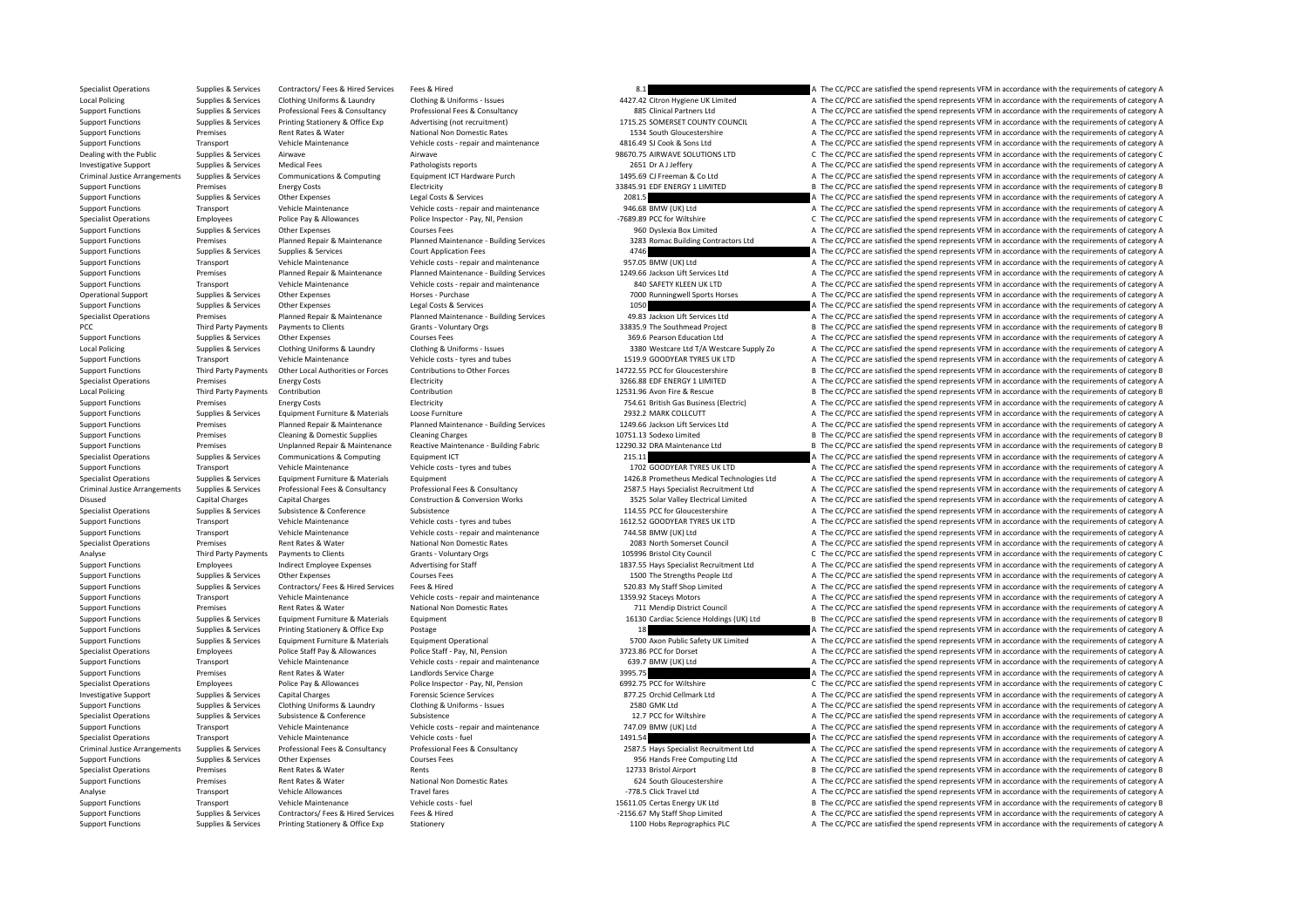| | | | | | | | |
|---|---|---|---|---|---|---|---|
| Specialist Operations | Supplies & Services | Contractors/ Fees & Hired Services | Fees & Hired | 8.1 | | A | The CC/PCC are satisfied the spend represents VFM in accordance with the requirements of category A |
| Local Policing | Supplies & Services | Clothing Uniforms & Laundry | Clothing & Uniforms - Issues | 4427.42 | Citron Hygiene UK Limited | A | The CC/PCC are satisfied the spend represents VFM in accordance with the requirements of category A |
| Support Functions | Supplies & Services | Professional Fees & Consultancy | Professional Fees & Consultancy | 885 | Clinical Partners Ltd | A | The CC/PCC are satisfied the spend represents VFM in accordance with the requirements of category A |
| Support Functions | Supplies & Services | Printing Stationery & Office Exp | Advertising (not recruitment) | 1715.25 | SOMERSET COUNTY COUNCIL | A | The CC/PCC are satisfied the spend represents VFM in accordance with the requirements of category A |
| Support Functions | Premises | Rent Rates & Water | National Non Domestic Rates | 1534 | South Gloucestershire | A | The CC/PCC are satisfied the spend represents VFM in accordance with the requirements of category A |
| Support Functions | Transport | Vehicle Maintenance | Vehicle costs - repair and maintenance | 4816.49 | SJ Cook & Sons Ltd | A | The CC/PCC are satisfied the spend represents VFM in accordance with the requirements of category A |
| Dealing with the Public | Supplies & Services | Airwave | Airwave | 98670.75 | AIRWAVE SOLUTIONS LTD | C | The CC/PCC are satisfied the spend represents VFM in accordance with the requirements of category C |
| Investigative Support | Supplies & Services | Medical Fees | Pathologists reports | 2651 | Dr A J Jeffery | A | The CC/PCC are satisfied the spend represents VFM in accordance with the requirements of category A |
| Criminal Justice Arrangements | Supplies & Services | Communications & Computing | Equipment ICT Hardware Purch | 1495.69 | CJ Freeman & Co Ltd | A | The CC/PCC are satisfied the spend represents VFM in accordance with the requirements of category A |
| Support Functions | Premises | Energy Costs | Electricity | 33845.91 | EDF ENERGY 1 LIMITED | B | The CC/PCC are satisfied the spend represents VFM in accordance with the requirements of category B |
| Support Functions | Supplies & Services | Other Expenses | Legal Costs & Services | 2081.5 | | A | The CC/PCC are satisfied the spend represents VFM in accordance with the requirements of category A |
| Support Functions | Transport | Vehicle Maintenance | Vehicle costs - repair and maintenance | 946.68 | BMW (UK) Ltd | A | The CC/PCC are satisfied the spend represents VFM in accordance with the requirements of category A |
| Specialist Operations | Employees | Police Pay & Allowances | Police Inspector - Pay, NI, Pension | -7689.89 | PCC for Wiltshire | C | The CC/PCC are satisfied the spend represents VFM in accordance with the requirements of category C |
| Support Functions | Supplies & Services | Other Expenses | Courses Fees | 960 | Dyslexia Box Limited | A | The CC/PCC are satisfied the spend represents VFM in accordance with the requirements of category A |
| Support Functions | Premises | Planned Repair & Maintenance | Planned Maintenance - Building Services | 3283 | Romac Building Contractors Ltd | A | The CC/PCC are satisfied the spend represents VFM in accordance with the requirements of category A |
| Support Functions | Supplies & Services | Supplies & Services | Court Application Fees | 4746 | | A | The CC/PCC are satisfied the spend represents VFM in accordance with the requirements of category A |
| Support Functions | Transport | Vehicle Maintenance | Vehicle costs - repair and maintenance | 957.05 | BMW (UK) Ltd | A | The CC/PCC are satisfied the spend represents VFM in accordance with the requirements of category A |
| Support Functions | Premises | Planned Repair & Maintenance | Planned Maintenance - Building Services | 1249.66 | Jackson Lift Services Ltd | A | The CC/PCC are satisfied the spend represents VFM in accordance with the requirements of category A |
| Support Functions | Transport | Vehicle Maintenance | Vehicle costs - repair and maintenance | 840 | SAFETY KLEEN UK LTD | A | The CC/PCC are satisfied the spend represents VFM in accordance with the requirements of category A |
| Operational Support | Supplies & Services | Other Expenses | Horses - Purchase | 7000 | Runningwell Sports Horses | A | The CC/PCC are satisfied the spend represents VFM in accordance with the requirements of category A |
| Support Functions | Supplies & Services | Other Expenses | Legal Costs & Services | 1050 | | A | The CC/PCC are satisfied the spend represents VFM in accordance with the requirements of category A |
| Specialist Operations | Premises | Planned Repair & Maintenance | Planned Maintenance - Building Services | 49.83 | Jackson Lift Services Ltd | A | The CC/PCC are satisfied the spend represents VFM in accordance with the requirements of category A |
| PCC | Third Party Payments | Payments to Clients | Grants - Voluntary Orgs | 33835.9 | The Southmead Project | B | The CC/PCC are satisfied the spend represents VFM in accordance with the requirements of category B |
| Support Functions | Supplies & Services | Other Expenses | Courses Fees | 369.6 | Pearson Education Ltd | A | The CC/PCC are satisfied the spend represents VFM in accordance with the requirements of category A |
| Local Policing | Supplies & Services | Clothing Uniforms & Laundry | Clothing & Uniforms - Issues | 3380 | Westcare Ltd T/A Westcare Supply Zo | A | The CC/PCC are satisfied the spend represents VFM in accordance with the requirements of category A |
| Support Functions | Transport | Vehicle Maintenance | Vehicle costs - tyres and tubes | 1519.9 | GOODYEAR TYRES UK LTD | A | The CC/PCC are satisfied the spend represents VFM in accordance with the requirements of category A |
| Support Functions | Third Party Payments | Other Local Authorities or Forces | Contributions to Other Forces | 14722.55 | PCC for Gloucestershire | B | The CC/PCC are satisfied the spend represents VFM in accordance with the requirements of category B |
| Specialist Operations | Premises | Energy Costs | Electricity | 3266.88 | EDF ENERGY 1 LIMITED | A | The CC/PCC are satisfied the spend represents VFM in accordance with the requirements of category A |
| Local Policing | Third Party Payments | Contribution | Contribution | 12531.96 | Avon Fire & Rescue | B | The CC/PCC are satisfied the spend represents VFM in accordance with the requirements of category B |
| Support Functions | Premises | Energy Costs | Electricity | 754.61 | British Gas Business (Electric) | A | The CC/PCC are satisfied the spend represents VFM in accordance with the requirements of category A |
| Support Functions | Supplies & Services | Equipment Furniture & Materials | Loose Furniture | 2932.2 | MARK COLLCUTT | A | The CC/PCC are satisfied the spend represents VFM in accordance with the requirements of category A |
| Support Functions | Premises | Planned Repair & Maintenance | Planned Maintenance - Building Services | 1249.66 | Jackson Lift Services Ltd | A | The CC/PCC are satisfied the spend represents VFM in accordance with the requirements of category A |
| Support Functions | Premises | Cleaning & Domestic Supplies | Cleaning Charges | 10751.13 | Sodexo Limited | B | The CC/PCC are satisfied the spend represents VFM in accordance with the requirements of category B |
| Support Functions | Premises | Unplanned Repair & Maintenance | Reactive Maintenance - Building Fabric | 12290.32 | DRA Maintenance Ltd | B | The CC/PCC are satisfied the spend represents VFM in accordance with the requirements of category B |
| Specialist Operations | Supplies & Services | Communications & Computing | Equipment ICT | 215.11 | | A | The CC/PCC are satisfied the spend represents VFM in accordance with the requirements of category A |
| Support Functions | Transport | Vehicle Maintenance | Vehicle costs - tyres and tubes | 1702 | GOODYEAR TYRES UK LTD | A | The CC/PCC are satisfied the spend represents VFM in accordance with the requirements of category A |
| Specialist Operations | Supplies & Services | Equipment Furniture & Materials | Equipment | 1426.8 | Prometheus Medical Technologies Ltd | A | The CC/PCC are satisfied the spend represents VFM in accordance with the requirements of category A |
| Criminal Justice Arrangements | Supplies & Services | Professional Fees & Consultancy | Professional Fees & Consultancy | 2587.5 | Hays Specialist Recruitment Ltd | A | The CC/PCC are satisfied the spend represents VFM in accordance with the requirements of category A |
| Disused | Capital Charges | Capital Charges | Construction & Conversion Works | 3525 | Solar Valley Electrical Limited | A | The CC/PCC are satisfied the spend represents VFM in accordance with the requirements of category A |
| Specialist Operations | Supplies & Services | Subsistence & Conference | Subsistence | 114.55 | PCC for Gloucestershire | A | The CC/PCC are satisfied the spend represents VFM in accordance with the requirements of category A |
| Support Functions | Transport | Vehicle Maintenance | Vehicle costs - tyres and tubes | 1612.52 | GOODYEAR TYRES UK LTD | A | The CC/PCC are satisfied the spend represents VFM in accordance with the requirements of category A |
| Support Functions | Transport | Vehicle Maintenance | Vehicle costs - repair and maintenance | 744.58 | BMW (UK) Ltd | A | The CC/PCC are satisfied the spend represents VFM in accordance with the requirements of category A |
| Specialist Operations | Premises | Rent Rates & Water | National Non Domestic Rates | 2083 | North Somerset Council | A | The CC/PCC are satisfied the spend represents VFM in accordance with the requirements of category A |
| Analyse | Third Party Payments | Payments to Clients | Grants - Voluntary Orgs | 105996 | Bristol City Council | C | The CC/PCC are satisfied the spend represents VFM in accordance with the requirements of category C |
| Support Functions | Employees | Indirect Employee Expenses | Advertising for Staff | 1837.55 | Hays Specialist Recruitment Ltd | A | The CC/PCC are satisfied the spend represents VFM in accordance with the requirements of category A |
| Support Functions | Supplies & Services | Other Expenses | Courses Fees | 1500 | The Strengths People Ltd | A | The CC/PCC are satisfied the spend represents VFM in accordance with the requirements of category A |
| Support Functions | Supplies & Services | Contractors/ Fees & Hired Services | Fees & Hired | 520.83 | My Staff Shop Limited | A | The CC/PCC are satisfied the spend represents VFM in accordance with the requirements of category A |
| Support Functions | Transport | Vehicle Maintenance | Vehicle costs - repair and maintenance | 1359.92 | Staceys Motors | A | The CC/PCC are satisfied the spend represents VFM in accordance with the requirements of category A |
| Support Functions | Premises | Rent Rates & Water | National Non Domestic Rates | 711 | Mendip District Council | A | The CC/PCC are satisfied the spend represents VFM in accordance with the requirements of category A |
| Support Functions | Supplies & Services | Equipment Furniture & Materials | Equipment | 16130 | Cardiac Science Holdings (UK) Ltd | B | The CC/PCC are satisfied the spend represents VFM in accordance with the requirements of category B |
| Support Functions | Supplies & Services | Printing Stationery & Office Exp | Postage | 18 | | A | The CC/PCC are satisfied the spend represents VFM in accordance with the requirements of category A |
| Support Functions | Supplies & Services | Equipment Furniture & Materials | Equipment Operational | 5700 | Axon Public Safety UK Limited | A | The CC/PCC are satisfied the spend represents VFM in accordance with the requirements of category A |
| Specialist Operations | Employees | Police Staff Pay & Allowances | Police Staff - Pay, NI, Pension | 3723.86 | PCC for Dorset | A | The CC/PCC are satisfied the spend represents VFM in accordance with the requirements of category A |
| Support Functions | Transport | Vehicle Maintenance | Vehicle costs - repair and maintenance | 639.7 | BMW (UK) Ltd | A | The CC/PCC are satisfied the spend represents VFM in accordance with the requirements of category A |
| Support Functions | Premises | Rent Rates & Water | Landlords Service Charge | 3995.75 | | A | The CC/PCC are satisfied the spend represents VFM in accordance with the requirements of category A |
| Specialist Operations | Employees | Police Pay & Allowances | Police Inspector - Pay, NI, Pension | 6992.75 | PCC for Wiltshire | C | The CC/PCC are satisfied the spend represents VFM in accordance with the requirements of category C |
| Investigative Support | Supplies & Services | Capital Charges | Forensic Science Services | 877.25 | Orchid Cellmark Ltd | A | The CC/PCC are satisfied the spend represents VFM in accordance with the requirements of category A |
| Support Functions | Supplies & Services | Clothing Uniforms & Laundry | Clothing & Uniforms - Issues | 2580 | GMK Ltd | A | The CC/PCC are satisfied the spend represents VFM in accordance with the requirements of category A |
| Specialist Operations | Supplies & Services | Subsistence & Conference | Subsistence | 12.7 | PCC for Wiltshire | A | The CC/PCC are satisfied the spend represents VFM in accordance with the requirements of category A |
| Support Functions | Transport | Vehicle Maintenance | Vehicle costs - repair and maintenance | 747.09 | BMW (UK) Ltd | A | The CC/PCC are satisfied the spend represents VFM in accordance with the requirements of category A |
| Specialist Operations | Transport | Vehicle Maintenance | Vehicle costs - fuel | 1491.54 | | A | The CC/PCC are satisfied the spend represents VFM in accordance with the requirements of category A |
| Criminal Justice Arrangements | Supplies & Services | Professional Fees & Consultancy | Professional Fees & Consultancy | 2587.5 | Hays Specialist Recruitment Ltd | A | The CC/PCC are satisfied the spend represents VFM in accordance with the requirements of category A |
| Support Functions | Supplies & Services | Other Expenses | Courses Fees | 956 | Hands Free Computing Ltd | A | The CC/PCC are satisfied the spend represents VFM in accordance with the requirements of category A |
| Specialist Operations | Premises | Rent Rates & Water | Rents | 12733 | Bristol Airport | B | The CC/PCC are satisfied the spend represents VFM in accordance with the requirements of category B |
| Support Functions | Premises | Rent Rates & Water | National Non Domestic Rates | 624 | South Gloucestershire | A | The CC/PCC are satisfied the spend represents VFM in accordance with the requirements of category A |
| Analyse | Transport | Vehicle Allowances | Travel fares | -778.5 | Click Travel Ltd | A | The CC/PCC are satisfied the spend represents VFM in accordance with the requirements of category A |
| Support Functions | Transport | Vehicle Maintenance | Vehicle costs - fuel | 15611.05 | Certas Energy UK Ltd | B | The CC/PCC are satisfied the spend represents VFM in accordance with the requirements of category B |
| Support Functions | Supplies & Services | Contractors/ Fees & Hired Services | Fees & Hired | -2156.67 | My Staff Shop Limited | A | The CC/PCC are satisfied the spend represents VFM in accordance with the requirements of category A |
| Support Functions | Supplies & Services | Printing Stationery & Office Exp | Stationery | 1100 | Hobs Reprographics PLC | A | The CC/PCC are satisfied the spend represents VFM in accordance with the requirements of category A |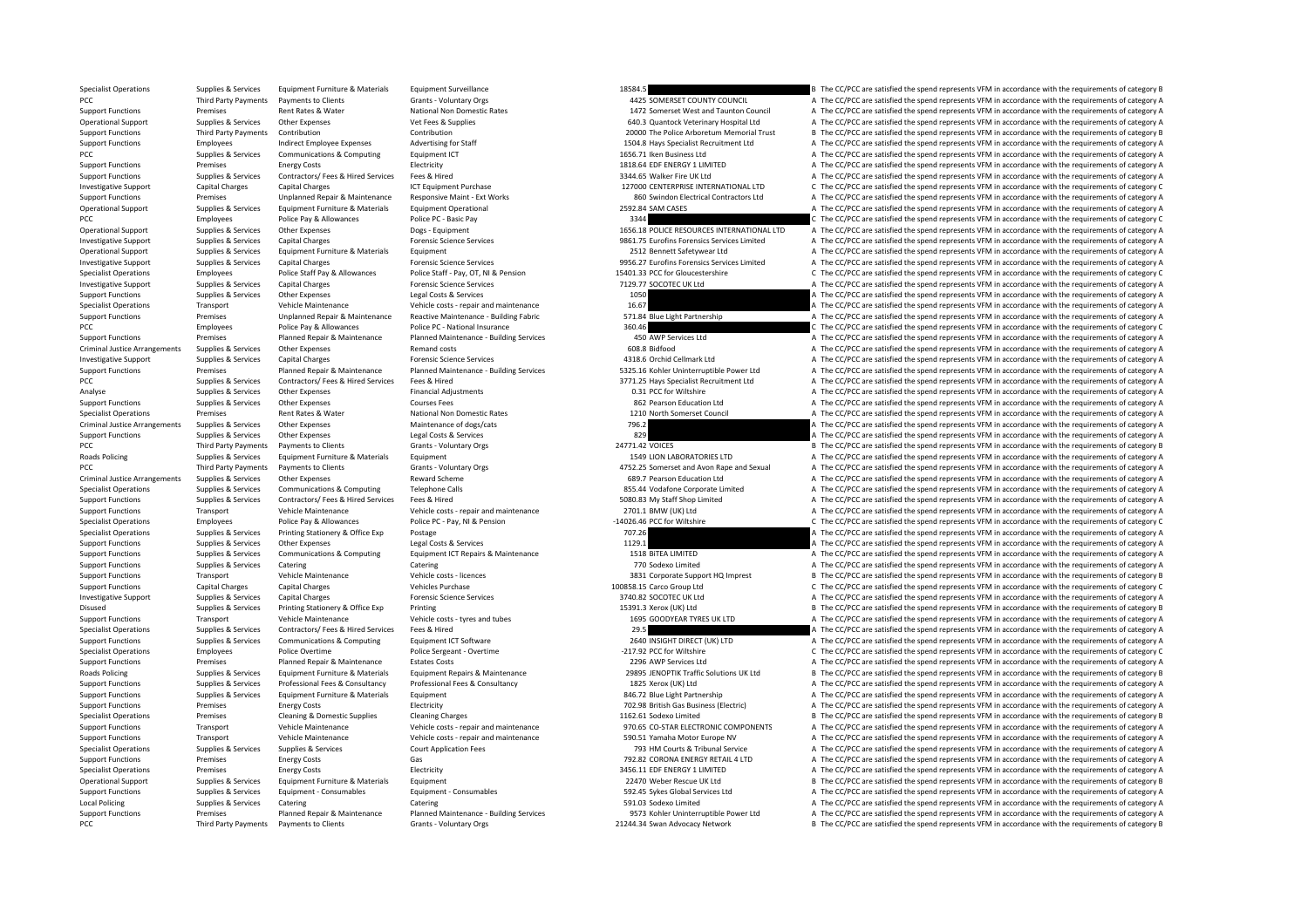| | | | | | | |
|---|---|---|---|---|---|---|
| Specialist Operations | Supplies & Services | Equipment Furniture & Materials | Equipment Surveillance | 18584.5 | | B The CC/PCC are satisfied the spend represents VFM in accordance with the requirements of category B |
| PCC | Third Party Payments | Payments to Clients | Grants - Voluntary Orgs | 4425 | SOMERSET COUNTY COUNCIL | A The CC/PCC are satisfied the spend represents VFM in accordance with the requirements of category A |
| Support Functions | Premises | Rent Rates & Water | National Non Domestic Rates | 1472 | Somerset West and Taunton Council | A The CC/PCC are satisfied the spend represents VFM in accordance with the requirements of category A |
| Operational Support | Supplies & Services | Other Expenses | Vet Fees & Supplies | 640.3 | Quantock Veterinary Hospital Ltd | A The CC/PCC are satisfied the spend represents VFM in accordance with the requirements of category A |
| Support Functions | Third Party Payments | Contribution | Contribution | 20000 | The Police Arboretum Memorial Trust | B The CC/PCC are satisfied the spend represents VFM in accordance with the requirements of category B |
| Support Functions | Employees | Indirect Employee Expenses | Advertising for Staff | 1504.8 | Hays Specialist Recruitment Ltd | A The CC/PCC are satisfied the spend represents VFM in accordance with the requirements of category A |
| PCC | Supplies & Services | Communications & Computing | Equipment ICT | 1656.71 | Iken Business Ltd | A The CC/PCC are satisfied the spend represents VFM in accordance with the requirements of category A |
| Support Functions | Premises | Energy Costs | Electricity | 1818.64 | EDF ENERGY 1 LIMITED | A The CC/PCC are satisfied the spend represents VFM in accordance with the requirements of category A |
| Support Functions | Supplies & Services | Contractors/ Fees & Hired Services | Fees & Hired | 3344.65 | Walker Fire UK Ltd | A The CC/PCC are satisfied the spend represents VFM in accordance with the requirements of category A |
| Investigative Support | Capital Charges | Capital Charges | ICT Equipment Purchase | 127000 | CENTERPRISE INTERNATIONAL LTD | C The CC/PCC are satisfied the spend represents VFM in accordance with the requirements of category C |
| Support Functions | Premises | Unplanned Repair & Maintenance | Responsive Maint - Ext Works | 860 | Swindon Electrical Contractors Ltd | A The CC/PCC are satisfied the spend represents VFM in accordance with the requirements of category A |
| Operational Support | Supplies & Services | Equipment Furniture & Materials | Equipment Operational | 2592.84 | SAM CASES | A The CC/PCC are satisfied the spend represents VFM in accordance with the requirements of category A |
| PCC | Employees | Police Pay & Allowances | Police PC - Basic Pay | 3344 | | C The CC/PCC are satisfied the spend represents VFM in accordance with the requirements of category C |
| Operational Support | Supplies & Services | Other Expenses | Dogs - Equipment | 1656.18 | POLICE RESOURCES INTERNATIONAL LTD | A The CC/PCC are satisfied the spend represents VFM in accordance with the requirements of category A |
| Investigative Support | Supplies & Services | Capital Charges | Forensic Science Services | 9861.75 | Eurofins Forensics Services Limited | A The CC/PCC are satisfied the spend represents VFM in accordance with the requirements of category A |
| Operational Support | Supplies & Services | Equipment Furniture & Materials | Equipment | 2512 | Bennett Safetywear Ltd | A The CC/PCC are satisfied the spend represents VFM in accordance with the requirements of category A |
| Investigative Support | Supplies & Services | Capital Charges | Forensic Science Services | 9956.27 | Eurofins Forensics Services Limited | A The CC/PCC are satisfied the spend represents VFM in accordance with the requirements of category A |
| Specialist Operations | Employees | Police Staff Pay & Allowances | Police Staff - Pay, OT, NI & Pension | 15401.33 | PCC for Gloucestershire | C The CC/PCC are satisfied the spend represents VFM in accordance with the requirements of category C |
| Investigative Support | Supplies & Services | Capital Charges | Forensic Science Services | 7129.77 | SOCOTEC UK Ltd | A The CC/PCC are satisfied the spend represents VFM in accordance with the requirements of category A |
| Support Functions | Supplies & Services | Other Expenses | Legal Costs & Services | 1050 | | A The CC/PCC are satisfied the spend represents VFM in accordance with the requirements of category A |
| Specialist Operations | Transport | Vehicle Maintenance | Vehicle costs - repair and maintenance | 16.67 | | A The CC/PCC are satisfied the spend represents VFM in accordance with the requirements of category A |
| Support Functions | Premises | Unplanned Repair & Maintenance | Reactive Maintenance - Building Fabric | 571.84 | Blue Light Partnership | A The CC/PCC are satisfied the spend represents VFM in accordance with the requirements of category A |
| PCC | Employees | Police Pay & Allowances | Police PC - National Insurance | 360.46 | | C The CC/PCC are satisfied the spend represents VFM in accordance with the requirements of category C |
| Support Functions | Premises | Planned Repair & Maintenance | Planned Maintenance - Building Services | 450 | AWP Services Ltd | A The CC/PCC are satisfied the spend represents VFM in accordance with the requirements of category A |
| Criminal Justice Arrangements | Supplies & Services | Other Expenses | Remand costs | 608.8 | Bidfood | A The CC/PCC are satisfied the spend represents VFM in accordance with the requirements of category A |
| Investigative Support | Supplies & Services | Capital Charges | Forensic Science Services | 4318.6 | Orchid Cellmark Ltd | A The CC/PCC are satisfied the spend represents VFM in accordance with the requirements of category A |
| Support Functions | Premises | Planned Repair & Maintenance | Planned Maintenance - Building Services | 5325.16 | Kohler Uninterruptible Power Ltd | A The CC/PCC are satisfied the spend represents VFM in accordance with the requirements of category A |
| PCC | Supplies & Services | Contractors/ Fees & Hired Services | Fees & Hired | 3771.25 | Hays Specialist Recruitment Ltd | A The CC/PCC are satisfied the spend represents VFM in accordance with the requirements of category A |
| Analyse | Supplies & Services | Other Expenses | Financial Adjustments | 0.31 | PCC for Wiltshire | A The CC/PCC are satisfied the spend represents VFM in accordance with the requirements of category A |
| Support Functions | Supplies & Services | Other Expenses | Courses Fees | 862 | Pearson Education Ltd | A The CC/PCC are satisfied the spend represents VFM in accordance with the requirements of category A |
| Specialist Operations | Premises | Rent Rates & Water | National Non Domestic Rates | 1210 | North Somerset Council | A The CC/PCC are satisfied the spend represents VFM in accordance with the requirements of category A |
| Criminal Justice Arrangements | Supplies & Services | Other Expenses | Maintenance of dogs/cats | 796.2 | | A The CC/PCC are satisfied the spend represents VFM in accordance with the requirements of category A |
| Support Functions | Supplies & Services | Other Expenses | Legal Costs & Services | 829 | | A The CC/PCC are satisfied the spend represents VFM in accordance with the requirements of category A |
| PCC | Third Party Payments | Payments to Clients | Grants - Voluntary Orgs | 24771.42 | VOICES | B The CC/PCC are satisfied the spend represents VFM in accordance with the requirements of category B |
| Roads Policing | Supplies & Services | Equipment Furniture & Materials | Equipment | 1549 | LION LABORATORIES LTD | A The CC/PCC are satisfied the spend represents VFM in accordance with the requirements of category A |
| PCC | Third Party Payments | Payments to Clients | Grants - Voluntary Orgs | 4752.25 | Somerset and Avon Rape and Sexual | A The CC/PCC are satisfied the spend represents VFM in accordance with the requirements of category A |
| Criminal Justice Arrangements | Supplies & Services | Other Expenses | Reward Scheme | 689.7 | Pearson Education Ltd | A The CC/PCC are satisfied the spend represents VFM in accordance with the requirements of category A |
| Specialist Operations | Supplies & Services | Communications & Computing | Telephone Calls | 855.44 | Vodafone Corporate Limited | A The CC/PCC are satisfied the spend represents VFM in accordance with the requirements of category A |
| Support Functions | Supplies & Services | Contractors/ Fees & Hired Services | Fees & Hired | 5080.83 | My Staff Shop Limited | A The CC/PCC are satisfied the spend represents VFM in accordance with the requirements of category A |
| Support Functions | Transport | Vehicle Maintenance | Vehicle costs - repair and maintenance | 2701.1 | BMW (UK) Ltd | A The CC/PCC are satisfied the spend represents VFM in accordance with the requirements of category A |
| Specialist Operations | Employees | Police Pay & Allowances | Police PC - Pay, NI & Pension | -14026.46 | PCC for Wiltshire | C The CC/PCC are satisfied the spend represents VFM in accordance with the requirements of category C |
| Specialist Operations | Supplies & Services | Printing Stationery & Office Exp | Postage | 707.26 | | A The CC/PCC are satisfied the spend represents VFM in accordance with the requirements of category A |
| Support Functions | Supplies & Services | Other Expenses | Legal Costs & Services | 1129.1 | | A The CC/PCC are satisfied the spend represents VFM in accordance with the requirements of category A |
| Support Functions | Supplies & Services | Communications & Computing | Equipment ICT Repairs & Maintenance | 1518 | BITEA LIMITED | A The CC/PCC are satisfied the spend represents VFM in accordance with the requirements of category A |
| Support Functions | Supplies & Services | Catering | Catering | 770 | Sodexo Limited | A The CC/PCC are satisfied the spend represents VFM in accordance with the requirements of category A |
| Support Functions | Transport | Vehicle Maintenance | Vehicle costs - licences | 3831 | Corporate Support HQ Imprest | B The CC/PCC are satisfied the spend represents VFM in accordance with the requirements of category B |
| Support Functions | Capital Charges | Capital Charges | Vehicles Purchase | 100858.15 | Carco Group Ltd | C The CC/PCC are satisfied the spend represents VFM in accordance with the requirements of category C |
| Investigative Support | Supplies & Services | Capital Charges | Forensic Science Services | 3740.82 | SOCOTEC UK Ltd | A The CC/PCC are satisfied the spend represents VFM in accordance with the requirements of category A |
| Disused | Supplies & Services | Printing Stationery & Office Exp | Printing | 15391.3 | Xerox (UK) Ltd | B The CC/PCC are satisfied the spend represents VFM in accordance with the requirements of category B |
| Support Functions | Transport | Vehicle Maintenance | Vehicle costs - tyres and tubes | 1695 | GOODYEAR TYRES UK LTD | A The CC/PCC are satisfied the spend represents VFM in accordance with the requirements of category A |
| Specialist Operations | Supplies & Services | Contractors/ Fees & Hired Services | Fees & Hired | 29.5 | | A The CC/PCC are satisfied the spend represents VFM in accordance with the requirements of category A |
| Support Functions | Supplies & Services | Communications & Computing | Equipment ICT Software | 2640 | INSIGHT DIRECT (UK) LTD | A The CC/PCC are satisfied the spend represents VFM in accordance with the requirements of category A |
| Specialist Operations | Employees | Police Overtime | Police Sergeant - Overtime | -217.92 | PCC for Wiltshire | C The CC/PCC are satisfied the spend represents VFM in accordance with the requirements of category C |
| Support Functions | Premises | Planned Repair & Maintenance | Estates Costs | 2296 | AWP Services Ltd | A The CC/PCC are satisfied the spend represents VFM in accordance with the requirements of category A |
| Roads Policing | Supplies & Services | Equipment Furniture & Materials | Equipment Repairs & Maintenance | 29895 | JENOPTIK Traffic Solutions UK Ltd | B The CC/PCC are satisfied the spend represents VFM in accordance with the requirements of category B |
| Support Functions | Supplies & Services | Professional Fees & Consultancy | Professional Fees & Consultancy | 1825 | Xerox (UK) Ltd | A The CC/PCC are satisfied the spend represents VFM in accordance with the requirements of category A |
| Support Functions | Supplies & Services | Equipment Furniture & Materials | Equipment | 846.72 | Blue Light Partnership | A The CC/PCC are satisfied the spend represents VFM in accordance with the requirements of category A |
| Support Functions | Premises | Energy Costs | Electricity | 702.98 | British Gas Business (Electric) | A The CC/PCC are satisfied the spend represents VFM in accordance with the requirements of category A |
| Specialist Operations | Premises | Cleaning & Domestic Supplies | Cleaning Charges | 1162.61 | Sodexo Limited | B The CC/PCC are satisfied the spend represents VFM in accordance with the requirements of category B |
| Support Functions | Transport | Vehicle Maintenance | Vehicle costs - repair and maintenance | 970.65 | CO-STAR ELECTRONIC COMPONENTS | A The CC/PCC are satisfied the spend represents VFM in accordance with the requirements of category A |
| Support Functions | Transport | Vehicle Maintenance | Vehicle costs - repair and maintenance | 590.51 | Yamaha Motor Europe NV | A The CC/PCC are satisfied the spend represents VFM in accordance with the requirements of category A |
| Specialist Operations | Supplies & Services | Supplies & Services | Court Application Fees | 793 | HM Courts & Tribunal Service | A The CC/PCC are satisfied the spend represents VFM in accordance with the requirements of category A |
| Support Functions | Premises | Energy Costs | Gas | 792.82 | CORONA ENERGY RETAIL 4 LTD | A The CC/PCC are satisfied the spend represents VFM in accordance with the requirements of category A |
| Specialist Operations | Premises | Energy Costs | Electricity | 3456.11 | EDF ENERGY 1 LIMITED | A The CC/PCC are satisfied the spend represents VFM in accordance with the requirements of category A |
| Operational Support | Supplies & Services | Equipment Furniture & Materials | Equipment | 22470 | Weber Rescue UK Ltd | B The CC/PCC are satisfied the spend represents VFM in accordance with the requirements of category B |
| Support Functions | Supplies & Services | Equipment - Consumables | Equipment - Consumables | 592.45 | Sykes Global Services Ltd | A The CC/PCC are satisfied the spend represents VFM in accordance with the requirements of category A |
| Local Policing | Supplies & Services | Catering | Catering | 591.03 | Sodexo Limited | A The CC/PCC are satisfied the spend represents VFM in accordance with the requirements of category A |
| Support Functions | Premises | Planned Repair & Maintenance | Planned Maintenance - Building Services | 9573 | Kohler Uninterruptible Power Ltd | A The CC/PCC are satisfied the spend represents VFM in accordance with the requirements of category A |
| PCC | Third Party Payments | Payments to Clients | Grants - Voluntary Orgs | 21244.34 | Swan Advocacy Network | B The CC/PCC are satisfied the spend represents VFM in accordance with the requirements of category B |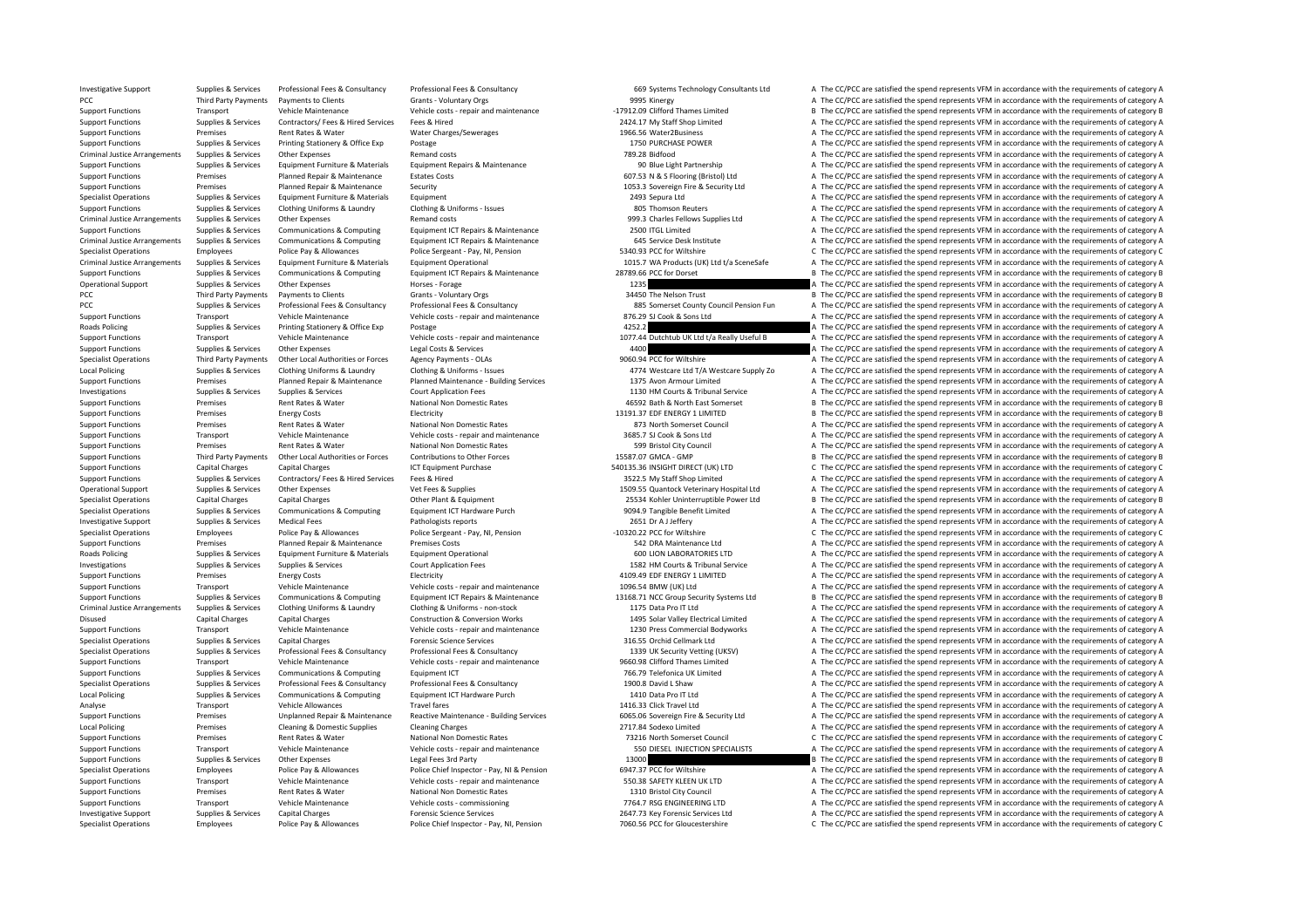| | | | | | | |
|---|---|---|---|---|---|---|
| Investigative Support | Supplies & Services | Professional Fees & Consultancy | Professional Fees & Consultancy | 669 | Systems Technology Consultants Ltd | A The CC/PCC are satisfied the spend represents VFM in accordance with the requirements of category A |
| PCC | Third Party Payments | Payments to Clients | Grants - Voluntary Orgs | 9995 | Kinergy | A The CC/PCC are satisfied the spend represents VFM in accordance with the requirements of category A |
| Support Functions | Transport | Vehicle Maintenance | Vehicle costs - repair and maintenance | -17912.09 | Clifford Thames Limited | B The CC/PCC are satisfied the spend represents VFM in accordance with the requirements of category B |
| Support Functions | Supplies & Services | Contractors/ Fees & Hired Services | Fees & Hired | 2424.17 | My Staff Shop Limited | A The CC/PCC are satisfied the spend represents VFM in accordance with the requirements of category A |
| Support Functions | Premises | Rent Rates & Water | Water Charges/Sewerages | 1966.56 | Water2Business | A The CC/PCC are satisfied the spend represents VFM in accordance with the requirements of category A |
| Support Functions | Supplies & Services | Printing Stationery & Office Exp | Postage | 1750 | PURCHASE POWER | A The CC/PCC are satisfied the spend represents VFM in accordance with the requirements of category A |
| Criminal Justice Arrangements | Supplies & Services | Other Expenses | Remand costs | 789.28 | Bidfood | A The CC/PCC are satisfied the spend represents VFM in accordance with the requirements of category A |
| Support Functions | Supplies & Services | Equipment Furniture & Materials | Equipment Repairs & Maintenance | 90 | Blue Light Partnership | A The CC/PCC are satisfied the spend represents VFM in accordance with the requirements of category A |
| Support Functions | Premises | Planned Repair & Maintenance | Estates Costs | 607.53 | N & S Flooring (Bristol) Ltd | A The CC/PCC are satisfied the spend represents VFM in accordance with the requirements of category A |
| Support Functions | Premises | Planned Repair & Maintenance | Security | 1053.3 | Sovereign Fire & Security Ltd | A The CC/PCC are satisfied the spend represents VFM in accordance with the requirements of category A |
| Specialist Operations | Supplies & Services | Equipment Furniture & Materials | Equipment | 2493 | Sepura Ltd | A The CC/PCC are satisfied the spend represents VFM in accordance with the requirements of category A |
| Support Functions | Supplies & Services | Clothing Uniforms & Laundry | Clothing & Uniforms - Issues | 805 | Thomson Reuters | A The CC/PCC are satisfied the spend represents VFM in accordance with the requirements of category A |
| Criminal Justice Arrangements | Supplies & Services | Other Expenses | Remand costs | 999.3 | Charles Fellows Supplies Ltd | A The CC/PCC are satisfied the spend represents VFM in accordance with the requirements of category A |
| Support Functions | Supplies & Services | Communications & Computing | Equipment ICT Repairs & Maintenance | 2500 | ITGL Limited | A The CC/PCC are satisfied the spend represents VFM in accordance with the requirements of category A |
| Criminal Justice Arrangements | Supplies & Services | Communications & Computing | Equipment ICT Repairs & Maintenance | 645 | Service Desk Institute | A The CC/PCC are satisfied the spend represents VFM in accordance with the requirements of category A |
| Specialist Operations | Employees | Police Pay & Allowances | Police Sergeant - Pay, NI, Pension | 5340.93 | PCC for Wiltshire | C The CC/PCC are satisfied the spend represents VFM in accordance with the requirements of category C |
| Criminal Justice Arrangements | Supplies & Services | Equipment Furniture & Materials | Equipment Operational | 1015.7 | WA Products (UK) Ltd t/a SceneSafe | A The CC/PCC are satisfied the spend represents VFM in accordance with the requirements of category A |
| Support Functions | Supplies & Services | Communications & Computing | Equipment ICT Repairs & Maintenance | 28789.66 | PCC for Dorset | B The CC/PCC are satisfied the spend represents VFM in accordance with the requirements of category B |
| Operational Support | Supplies & Services | Other Expenses | Horses - Forage | 1235 | | A The CC/PCC are satisfied the spend represents VFM in accordance with the requirements of category A |
| PCC | Third Party Payments | Payments to Clients | Grants - Voluntary Orgs | 34450 | The Nelson Trust | B The CC/PCC are satisfied the spend represents VFM in accordance with the requirements of category B |
| PCC | Supplies & Services | Professional Fees & Consultancy | Professional Fees & Consultancy | 885 | Somerset County Council Pension Fun | A The CC/PCC are satisfied the spend represents VFM in accordance with the requirements of category A |
| Support Functions | Transport | Vehicle Maintenance | Vehicle costs - repair and maintenance | 876.29 | SJ Cook & Sons Ltd | A The CC/PCC are satisfied the spend represents VFM in accordance with the requirements of category A |
| Roads Policing | Supplies & Services | Printing Stationery & Office Exp | Postage | 4252.2 | | A The CC/PCC are satisfied the spend represents VFM in accordance with the requirements of category A |
| Support Functions | Transport | Vehicle Maintenance | Vehicle costs - repair and maintenance | 1077.44 | Dutchtub UK Ltd t/a Really Useful B | A The CC/PCC are satisfied the spend represents VFM in accordance with the requirements of category A |
| Support Functions | Supplies & Services | Other Expenses | Legal Costs & Services | 4400 | | A The CC/PCC are satisfied the spend represents VFM in accordance with the requirements of category A |
| Specialist Operations | Third Party Payments | Other Local Authorities or Forces | Agency Payments - OLAs | 9060.94 | PCC for Wiltshire | A The CC/PCC are satisfied the spend represents VFM in accordance with the requirements of category A |
| Local Policing | Supplies & Services | Clothing Uniforms & Laundry | Clothing & Uniforms - Issues | 4774 | Westcare Ltd T/A Westcare Supply Zo | A The CC/PCC are satisfied the spend represents VFM in accordance with the requirements of category A |
| Support Functions | Premises | Planned Repair & Maintenance | Planned Maintenance - Building Services | 1375 | Avon Armour Limited | A The CC/PCC are satisfied the spend represents VFM in accordance with the requirements of category A |
| Investigations | Supplies & Services | Supplies & Services | Court Application Fees | 1130 | HM Courts & Tribunal Service | A The CC/PCC are satisfied the spend represents VFM in accordance with the requirements of category A |
| Support Functions | Premises | Rent Rates & Water | National Non Domestic Rates | 46592 | Bath & North East Somerset | B The CC/PCC are satisfied the spend represents VFM in accordance with the requirements of category B |
| Support Functions | Premises | Energy Costs | Electricity | 13191.37 | EDF ENERGY 1 LIMITED | B The CC/PCC are satisfied the spend represents VFM in accordance with the requirements of category B |
| Support Functions | Premises | Rent Rates & Water | National Non Domestic Rates | 873 | North Somerset Council | A The CC/PCC are satisfied the spend represents VFM in accordance with the requirements of category A |
| Support Functions | Transport | Vehicle Maintenance | Vehicle costs - repair and maintenance | 3685.7 | SJ Cook & Sons Ltd | A The CC/PCC are satisfied the spend represents VFM in accordance with the requirements of category A |
| Support Functions | Premises | Rent Rates & Water | National Non Domestic Rates | 599 | Bristol City Council | A The CC/PCC are satisfied the spend represents VFM in accordance with the requirements of category A |
| Support Functions | Third Party Payments | Other Local Authorities or Forces | Contributions to Other Forces | 15587.07 | GMCA - GMP | B The CC/PCC are satisfied the spend represents VFM in accordance with the requirements of category B |
| Support Functions | Capital Charges | Capital Charges | ICT Equipment Purchase | 540135.36 | INSIGHT DIRECT (UK) LTD | C The CC/PCC are satisfied the spend represents VFM in accordance with the requirements of category C |
| Support Functions | Supplies & Services | Contractors/ Fees & Hired Services | Fees & Hired | 3522.5 | My Staff Shop Limited | A The CC/PCC are satisfied the spend represents VFM in accordance with the requirements of category A |
| Operational Support | Supplies & Services | Other Expenses | Vet Fees & Supplies | 1509.55 | Quantock Veterinary Hospital Ltd | A The CC/PCC are satisfied the spend represents VFM in accordance with the requirements of category A |
| Specialist Operations | Capital Charges | Capital Charges | Other Plant & Equipment | 25534 | Kohler Uninterruptible Power Ltd | B The CC/PCC are satisfied the spend represents VFM in accordance with the requirements of category B |
| Specialist Operations | Supplies & Services | Communications & Computing | Equipment ICT Hardware Purch | 9094.9 | Tangible Benefit Limited | A The CC/PCC are satisfied the spend represents VFM in accordance with the requirements of category A |
| Investigative Support | Supplies & Services | Medical Fees | Pathologists reports | 2651 | Dr A J Jeffery | A The CC/PCC are satisfied the spend represents VFM in accordance with the requirements of category A |
| Specialist Operations | Employees | Police Pay & Allowances | Police Sergeant - Pay, NI, Pension | -10320.22 | PCC for Wiltshire | C The CC/PCC are satisfied the spend represents VFM in accordance with the requirements of category C |
| Support Functions | Premises | Planned Repair & Maintenance | Premises Costs | 542 | DRA Maintenance Ltd | A The CC/PCC are satisfied the spend represents VFM in accordance with the requirements of category A |
| Roads Policing | Supplies & Services | Equipment Furniture & Materials | Equipment Operational | 600 | LION LABORATORIES LTD | A The CC/PCC are satisfied the spend represents VFM in accordance with the requirements of category A |
| Investigations | Supplies & Services | Supplies & Services | Court Application Fees | 1582 | HM Courts & Tribunal Service | A The CC/PCC are satisfied the spend represents VFM in accordance with the requirements of category A |
| Support Functions | Premises | Energy Costs | Electricity | 4109.49 | EDF ENERGY 1 LIMITED | A The CC/PCC are satisfied the spend represents VFM in accordance with the requirements of category A |
| Support Functions | Transport | Vehicle Maintenance | Vehicle costs - repair and maintenance | 1096.54 | BMW (UK) Ltd | A The CC/PCC are satisfied the spend represents VFM in accordance with the requirements of category A |
| Support Functions | Supplies & Services | Communications & Computing | Equipment ICT Repairs & Maintenance | 13168.71 | NCC Group Security Systems Ltd | B The CC/PCC are satisfied the spend represents VFM in accordance with the requirements of category B |
| Criminal Justice Arrangements | Supplies & Services | Clothing Uniforms & Laundry | Clothing & Uniforms - non-stock | 1175 | Data Pro IT Ltd | A The CC/PCC are satisfied the spend represents VFM in accordance with the requirements of category A |
| Disused | Capital Charges | Capital Charges | Construction & Conversion Works | 1495 | Solar Valley Electrical Limited | A The CC/PCC are satisfied the spend represents VFM in accordance with the requirements of category A |
| Support Functions | Transport | Vehicle Maintenance | Vehicle costs - repair and maintenance | 1230 | Press Commercial Bodyworks | A The CC/PCC are satisfied the spend represents VFM in accordance with the requirements of category A |
| Specialist Operations | Supplies & Services | Capital Charges | Forensic Science Services | 316.55 | Orchid Cellmark Ltd | A The CC/PCC are satisfied the spend represents VFM in accordance with the requirements of category A |
| Specialist Operations | Supplies & Services | Professional Fees & Consultancy | Professional Fees & Consultancy | 1339 | UK Security Vetting (UKSV) | A The CC/PCC are satisfied the spend represents VFM in accordance with the requirements of category A |
| Support Functions | Transport | Vehicle Maintenance | Vehicle costs - repair and maintenance | 9660.98 | Clifford Thames Limited | A The CC/PCC are satisfied the spend represents VFM in accordance with the requirements of category A |
| Support Functions | Supplies & Services | Communications & Computing | Equipment ICT | 766.79 | Telefonica UK Limited | A The CC/PCC are satisfied the spend represents VFM in accordance with the requirements of category A |
| Specialist Operations | Supplies & Services | Professional Fees & Consultancy | Professional Fees & Consultancy | 1900.8 | David L Shaw | A The CC/PCC are satisfied the spend represents VFM in accordance with the requirements of category A |
| Local Policing | Supplies & Services | Communications & Computing | Equipment ICT Hardware Purch | 1410 | Data Pro IT Ltd | A The CC/PCC are satisfied the spend represents VFM in accordance with the requirements of category A |
| Analyse | Transport | Vehicle Allowances | Travel fares | 1416.33 | Click Travel Ltd | A The CC/PCC are satisfied the spend represents VFM in accordance with the requirements of category A |
| Support Functions | Premises | Unplanned Repair & Maintenance | Reactive Maintenance - Building Services | 6065.06 | Sovereign Fire & Security Ltd | A The CC/PCC are satisfied the spend represents VFM in accordance with the requirements of category A |
| Local Policing | Premises | Cleaning & Domestic Supplies | Cleaning Charges | 2717.84 | Sodexo Limited | A The CC/PCC are satisfied the spend represents VFM in accordance with the requirements of category A |
| Support Functions | Premises | Rent Rates & Water | National Non Domestic Rates | 73216 | North Somerset Council | C The CC/PCC are satisfied the spend represents VFM in accordance with the requirements of category C |
| Support Functions | Transport | Vehicle Maintenance | Vehicle costs - repair and maintenance | 550 | DIESEL INJECTION SPECIALISTS | A The CC/PCC are satisfied the spend represents VFM in accordance with the requirements of category A |
| Support Functions | Supplies & Services | Other Expenses | Legal Fees 3rd Party | 13000 | | B The CC/PCC are satisfied the spend represents VFM in accordance with the requirements of category B |
| Specialist Operations | Employees | Police Pay & Allowances | Police Chief Inspector - Pay, NI & Pension | 6947.37 | PCC for Wiltshire | A The CC/PCC are satisfied the spend represents VFM in accordance with the requirements of category A |
| Support Functions | Transport | Vehicle Maintenance | Vehicle costs - repair and maintenance | 550.38 | SAFETY KLEEN UK LTD | A The CC/PCC are satisfied the spend represents VFM in accordance with the requirements of category A |
| Support Functions | Premises | Rent Rates & Water | National Non Domestic Rates | 1310 | Bristol City Council | A The CC/PCC are satisfied the spend represents VFM in accordance with the requirements of category A |
| Support Functions | Transport | Vehicle Maintenance | Vehicle costs - commissioning | 7764.7 | RSG ENGINEERING LTD | A The CC/PCC are satisfied the spend represents VFM in accordance with the requirements of category A |
| Investigative Support | Supplies & Services | Capital Charges | Forensic Science Services | 2647.73 | Key Forensic Services Ltd | A The CC/PCC are satisfied the spend represents VFM in accordance with the requirements of category A |
| Specialist Operations | Employees | Police Pay & Allowances | Police Chief Inspector - Pay, NI, Pension | 7060.56 | PCC for Gloucestershire | C The CC/PCC are satisfied the spend represents VFM in accordance with the requirements of category C |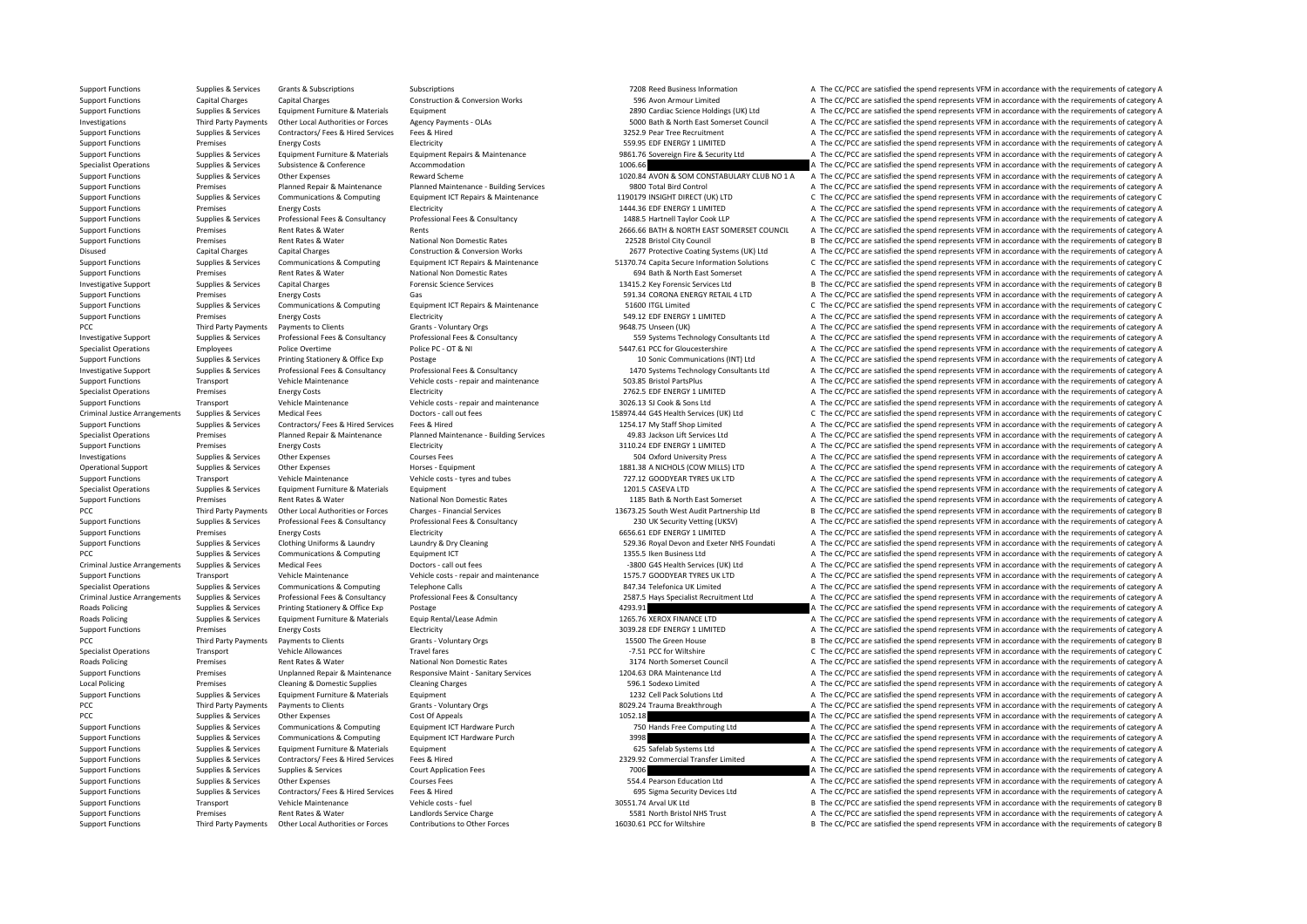| | | | | | | |
|---|---|---|---|---|---|---|
| Support Functions | Supplies & Services | Grants & Subscriptions | Subscriptions | 7208 | Reed Business Information | A The CC/PCC are satisfied the spend represents VFM in accordance with the requirements of category A |
| Support Functions | Capital Charges | Capital Charges | Construction & Conversion Works | 596 | Avon Armour Limited | A The CC/PCC are satisfied the spend represents VFM in accordance with the requirements of category A |
| Support Functions | Supplies & Services | Equipment Furniture & Materials | Equipment | 2890 | Cardiac Science Holdings (UK) Ltd | A The CC/PCC are satisfied the spend represents VFM in accordance with the requirements of category A |
| Investigations | Third Party Payments | Other Local Authorities or Forces | Agency Payments - OLAs | 5000 | Bath & North East Somerset Council | A The CC/PCC are satisfied the spend represents VFM in accordance with the requirements of category A |
| Support Functions | Supplies & Services | Contractors/ Fees & Hired Services | Fees & Hired | 3252.9 | Pear Tree Recruitment | A The CC/PCC are satisfied the spend represents VFM in accordance with the requirements of category A |
| Support Functions | Premises | Energy Costs | Electricity | 559.95 | EDF ENERGY 1 LIMITED | A The CC/PCC are satisfied the spend represents VFM in accordance with the requirements of category A |
| Support Functions | Supplies & Services | Equipment Furniture & Materials | Equipment Repairs & Maintenance | 9861.76 | Sovereign Fire & Security Ltd | A The CC/PCC are satisfied the spend represents VFM in accordance with the requirements of category A |
| Specialist Operations | Supplies & Services | Subsistence & Conference | Accommodation | 1006.66 | | A The CC/PCC are satisfied the spend represents VFM in accordance with the requirements of category A |
| Support Functions | Supplies & Services | Other Expenses | Reward Scheme | 1020.84 | AVON & SOM CONSTABULARY CLUB NO 1 A | A The CC/PCC are satisfied the spend represents VFM in accordance with the requirements of category A |
| Support Functions | Premises | Planned Repair & Maintenance | Planned Maintenance - Building Services | 9800 | Total Bird Control | A The CC/PCC are satisfied the spend represents VFM in accordance with the requirements of category A |
| Support Functions | Supplies & Services | Communications & Computing | Equipment ICT Repairs & Maintenance | 1190179 | INSIGHT DIRECT (UK) LTD | C The CC/PCC are satisfied the spend represents VFM in accordance with the requirements of category C |
| Support Functions | Premises | Energy Costs | Electricity | 1444.36 | EDF ENERGY 1 LIMITED | A The CC/PCC are satisfied the spend represents VFM in accordance with the requirements of category A |
| Support Functions | Supplies & Services | Professional Fees & Consultancy | Professional Fees & Consultancy | 1488.5 | Hartnell Taylor Cook LLP | A The CC/PCC are satisfied the spend represents VFM in accordance with the requirements of category A |
| Support Functions | Premises | Rent Rates & Water | Rents | 2666.66 | BATH & NORTH EAST SOMERSET COUNCIL | A The CC/PCC are satisfied the spend represents VFM in accordance with the requirements of category A |
| Support Functions | Premises | Rent Rates & Water | National Non Domestic Rates | 22528 | Bristol City Council | B The CC/PCC are satisfied the spend represents VFM in accordance with the requirements of category B |
| Disused | Capital Charges | Capital Charges | Construction & Conversion Works | 2677 | Protective Coating Systems (UK) Ltd | A The CC/PCC are satisfied the spend represents VFM in accordance with the requirements of category A |
| Support Functions | Supplies & Services | Communications & Computing | Equipment ICT Repairs & Maintenance | 51370.74 | Capita Secure Information Solutions | C The CC/PCC are satisfied the spend represents VFM in accordance with the requirements of category C |
| Support Functions | Premises | Rent Rates & Water | National Non Domestic Rates | 694 | Bath & North East Somerset | A The CC/PCC are satisfied the spend represents VFM in accordance with the requirements of category A |
| Investigative Support | Supplies & Services | Capital Charges | Forensic Science Services | 13415.2 | Key Forensic Services Ltd | B The CC/PCC are satisfied the spend represents VFM in accordance with the requirements of category B |
| Support Functions | Premises | Energy Costs | Gas | 591.34 | CORONA ENERGY RETAIL 4 LTD | A The CC/PCC are satisfied the spend represents VFM in accordance with the requirements of category A |
| Support Functions | Supplies & Services | Communications & Computing | Equipment ICT Repairs & Maintenance | 51600 | ITGL Limited | C The CC/PCC are satisfied the spend represents VFM in accordance with the requirements of category C |
| Support Functions | Premises | Energy Costs | Electricity | 549.12 | EDF ENERGY 1 LIMITED | A The CC/PCC are satisfied the spend represents VFM in accordance with the requirements of category A |
| PCC | Third Party Payments | Payments to Clients | Grants - Voluntary Orgs | 9648.75 | Unseen (UK) | A The CC/PCC are satisfied the spend represents VFM in accordance with the requirements of category A |
| Investigative Support | Supplies & Services | Professional Fees & Consultancy | Professional Fees & Consultancy | 559 | Systems Technology Consultants Ltd | A The CC/PCC are satisfied the spend represents VFM in accordance with the requirements of category A |
| Specialist Operations | Employees | Police Overtime | Police PC - OT & NI | 5447.61 | PCC for Gloucestershire | A The CC/PCC are satisfied the spend represents VFM in accordance with the requirements of category A |
| Support Functions | Supplies & Services | Printing Stationery & Office Exp | Postage | 10 | Sonic Communications (INT) Ltd | A The CC/PCC are satisfied the spend represents VFM in accordance with the requirements of category A |
| Investigative Support | Supplies & Services | Professional Fees & Consultancy | Professional Fees & Consultancy | 1470 | Systems Technology Consultants Ltd | A The CC/PCC are satisfied the spend represents VFM in accordance with the requirements of category A |
| Support Functions | Transport | Vehicle Maintenance | Vehicle costs - repair and maintenance | 503.85 | Bristol PartsPlus | A The CC/PCC are satisfied the spend represents VFM in accordance with the requirements of category A |
| Specialist Operations | Premises | Energy Costs | Electricity | 2762.5 | EDF ENERGY 1 LIMITED | A The CC/PCC are satisfied the spend represents VFM in accordance with the requirements of category A |
| Support Functions | Transport | Vehicle Maintenance | Vehicle costs - repair and maintenance | 3026.13 | SJ Cook & Sons Ltd | A The CC/PCC are satisfied the spend represents VFM in accordance with the requirements of category A |
| Criminal Justice Arrangements | Supplies & Services | Medical Fees | Doctors - call out fees | 158974.44 | G4S Health Services (UK) Ltd | C The CC/PCC are satisfied the spend represents VFM in accordance with the requirements of category C |
| Support Functions | Supplies & Services | Contractors/ Fees & Hired Services | Fees & Hired | 1254.17 | My Staff Shop Limited | A The CC/PCC are satisfied the spend represents VFM in accordance with the requirements of category A |
| Specialist Operations | Premises | Planned Repair & Maintenance | Planned Maintenance - Building Services | 49.83 | Jackson Lift Services Ltd | A The CC/PCC are satisfied the spend represents VFM in accordance with the requirements of category A |
| Support Functions | Premises | Energy Costs | Electricity | 3110.24 | EDF ENERGY 1 LIMITED | A The CC/PCC are satisfied the spend represents VFM in accordance with the requirements of category A |
| Investigations | Supplies & Services | Other Expenses | Courses Fees | 504 | Oxford University Press | A The CC/PCC are satisfied the spend represents VFM in accordance with the requirements of category A |
| Operational Support | Supplies & Services | Other Expenses | Horses - Equipment | 1881.38 | A NICHOLS (COW MILLS) LTD | A The CC/PCC are satisfied the spend represents VFM in accordance with the requirements of category A |
| Support Functions | Transport | Vehicle Maintenance | Vehicle costs - tyres and tubes | 727.12 | GOODYEAR TYRES UK LTD | A The CC/PCC are satisfied the spend represents VFM in accordance with the requirements of category A |
| Specialist Operations | Supplies & Services | Equipment Furniture & Materials | Equipment | 1201.5 | CASEVA LTD | A The CC/PCC are satisfied the spend represents VFM in accordance with the requirements of category A |
| Support Functions | Premises | Rent Rates & Water | National Non Domestic Rates | 1185 | Bath & North East Somerset | A The CC/PCC are satisfied the spend represents VFM in accordance with the requirements of category A |
| PCC | Third Party Payments | Other Local Authorities or Forces | Charges - Financial Services | 13673.25 | South West Audit Partnership Ltd | B The CC/PCC are satisfied the spend represents VFM in accordance with the requirements of category B |
| Support Functions | Supplies & Services | Professional Fees & Consultancy | Professional Fees & Consultancy | 230 | UK Security Vetting (UKSV) | A The CC/PCC are satisfied the spend represents VFM in accordance with the requirements of category A |
| Support Functions | Premises | Energy Costs | Electricity | 6656.61 | EDF ENERGY 1 LIMITED | A The CC/PCC are satisfied the spend represents VFM in accordance with the requirements of category A |
| Support Functions | Supplies & Services | Clothing Uniforms & Laundry | Laundry & Dry Cleaning | 529.36 | Royal Devon and Exeter NHS Foundati | A The CC/PCC are satisfied the spend represents VFM in accordance with the requirements of category A |
| PCC | Supplies & Services | Communications & Computing | Equipment ICT | 1355.5 | Iken Business Ltd | A The CC/PCC are satisfied the spend represents VFM in accordance with the requirements of category A |
| Criminal Justice Arrangements | Supplies & Services | Medical Fees | Doctors - call out fees | -3800 | G4S Health Services (UK) Ltd | A The CC/PCC are satisfied the spend represents VFM in accordance with the requirements of category A |
| Support Functions | Transport | Vehicle Maintenance | Vehicle costs - repair and maintenance | 1575.7 | GOODYEAR TYRES UK LTD | A The CC/PCC are satisfied the spend represents VFM in accordance with the requirements of category A |
| Specialist Operations | Supplies & Services | Communications & Computing | Telephone Calls | 847.34 | Telefonica UK Limited | A The CC/PCC are satisfied the spend represents VFM in accordance with the requirements of category A |
| Criminal Justice Arrangements | Supplies & Services | Professional Fees & Consultancy | Professional Fees & Consultancy | 2587.5 | Hays Specialist Recruitment Ltd | A The CC/PCC are satisfied the spend represents VFM in accordance with the requirements of category A |
| Roads Policing | Supplies & Services | Printing Stationery & Office Exp | Postage | 4293.91 | | A The CC/PCC are satisfied the spend represents VFM in accordance with the requirements of category A |
| Roads Policing | Supplies & Services | Equipment Furniture & Materials | Equip Rental/Lease Admin | 1265.76 | XEROX FINANCE LTD | A The CC/PCC are satisfied the spend represents VFM in accordance with the requirements of category A |
| Support Functions | Premises | Energy Costs | Electricity | 3039.28 | EDF ENERGY 1 LIMITED | A The CC/PCC are satisfied the spend represents VFM in accordance with the requirements of category A |
| PCC | Third Party Payments | Payments to Clients | Grants - Voluntary Orgs | 15500 | The Green House | B The CC/PCC are satisfied the spend represents VFM in accordance with the requirements of category B |
| Specialist Operations | Transport | Vehicle Allowances | Travel fares | -7.51 | PCC for Wiltshire | C The CC/PCC are satisfied the spend represents VFM in accordance with the requirements of category C |
| Roads Policing | Premises | Rent Rates & Water | National Non Domestic Rates | 3174 | North Somerset Council | A The CC/PCC are satisfied the spend represents VFM in accordance with the requirements of category A |
| Support Functions | Premises | Unplanned Repair & Maintenance | Responsive Maint - Sanitary Services | 1204.63 | DRA Maintenance Ltd | A The CC/PCC are satisfied the spend represents VFM in accordance with the requirements of category A |
| Local Policing | Premises | Cleaning & Domestic Supplies | Cleaning Charges | 596.1 | Sodexo Limited | A The CC/PCC are satisfied the spend represents VFM in accordance with the requirements of category A |
| Support Functions | Supplies & Services | Equipment Furniture & Materials | Equipment | 1232 | Cell Pack Solutions Ltd | A The CC/PCC are satisfied the spend represents VFM in accordance with the requirements of category A |
| PCC | Third Party Payments | Payments to Clients | Grants - Voluntary Orgs | 8029.24 | Trauma Breakthrough | A The CC/PCC are satisfied the spend represents VFM in accordance with the requirements of category A |
| PCC | Supplies & Services | Other Expenses | Cost Of Appeals | 1052.18 | | A The CC/PCC are satisfied the spend represents VFM in accordance with the requirements of category A |
| Support Functions | Supplies & Services | Communications & Computing | Equipment ICT Hardware Purch | 750 | Hands Free Computing Ltd | A The CC/PCC are satisfied the spend represents VFM in accordance with the requirements of category A |
| Support Functions | Supplies & Services | Communications & Computing | Equipment ICT Hardware Purch | 3998 | | A The CC/PCC are satisfied the spend represents VFM in accordance with the requirements of category A |
| Support Functions | Supplies & Services | Equipment Furniture & Materials | Equipment | 625 | Safelab Systems Ltd | A The CC/PCC are satisfied the spend represents VFM in accordance with the requirements of category A |
| Support Functions | Supplies & Services | Contractors/ Fees & Hired Services | Fees & Hired | 2329.92 | Commercial Transfer Limited | A The CC/PCC are satisfied the spend represents VFM in accordance with the requirements of category A |
| Support Functions | Supplies & Services | Supplies & Services | Court Application Fees | 7006 | | A The CC/PCC are satisfied the spend represents VFM in accordance with the requirements of category A |
| Support Functions | Supplies & Services | Other Expenses | Courses Fees | 554.4 | Pearson Education Ltd | A The CC/PCC are satisfied the spend represents VFM in accordance with the requirements of category A |
| Support Functions | Supplies & Services | Contractors/ Fees & Hired Services | Fees & Hired | 695 | Sigma Security Devices Ltd | A The CC/PCC are satisfied the spend represents VFM in accordance with the requirements of category A |
| Support Functions | Transport | Vehicle Maintenance | Vehicle costs - fuel | 30551.74 | Arval UK Ltd | B The CC/PCC are satisfied the spend represents VFM in accordance with the requirements of category B |
| Support Functions | Premises | Rent Rates & Water | Landlords Service Charge | 5581 | North Bristol NHS Trust | A The CC/PCC are satisfied the spend represents VFM in accordance with the requirements of category A |
| Support Functions | Third Party Payments | Other Local Authorities or Forces | Contributions to Other Forces | 16030.61 | PCC for Wiltshire | B The CC/PCC are satisfied the spend represents VFM in accordance with the requirements of category B |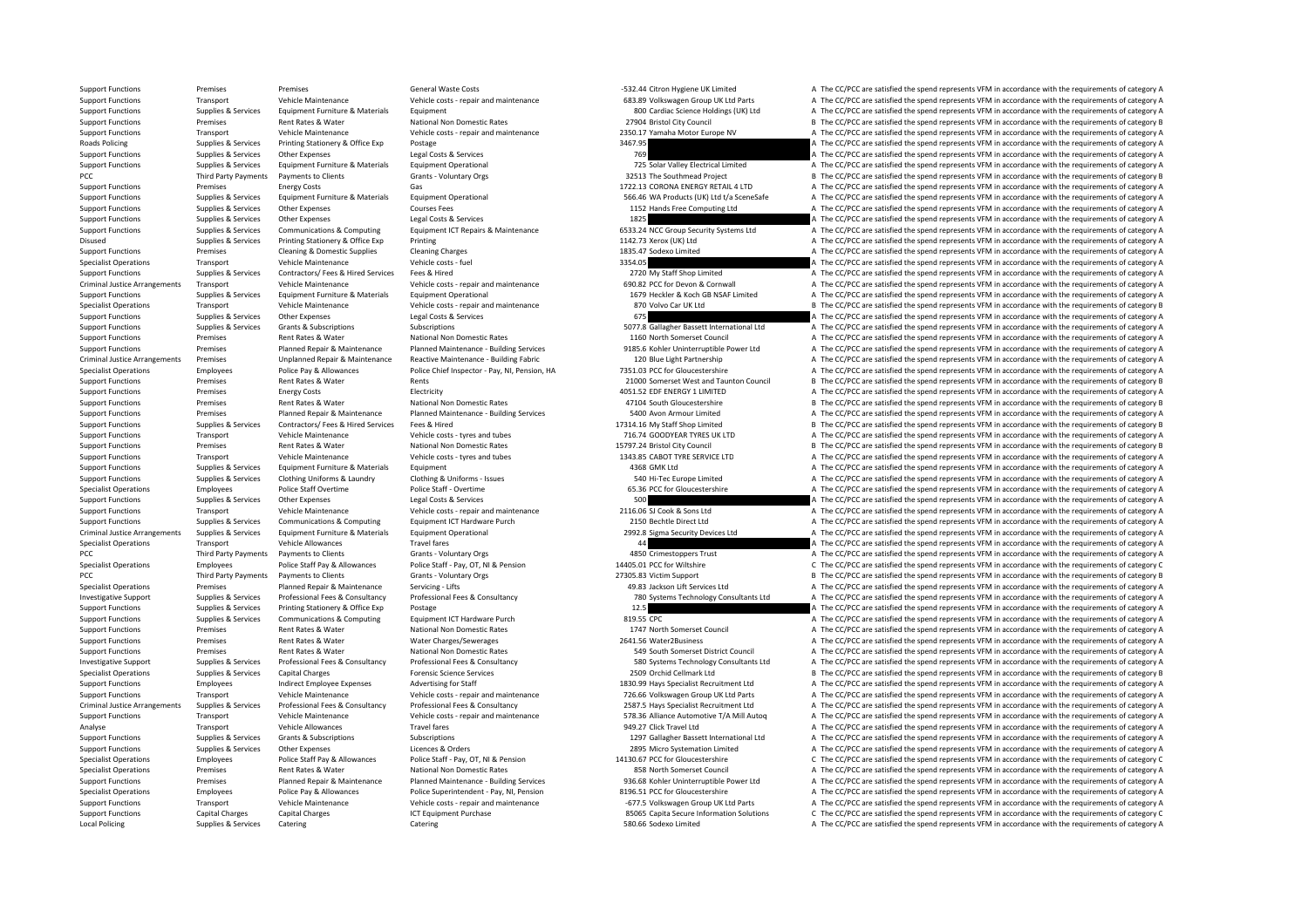| | | | | | | |
|---|---|---|---|---|---|---|
| Support Functions | Premises | Premises | General Waste Costs | -532.44 | Citron Hygiene UK Limited | A The CC/PCC are satisfied the spend represents VFM in accordance with the requirements of category A |
| Support Functions | Transport | Vehicle Maintenance | Vehicle costs - repair and maintenance | 683.89 | Volkswagen Group UK Ltd Parts | A The CC/PCC are satisfied the spend represents VFM in accordance with the requirements of category A |
| Support Functions | Supplies & Services | Equipment Furniture & Materials | Equipment | 800 | Cardiac Science Holdings (UK) Ltd | A The CC/PCC are satisfied the spend represents VFM in accordance with the requirements of category A |
| Support Functions | Premises | Rent Rates & Water | National Non Domestic Rates | 27904 | Bristol City Council | B The CC/PCC are satisfied the spend represents VFM in accordance with the requirements of category B |
| Support Functions | Transport | Vehicle Maintenance | Vehicle costs - repair and maintenance | 2350.17 | Yamaha Motor Europe NV | A The CC/PCC are satisfied the spend represents VFM in accordance with the requirements of category A |
| Roads Policing | Supplies & Services | Printing Stationery & Office Exp | Postage | 3467.95 | | A The CC/PCC are satisfied the spend represents VFM in accordance with the requirements of category A |
| Support Functions | Supplies & Services | Other Expenses | Legal Costs & Services | 769 | | A The CC/PCC are satisfied the spend represents VFM in accordance with the requirements of category A |
| Support Functions | Supplies & Services | Equipment Furniture & Materials | Equipment Operational | 725 | Solar Valley Electrical Limited | A The CC/PCC are satisfied the spend represents VFM in accordance with the requirements of category A |
| PCC | Third Party Payments | Payments to Clients | Grants - Voluntary Orgs | 32513 | The Southmead Project | B The CC/PCC are satisfied the spend represents VFM in accordance with the requirements of category B |
| Support Functions | Premises | Energy Costs | Gas | 1722.13 | CORONA ENERGY RETAIL 4 LTD | A The CC/PCC are satisfied the spend represents VFM in accordance with the requirements of category A |
| Support Functions | Supplies & Services | Equipment Furniture & Materials | Equipment Operational | 566.46 | WA Products (UK) Ltd t/a SceneSafe | A The CC/PCC are satisfied the spend represents VFM in accordance with the requirements of category A |
| Support Functions | Supplies & Services | Other Expenses | Courses Fees | 1152 | Hands Free Computing Ltd | A The CC/PCC are satisfied the spend represents VFM in accordance with the requirements of category A |
| Support Functions | Supplies & Services | Other Expenses | Legal Costs & Services | 1825 | | A The CC/PCC are satisfied the spend represents VFM in accordance with the requirements of category A |
| Support Functions | Supplies & Services | Communications & Computing | Equipment ICT Repairs & Maintenance | 6533.24 | NCC Group Security Systems Ltd | A The CC/PCC are satisfied the spend represents VFM in accordance with the requirements of category A |
| Disused | Supplies & Services | Printing Stationery & Office Exp | Printing | 1142.73 | Xerox (UK) Ltd | A The CC/PCC are satisfied the spend represents VFM in accordance with the requirements of category A |
| Support Functions | Premises | Cleaning & Domestic Supplies | Cleaning Charges | 1835.47 | Sodexo Limited | A The CC/PCC are satisfied the spend represents VFM in accordance with the requirements of category A |
| Specialist Operations | Transport | Vehicle Maintenance | Vehicle costs - fuel | 3354.05 | | A The CC/PCC are satisfied the spend represents VFM in accordance with the requirements of category A |
| Support Functions | Supplies & Services | Contractors/ Fees & Hired Services | Fees & Hired | 2720 | My Staff Shop Limited | A The CC/PCC are satisfied the spend represents VFM in accordance with the requirements of category A |
| Criminal Justice Arrangements | Transport | Vehicle Maintenance | Vehicle costs - repair and maintenance | 690.82 | PCC for Devon & Cornwall | A The CC/PCC are satisfied the spend represents VFM in accordance with the requirements of category A |
| Support Functions | Supplies & Services | Equipment Furniture & Materials | Equipment Operational | 1679 | Heckler & Koch GB NSAF Limited | A The CC/PCC are satisfied the spend represents VFM in accordance with the requirements of category A |
| Specialist Operations | Transport | Vehicle Maintenance | Vehicle costs - repair and maintenance | 870 | Volvo Car UK Ltd | B The CC/PCC are satisfied the spend represents VFM in accordance with the requirements of category B |
| Support Functions | Supplies & Services | Other Expenses | Legal Costs & Services | 675 | | A The CC/PCC are satisfied the spend represents VFM in accordance with the requirements of category A |
| Support Functions | Supplies & Services | Grants & Subscriptions | Subscriptions | 5077.8 | Gallagher Bassett International Ltd | A The CC/PCC are satisfied the spend represents VFM in accordance with the requirements of category A |
| Support Functions | Premises | Rent Rates & Water | National Non Domestic Rates | 1160 | North Somerset Council | A The CC/PCC are satisfied the spend represents VFM in accordance with the requirements of category A |
| Support Functions | Premises | Planned Repair & Maintenance | Planned Maintenance - Building Services | 9185.6 | Kohler Uninterruptible Power Ltd | A The CC/PCC are satisfied the spend represents VFM in accordance with the requirements of category A |
| Criminal Justice Arrangements | Premises | Unplanned Repair & Maintenance | Reactive Maintenance - Building Fabric | 120 | Blue Light Partnership | A The CC/PCC are satisfied the spend represents VFM in accordance with the requirements of category A |
| Specialist Operations | Employees | Police Pay & Allowances | Police Chief Inspector - Pay, NI, Pension, HA | 7351.03 | PCC for Gloucestershire | A The CC/PCC are satisfied the spend represents VFM in accordance with the requirements of category A |
| Support Functions | Premises | Rent Rates & Water | Rents | 21000 | Somerset West and Taunton Council | B The CC/PCC are satisfied the spend represents VFM in accordance with the requirements of category B |
| Support Functions | Premises | Energy Costs | Electricity | 4051.52 | EDF ENERGY 1 LIMITED | A The CC/PCC are satisfied the spend represents VFM in accordance with the requirements of category A |
| Support Functions | Premises | Rent Rates & Water | National Non Domestic Rates | 47104 | South Gloucestershire | B The CC/PCC are satisfied the spend represents VFM in accordance with the requirements of category B |
| Support Functions | Premises | Planned Repair & Maintenance | Planned Maintenance - Building Services | 5400 | Avon Armour Limited | A The CC/PCC are satisfied the spend represents VFM in accordance with the requirements of category A |
| Support Functions | Supplies & Services | Contractors/ Fees & Hired Services | Fees & Hired | 17314.16 | My Staff Shop Limited | B The CC/PCC are satisfied the spend represents VFM in accordance with the requirements of category B |
| Support Functions | Transport | Vehicle Maintenance | Vehicle costs - tyres and tubes | 716.74 | GOODYEAR TYRES UK LTD | A The CC/PCC are satisfied the spend represents VFM in accordance with the requirements of category A |
| Support Functions | Premises | Rent Rates & Water | National Non Domestic Rates | 15797.24 | Bristol City Council | B The CC/PCC are satisfied the spend represents VFM in accordance with the requirements of category B |
| Support Functions | Transport | Vehicle Maintenance | Vehicle costs - tyres and tubes | 1343.85 | CABOT TYRE SERVICE LTD | A The CC/PCC are satisfied the spend represents VFM in accordance with the requirements of category A |
| Support Functions | Supplies & Services | Equipment Furniture & Materials | Equipment | 4368 | GMK Ltd | A The CC/PCC are satisfied the spend represents VFM in accordance with the requirements of category A |
| Support Functions | Supplies & Services | Clothing Uniforms & Laundry | Clothing & Uniforms - Issues | 540 | Hi-Tec Europe Limited | A The CC/PCC are satisfied the spend represents VFM in accordance with the requirements of category A |
| Specialist Operations | Employees | Police Staff Overtime | Police Staff - Overtime | 65.36 | PCC for Gloucestershire | A The CC/PCC are satisfied the spend represents VFM in accordance with the requirements of category A |
| Support Functions | Supplies & Services | Other Expenses | Legal Costs & Services | 500 | | A The CC/PCC are satisfied the spend represents VFM in accordance with the requirements of category A |
| Support Functions | Transport | Vehicle Maintenance | Vehicle costs - repair and maintenance | 2116.06 | SJ Cook & Sons Ltd | A The CC/PCC are satisfied the spend represents VFM in accordance with the requirements of category A |
| Support Functions | Supplies & Services | Communications & Computing | Equipment ICT Hardware Purch | 2150 | Bechtle Direct Ltd | A The CC/PCC are satisfied the spend represents VFM in accordance with the requirements of category A |
| Criminal Justice Arrangements | Supplies & Services | Equipment Furniture & Materials | Equipment Operational | 2992.8 | Sigma Security Devices Ltd | A The CC/PCC are satisfied the spend represents VFM in accordance with the requirements of category A |
| Specialist Operations | Transport | Vehicle Allowances | Travel fares | 44 | | A The CC/PCC are satisfied the spend represents VFM in accordance with the requirements of category A |
| PCC | Third Party Payments | Payments to Clients | Grants - Voluntary Orgs | 4850 | Crimestoppers Trust | A The CC/PCC are satisfied the spend represents VFM in accordance with the requirements of category A |
| Specialist Operations | Employees | Police Staff Pay & Allowances | Police Staff - Pay, OT, NI & Pension | 14405.01 | PCC for Wiltshire | C The CC/PCC are satisfied the spend represents VFM in accordance with the requirements of category C |
| PCC | Third Party Payments | Payments to Clients | Grants - Voluntary Orgs | 27305.83 | Victim Support | B The CC/PCC are satisfied the spend represents VFM in accordance with the requirements of category B |
| Specialist Operations | Premises | Planned Repair & Maintenance | Servicing - Lifts | 49.83 | Jackson Lift Services Ltd | A The CC/PCC are satisfied the spend represents VFM in accordance with the requirements of category A |
| Investigative Support | Supplies & Services | Professional Fees & Consultancy | Professional Fees & Consultancy | 780 | Systems Technology Consultants Ltd | A The CC/PCC are satisfied the spend represents VFM in accordance with the requirements of category A |
| Support Functions | Supplies & Services | Printing Stationery & Office Exp | Postage | 12.5 | | A The CC/PCC are satisfied the spend represents VFM in accordance with the requirements of category A |
| Support Functions | Supplies & Services | Communications & Computing | Equipment ICT Hardware Purch | 819.55 | CPC | A The CC/PCC are satisfied the spend represents VFM in accordance with the requirements of category A |
| Support Functions | Premises | Rent Rates & Water | National Non Domestic Rates | 1747 | North Somerset Council | A The CC/PCC are satisfied the spend represents VFM in accordance with the requirements of category A |
| Support Functions | Premises | Rent Rates & Water | Water Charges/Sewerages | 2641.56 | Water2Business | A The CC/PCC are satisfied the spend represents VFM in accordance with the requirements of category A |
| Support Functions | Premises | Rent Rates & Water | National Non Domestic Rates | 549 | South Somerset District Council | A The CC/PCC are satisfied the spend represents VFM in accordance with the requirements of category A |
| Investigative Support | Supplies & Services | Professional Fees & Consultancy | Professional Fees & Consultancy | 580 | Systems Technology Consultants Ltd | A The CC/PCC are satisfied the spend represents VFM in accordance with the requirements of category A |
| Specialist Operations | Supplies & Services | Capital Charges | Forensic Science Services | 2509 | Orchid Cellmark Ltd | B The CC/PCC are satisfied the spend represents VFM in accordance with the requirements of category B |
| Support Functions | Employees | Indirect Employee Expenses | Advertising for Staff | 1830.99 | Hays Specialist Recruitment Ltd | A The CC/PCC are satisfied the spend represents VFM in accordance with the requirements of category A |
| Support Functions | Transport | Vehicle Maintenance | Vehicle costs - repair and maintenance | 726.66 | Volkswagen Group UK Ltd Parts | A The CC/PCC are satisfied the spend represents VFM in accordance with the requirements of category A |
| Criminal Justice Arrangements | Supplies & Services | Professional Fees & Consultancy | Professional Fees & Consultancy | 2587.5 | Hays Specialist Recruitment Ltd | A The CC/PCC are satisfied the spend represents VFM in accordance with the requirements of category A |
| Support Functions | Transport | Vehicle Maintenance | Vehicle costs - repair and maintenance | 578.36 | Alliance Automotive T/A Mill Autoq | A The CC/PCC are satisfied the spend represents VFM in accordance with the requirements of category A |
| Analyse | Transport | Vehicle Allowances | Travel fares | 949.27 | Click Travel Ltd | A The CC/PCC are satisfied the spend represents VFM in accordance with the requirements of category A |
| Support Functions | Supplies & Services | Grants & Subscriptions | Subscriptions | 1297 | Gallagher Bassett International Ltd | A The CC/PCC are satisfied the spend represents VFM in accordance with the requirements of category A |
| Support Functions | Supplies & Services | Other Expenses | Licences & Orders | 2895 | Micro Systemation Limited | A The CC/PCC are satisfied the spend represents VFM in accordance with the requirements of category A |
| Specialist Operations | Employees | Police Staff Pay & Allowances | Police Staff - Pay, OT, NI & Pension | 14130.67 | PCC for Gloucestershire | C The CC/PCC are satisfied the spend represents VFM in accordance with the requirements of category C |
| Specialist Operations | Premises | Rent Rates & Water | National Non Domestic Rates | 858 | North Somerset Council | A The CC/PCC are satisfied the spend represents VFM in accordance with the requirements of category A |
| Support Functions | Premises | Planned Repair & Maintenance | Planned Maintenance - Building Services | 936.68 | Kohler Uninterruptible Power Ltd | A The CC/PCC are satisfied the spend represents VFM in accordance with the requirements of category A |
| Specialist Operations | Employees | Police Pay & Allowances | Police Superintendent - Pay, NI, Pension | 8196.51 | PCC for Gloucestershire | A The CC/PCC are satisfied the spend represents VFM in accordance with the requirements of category A |
| Support Functions | Transport | Vehicle Maintenance | Vehicle costs - repair and maintenance | -677.5 | Volkswagen Group UK Ltd Parts | A The CC/PCC are satisfied the spend represents VFM in accordance with the requirements of category A |
| Support Functions | Capital Charges | Capital Charges | ICT Equipment Purchase | 85065 | Capita Secure Information Solutions | C The CC/PCC are satisfied the spend represents VFM in accordance with the requirements of category C |
| Local Policing | Supplies & Services | Catering | Catering | 580.66 | Sodexo Limited | A The CC/PCC are satisfied the spend represents VFM in accordance with the requirements of category A |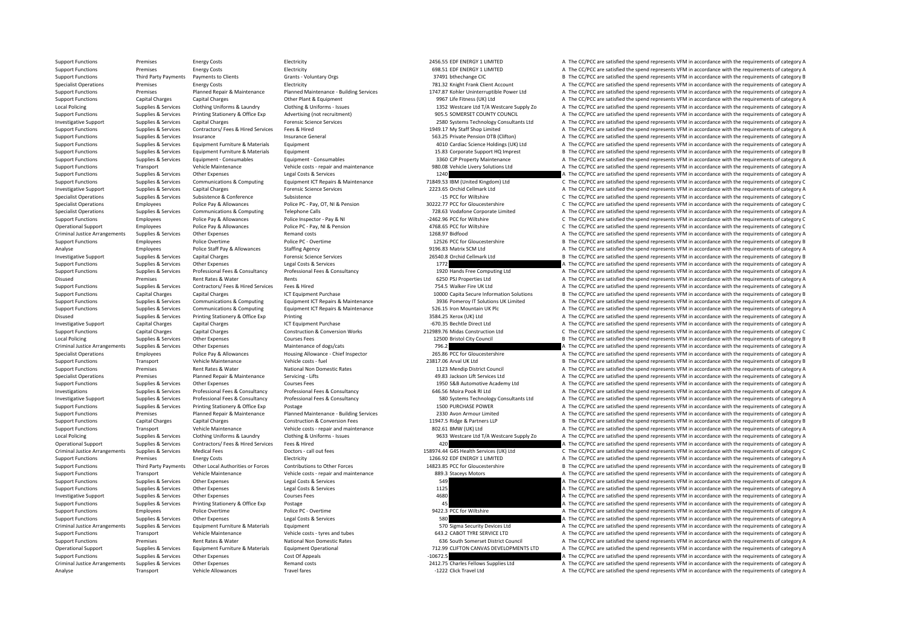| | | | | | | | |
|---|---|---|---|---|---|---|---|
| Support Functions | Premises | Energy Costs | Electricity | 2456.55 | EDF ENERGY 1 LIMITED | A | The CC/PCC are satisfied the spend represents VFM in accordance with the requirements of category A |
| Support Functions | Premises | Energy Costs | Electricity | 698.51 | EDF ENERGY 1 LIMITED | A | The CC/PCC are satisfied the spend represents VFM in accordance with the requirements of category A |
| Support Functions | Third Party Payments | Payments to Clients | Grants - Voluntary Orgs | 37491 | bthechange CIC | B | The CC/PCC are satisfied the spend represents VFM in accordance with the requirements of category B |
| Specialist Operations | Premises | Energy Costs | Electricity | 781.32 | Knight Frank Client Account | A | The CC/PCC are satisfied the spend represents VFM in accordance with the requirements of category A |
| Support Functions | Premises | Planned Repair & Maintenance | Planned Maintenance - Building Services | 1747.87 | Kohler Uninterruptible Power Ltd | A | The CC/PCC are satisfied the spend represents VFM in accordance with the requirements of category A |
| Support Functions | Capital Charges | Capital Charges | Other Plant & Equipment | 9967 | Life Fitness (UK) Ltd | A | The CC/PCC are satisfied the spend represents VFM in accordance with the requirements of category A |
| Local Policing | Supplies & Services | Clothing Uniforms & Laundry | Clothing & Uniforms - Issues | 1352 | Westcare Ltd T/A Westcare Supply Zo | A | The CC/PCC are satisfied the spend represents VFM in accordance with the requirements of category A |
| Support Functions | Supplies & Services | Printing Stationery & Office Exp | Advertising (not recruitment) | 905.5 | SOMERSET COUNTY COUNCIL | A | The CC/PCC are satisfied the spend represents VFM in accordance with the requirements of category A |
| Investigative Support | Supplies & Services | Capital Charges | Forensic Science Services | 2580 | Systems Technology Consultants Ltd | A | The CC/PCC are satisfied the spend represents VFM in accordance with the requirements of category A |
| Support Functions | Supplies & Services | Contractors/ Fees & Hired Services | Fees & Hired | 1949.17 | My Staff Shop Limited | A | The CC/PCC are satisfied the spend represents VFM in accordance with the requirements of category A |
| Support Functions | Supplies & Services | Insurance | Insurance General | 563.25 | Private Pension DTB (Clifton) | A | The CC/PCC are satisfied the spend represents VFM in accordance with the requirements of category A |
| Support Functions | Supplies & Services | Equipment Furniture & Materials | Equipment | 4010 | Cardiac Science Holdings (UK) Ltd | A | The CC/PCC are satisfied the spend represents VFM in accordance with the requirements of category A |
| Support Functions | Supplies & Services | Equipment Furniture & Materials | Equipment | 15.83 | Corporate Support HQ Imprest | B | The CC/PCC are satisfied the spend represents VFM in accordance with the requirements of category B |
| Support Functions | Supplies & Services | Equipment - Consumables | Equipment - Consumables | 3360 | CJP Property Maintenance | A | The CC/PCC are satisfied the spend represents VFM in accordance with the requirements of category A |
| Support Functions | Transport | Vehicle Maintenance | Vehicle costs - repair and maintenance | 980.08 | Vehicle Livery Solutions Ltd | A | The CC/PCC are satisfied the spend represents VFM in accordance with the requirements of category A |
| Support Functions | Supplies & Services | Other Expenses | Legal Costs & Services | 1240 | | A | The CC/PCC are satisfied the spend represents VFM in accordance with the requirements of category A |
| Support Functions | Supplies & Services | Communications & Computing | Equipment ICT Repairs & Maintenance | 71849.53 | IBM (United Kingdom) Ltd | C | The CC/PCC are satisfied the spend represents VFM in accordance with the requirements of category C |
| Investigative Support | Supplies & Services | Capital Charges | Forensic Science Services | 2223.65 | Orchid Cellmark Ltd | A | The CC/PCC are satisfied the spend represents VFM in accordance with the requirements of category A |
| Specialist Operations | Supplies & Services | Subsistence & Conference | Subsistence | -15 | PCC for Wiltshire | C | The CC/PCC are satisfied the spend represents VFM in accordance with the requirements of category C |
| Specialist Operations | Employees | Police Pay & Allowances | Police PC - Pay, OT, NI & Pension | 30222.77 | PCC for Gloucestershire | C | The CC/PCC are satisfied the spend represents VFM in accordance with the requirements of category C |
| Specialist Operations | Supplies & Services | Communications & Computing | Telephone Calls | 728.63 | Vodafone Corporate Limited | A | The CC/PCC are satisfied the spend represents VFM in accordance with the requirements of category A |
| Support Functions | Employees | Police Pay & Allowances | Police Inspector - Pay & NI | -2462.96 | PCC for Wiltshire | C | The CC/PCC are satisfied the spend represents VFM in accordance with the requirements of category C |
| Operational Support | Employees | Police Pay & Allowances | Police PC - Pay, NI & Pension | 4768.65 | PCC for Wiltshire | C | The CC/PCC are satisfied the spend represents VFM in accordance with the requirements of category C |
| Criminal Justice Arrangements | Supplies & Services | Other Expenses | Remand costs | 1268.97 | Bidfood | A | The CC/PCC are satisfied the spend represents VFM in accordance with the requirements of category A |
| Support Functions | Employees | Police Overtime | Police PC - Overtime | 12526 | PCC for Gloucestershire | B | The CC/PCC are satisfied the spend represents VFM in accordance with the requirements of category B |
| Analyse | Employees | Police Staff Pay & Allowances | Staffing Agency | 9196.83 | Matrix SCM Ltd | A | The CC/PCC are satisfied the spend represents VFM in accordance with the requirements of category A |
| Investigative Support | Supplies & Services | Capital Charges | Forensic Science Services | 26540.8 | Orchid Cellmark Ltd | B | The CC/PCC are satisfied the spend represents VFM in accordance with the requirements of category B |
| Support Functions | Supplies & Services | Other Expenses | Legal Costs & Services | 1772 | | A | The CC/PCC are satisfied the spend represents VFM in accordance with the requirements of category A |
| Support Functions | Supplies & Services | Professional Fees & Consultancy | Professional Fees & Consultancy | 1920 | Hands Free Computing Ltd | A | The CC/PCC are satisfied the spend represents VFM in accordance with the requirements of category A |
| Disused | Premises | Rent Rates & Water | Rents | 6250 | PSJ Properties Ltd | A | The CC/PCC are satisfied the spend represents VFM in accordance with the requirements of category A |
| Support Functions | Supplies & Services | Contractors/ Fees & Hired Services | Fees & Hired | 754.5 | Walker Fire UK Ltd | A | The CC/PCC are satisfied the spend represents VFM in accordance with the requirements of category A |
| Support Functions | Capital Charges | Capital Charges | ICT Equipment Purchase | 10000 | Capita Secure Information Solutions | B | The CC/PCC are satisfied the spend represents VFM in accordance with the requirements of category B |
| Support Functions | Supplies & Services | Communications & Computing | Equipment ICT Repairs & Maintenance | 3936 | Pomeroy IT Solutions UK Limited | A | The CC/PCC are satisfied the spend represents VFM in accordance with the requirements of category A |
| Support Functions | Supplies & Services | Communications & Computing | Equipment ICT Repairs & Maintenance | 526.15 | Iron Mountain UK Plc | A | The CC/PCC are satisfied the spend represents VFM in accordance with the requirements of category A |
| Disused | Supplies & Services | Printing Stationery & Office Exp | Printing | 3584.25 | Xerox (UK) Ltd | A | The CC/PCC are satisfied the spend represents VFM in accordance with the requirements of category A |
| Investigative Support | Capital Charges | Capital Charges | ICT Equipment Purchase | -670.35 | Bechtle Direct Ltd | A | The CC/PCC are satisfied the spend represents VFM in accordance with the requirements of category A |
| Support Functions | Capital Charges | Capital Charges | Construction & Conversion Works | 212989.76 | Midas Construction Ltd | C | The CC/PCC are satisfied the spend represents VFM in accordance with the requirements of category C |
| Local Policing | Supplies & Services | Other Expenses | Courses Fees | 12500 | Bristol City Council | B | The CC/PCC are satisfied the spend represents VFM in accordance with the requirements of category B |
| Criminal Justice Arrangements | Supplies & Services | Other Expenses | Maintenance of dogs/cats | 796.2 | | A | The CC/PCC are satisfied the spend represents VFM in accordance with the requirements of category A |
| Specialist Operations | Employees | Police Pay & Allowances | Housing Allowance - Chief Inspector | 265.86 | PCC for Gloucestershire | A | The CC/PCC are satisfied the spend represents VFM in accordance with the requirements of category A |
| Support Functions | Transport | Vehicle Maintenance | Vehicle costs - fuel | 23817.06 | Arval UK Ltd | B | The CC/PCC are satisfied the spend represents VFM in accordance with the requirements of category B |
| Support Functions | Premises | Rent Rates & Water | National Non Domestic Rates | 1123 | Mendip District Council | A | The CC/PCC are satisfied the spend represents VFM in accordance with the requirements of category A |
| Specialist Operations | Premises | Planned Repair & Maintenance | Servicing - Lifts | 49.83 | Jackson Lift Services Ltd | A | The CC/PCC are satisfied the spend represents VFM in accordance with the requirements of category A |
| Support Functions | Supplies & Services | Other Expenses | Courses Fees | 1950 | S&B Automotive Academy Ltd | A | The CC/PCC are satisfied the spend represents VFM in accordance with the requirements of category A |
| Investigations | Supplies & Services | Professional Fees & Consultancy | Professional Fees & Consultancy | 646.56 | Moira Pook RI Ltd | A | The CC/PCC are satisfied the spend represents VFM in accordance with the requirements of category A |
| Investigative Support | Supplies & Services | Professional Fees & Consultancy | Professional Fees & Consultancy | 580 | Systems Technology Consultants Ltd | A | The CC/PCC are satisfied the spend represents VFM in accordance with the requirements of category A |
| Support Functions | Supplies & Services | Printing Stationery & Office Exp | Postage | 1500 | PURCHASE POWER | A | The CC/PCC are satisfied the spend represents VFM in accordance with the requirements of category A |
| Support Functions | Premises | Planned Repair & Maintenance | Planned Maintenance - Building Services | 2330 | Avon Armour Limited | A | The CC/PCC are satisfied the spend represents VFM in accordance with the requirements of category A |
| Support Functions | Capital Charges | Capital Charges | Construction & Conversion Fees | 11947.5 | Ridge & Partners LLP | B | The CC/PCC are satisfied the spend represents VFM in accordance with the requirements of category B |
| Support Functions | Transport | Vehicle Maintenance | Vehicle costs - repair and maintenance | 802.61 | BMW (UK) Ltd | A | The CC/PCC are satisfied the spend represents VFM in accordance with the requirements of category A |
| Local Policing | Supplies & Services | Clothing Uniforms & Laundry | Clothing & Uniforms - Issues | 9633 | Westcare Ltd T/A Westcare Supply Zo | A | The CC/PCC are satisfied the spend represents VFM in accordance with the requirements of category A |
| Operational Support | Supplies & Services | Contractors/ Fees & Hired Services | Fees & Hired | 420 | | A | The CC/PCC are satisfied the spend represents VFM in accordance with the requirements of category A |
| Criminal Justice Arrangements | Supplies & Services | Medical Fees | Doctors - call out fees | 158974.44 | G4S Health Services (UK) Ltd | C | The CC/PCC are satisfied the spend represents VFM in accordance with the requirements of category C |
| Support Functions | Premises | Energy Costs | Electricity | 1266.92 | EDF ENERGY 1 LIMITED | A | The CC/PCC are satisfied the spend represents VFM in accordance with the requirements of category A |
| Support Functions | Third Party Payments | Other Local Authorities or Forces | Contributions to Other Forces | 14823.85 | PCC for Gloucestershire | B | The CC/PCC are satisfied the spend represents VFM in accordance with the requirements of category B |
| Support Functions | Transport | Vehicle Maintenance | Vehicle costs - repair and maintenance | 889.3 | Staceys Motors | A | The CC/PCC are satisfied the spend represents VFM in accordance with the requirements of category A |
| Support Functions | Supplies & Services | Other Expenses | Legal Costs & Services | 549 | | A | The CC/PCC are satisfied the spend represents VFM in accordance with the requirements of category A |
| Support Functions | Supplies & Services | Other Expenses | Legal Costs & Services | 1125 | | A | The CC/PCC are satisfied the spend represents VFM in accordance with the requirements of category A |
| Investigative Support | Supplies & Services | Other Expenses | Courses Fees | 4680 | | A | The CC/PCC are satisfied the spend represents VFM in accordance with the requirements of category A |
| Support Functions | Supplies & Services | Printing Stationery & Office Exp | Postage | 45 | | A | The CC/PCC are satisfied the spend represents VFM in accordance with the requirements of category A |
| Support Functions | Employees | Police Overtime | Police PC - Overtime | 9422.3 | PCC for Wiltshire | A | The CC/PCC are satisfied the spend represents VFM in accordance with the requirements of category A |
| Support Functions | Supplies & Services | Other Expenses | Legal Costs & Services | 580 | | A | The CC/PCC are satisfied the spend represents VFM in accordance with the requirements of category A |
| Criminal Justice Arrangements | Supplies & Services | Equipment Furniture & Materials | Equipment | 570 | Sigma Security Devices Ltd | A | The CC/PCC are satisfied the spend represents VFM in accordance with the requirements of category A |
| Support Functions | Transport | Vehicle Maintenance | Vehicle costs - tyres and tubes | 643.2 | CABOT TYRE SERVICE LTD | A | The CC/PCC are satisfied the spend represents VFM in accordance with the requirements of category A |
| Support Functions | Premises | Rent Rates & Water | National Non Domestic Rates | 636 | South Somerset District Council | A | The CC/PCC are satisfied the spend represents VFM in accordance with the requirements of category A |
| Operational Support | Supplies & Services | Equipment Furniture & Materials | Equipment Operational | 712.99 | CLIFTON CANVAS DEVELOPMENTS LTD | A | The CC/PCC are satisfied the spend represents VFM in accordance with the requirements of category A |
| Support Functions | Supplies & Services | Other Expenses | Cost Of Appeals | -10672.5 | | A | The CC/PCC are satisfied the spend represents VFM in accordance with the requirements of category A |
| Criminal Justice Arrangements | Supplies & Services | Other Expenses | Remand costs | 2412.75 | Charles Fellows Supplies Ltd | A | The CC/PCC are satisfied the spend represents VFM in accordance with the requirements of category A |
| Analyse | Transport | Vehicle Allowances | Travel fares | -1222 | Click Travel Ltd | A | The CC/PCC are satisfied the spend represents VFM in accordance with the requirements of category A |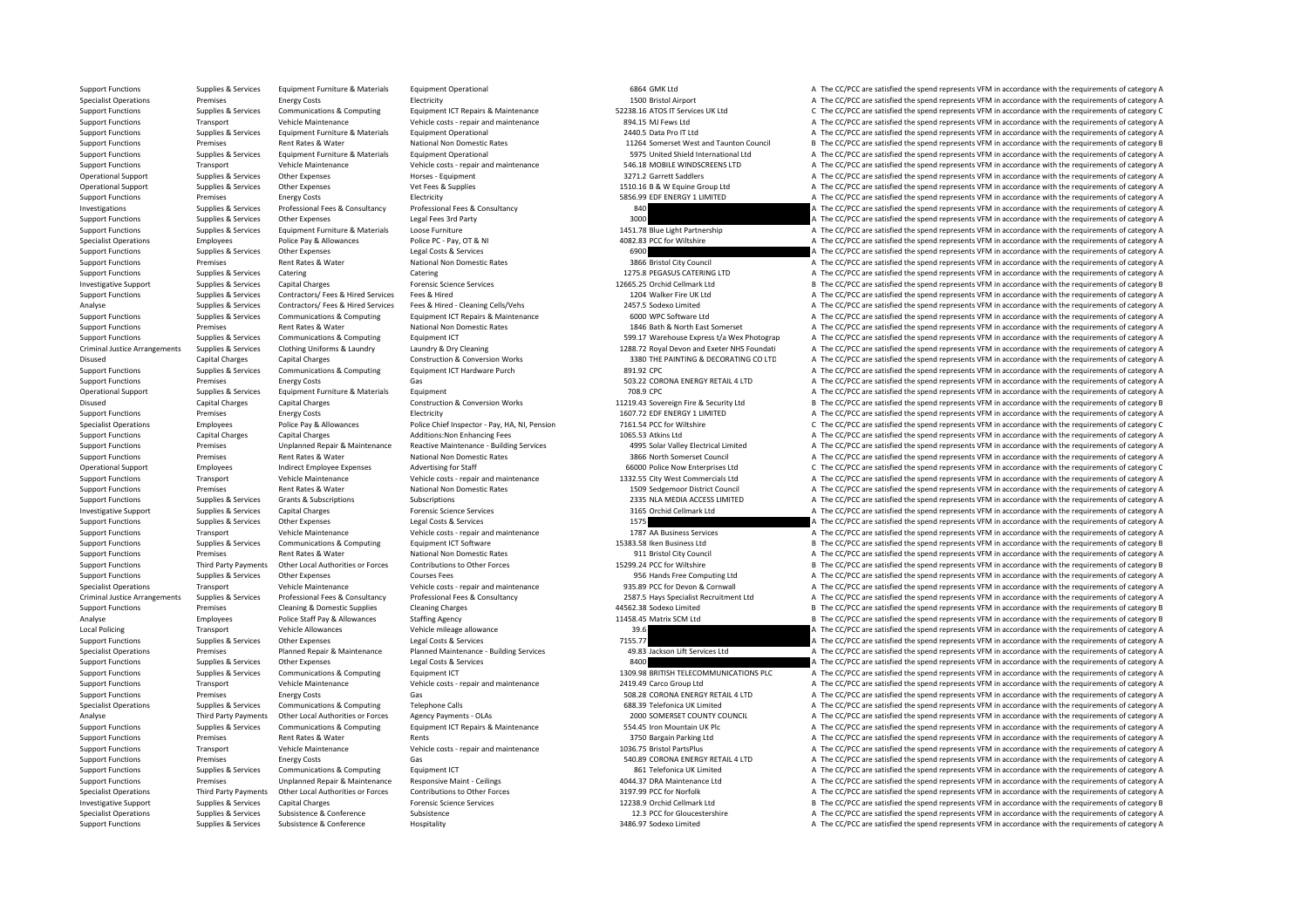| | | | | | | |
|---|---|---|---|---|---|---|
| Support Functions | Supplies & Services | Equipment Furniture & Materials | Equipment Operational | 6864 | GMK Ltd | A The CC/PCC are satisfied the spend represents VFM in accordance with the requirements of category A |
| Specialist Operations | Premises | Energy Costs | Electricity | 1500 | Bristol Airport | A The CC/PCC are satisfied the spend represents VFM in accordance with the requirements of category A |
| Support Functions | Supplies & Services | Communications & Computing | Equipment ICT Repairs & Maintenance | 52238.16 | ATOS IT Services UK Ltd | C The CC/PCC are satisfied the spend represents VFM in accordance with the requirements of category C |
| Support Functions | Transport | Vehicle Maintenance | Vehicle costs - repair and maintenance | 894.15 | MJ Fews Ltd | A The CC/PCC are satisfied the spend represents VFM in accordance with the requirements of category A |
| Support Functions | Supplies & Services | Equipment Furniture & Materials | Equipment Operational | 2440.5 | Data Pro IT Ltd | A The CC/PCC are satisfied the spend represents VFM in accordance with the requirements of category A |
| Support Functions | Premises | Rent Rates & Water | National Non Domestic Rates | 11264 | Somerset West and Taunton Council | B The CC/PCC are satisfied the spend represents VFM in accordance with the requirements of category B |
| Support Functions | Supplies & Services | Equipment Furniture & Materials | Equipment Operational | 5975 | United Shield International Ltd | A The CC/PCC are satisfied the spend represents VFM in accordance with the requirements of category A |
| Support Functions | Transport | Vehicle Maintenance | Vehicle costs - repair and maintenance | 546.18 | MOBILE WINDSCREENS LTD | A The CC/PCC are satisfied the spend represents VFM in accordance with the requirements of category A |
| Operational Support | Supplies & Services | Other Expenses | Horses - Equipment | 3271.2 | Garrett Saddlers | A The CC/PCC are satisfied the spend represents VFM in accordance with the requirements of category A |
| Operational Support | Supplies & Services | Other Expenses | Vet Fees & Supplies | 1510.16 | B & W Equine Group Ltd | A The CC/PCC are satisfied the spend represents VFM in accordance with the requirements of category A |
| Support Functions | Premises | Energy Costs | Electricity | 5856.99 | EDF ENERGY 1 LIMITED | A The CC/PCC are satisfied the spend represents VFM in accordance with the requirements of category A |
| Investigations | Supplies & Services | Professional Fees & Consultancy | Professional Fees & Consultancy | 840 | | A The CC/PCC are satisfied the spend represents VFM in accordance with the requirements of category A |
| Support Functions | Supplies & Services | Other Expenses | Legal Fees 3rd Party | 3000 | | A The CC/PCC are satisfied the spend represents VFM in accordance with the requirements of category A |
| Support Functions | Supplies & Services | Equipment Furniture & Materials | Loose Furniture | 1451.78 | Blue Light Partnership | A The CC/PCC are satisfied the spend represents VFM in accordance with the requirements of category A |
| Specialist Operations | Employees | Police Pay & Allowances | Police PC - Pay, OT & NI | 4082.83 | PCC for Wiltshire | A The CC/PCC are satisfied the spend represents VFM in accordance with the requirements of category A |
| Support Functions | Supplies & Services | Other Expenses | Legal Costs & Services | 6900 | | A The CC/PCC are satisfied the spend represents VFM in accordance with the requirements of category A |
| Support Functions | Premises | Rent Rates & Water | National Non Domestic Rates | 3866 | Bristol City Council | A The CC/PCC are satisfied the spend represents VFM in accordance with the requirements of category A |
| Support Functions | Supplies & Services | Catering | Catering | 1275.8 | PEGASUS CATERING LTD | A The CC/PCC are satisfied the spend represents VFM in accordance with the requirements of category A |
| Investigative Support | Supplies & Services | Capital Charges | Forensic Science Services | 12665.25 | Orchid Cellmark Ltd | B The CC/PCC are satisfied the spend represents VFM in accordance with the requirements of category B |
| Support Functions | Supplies & Services | Contractors/ Fees & Hired Services | Fees & Hired | 1204 | Walker Fire UK Ltd | A The CC/PCC are satisfied the spend represents VFM in accordance with the requirements of category A |
| Analyse | Supplies & Services | Contractors/ Fees & Hired Services | Fees & Hired - Cleaning Cells/Vehs | 2457.5 | Sodexo Limited | A The CC/PCC are satisfied the spend represents VFM in accordance with the requirements of category A |
| Support Functions | Supplies & Services | Communications & Computing | Equipment ICT Repairs & Maintenance | 6000 | WPC Software Ltd | A The CC/PCC are satisfied the spend represents VFM in accordance with the requirements of category A |
| Support Functions | Premises | Rent Rates & Water | National Non Domestic Rates | 1846 | Bath & North East Somerset | A The CC/PCC are satisfied the spend represents VFM in accordance with the requirements of category A |
| Support Functions | Supplies & Services | Communications & Computing | Equipment ICT | 599.17 | Warehouse Express t/a Wex Photograp | A The CC/PCC are satisfied the spend represents VFM in accordance with the requirements of category A |
| Criminal Justice Arrangements | Supplies & Services | Clothing Uniforms & Laundry | Laundry & Dry Cleaning | 1288.72 | Royal Devon and Exeter NHS Foundati | A The CC/PCC are satisfied the spend represents VFM in accordance with the requirements of category A |
| Disused | Capital Charges | Capital Charges | Construction & Conversion Works | 3380 | THE PAINTING & DECORATING CO LTD | A The CC/PCC are satisfied the spend represents VFM in accordance with the requirements of category A |
| Support Functions | Supplies & Services | Communications & Computing | Equipment ICT Hardware Purch | 891.92 | CPC | A The CC/PCC are satisfied the spend represents VFM in accordance with the requirements of category A |
| Support Functions | Premises | Energy Costs | Gas | 503.22 | CORONA ENERGY RETAIL 4 LTD | A The CC/PCC are satisfied the spend represents VFM in accordance with the requirements of category A |
| Operational Support | Supplies & Services | Equipment Furniture & Materials | Equipment | 708.9 | CPC | A The CC/PCC are satisfied the spend represents VFM in accordance with the requirements of category A |
| Disused | Capital Charges | Capital Charges | Construction & Conversion Works | 11219.43 | Sovereign Fire & Security Ltd | B The CC/PCC are satisfied the spend represents VFM in accordance with the requirements of category B |
| Support Functions | Premises | Energy Costs | Electricity | 1607.72 | EDF ENERGY 1 LIMITED | A The CC/PCC are satisfied the spend represents VFM in accordance with the requirements of category A |
| Specialist Operations | Employees | Police Pay & Allowances | Police Chief Inspector - Pay, HA, NI, Pension | 7161.54 | PCC for Wiltshire | C The CC/PCC are satisfied the spend represents VFM in accordance with the requirements of category C |
| Support Functions | Capital Charges | Capital Charges | Additions:Non Enhancing Fees | 1065.53 | Atkins Ltd | A The CC/PCC are satisfied the spend represents VFM in accordance with the requirements of category A |
| Support Functions | Premises | Unplanned Repair & Maintenance | Reactive Maintenance - Building Services | 4995 | Solar Valley Electrical Limited | A The CC/PCC are satisfied the spend represents VFM in accordance with the requirements of category A |
| Support Functions | Premises | Rent Rates & Water | National Non Domestic Rates | 3866 | North Somerset Council | A The CC/PCC are satisfied the spend represents VFM in accordance with the requirements of category A |
| Operational Support | Employees | Indirect Employee Expenses | Advertising for Staff | 66000 | Police Now Enterprises Ltd | C The CC/PCC are satisfied the spend represents VFM in accordance with the requirements of category C |
| Support Functions | Transport | Vehicle Maintenance | Vehicle costs - repair and maintenance | 1332.55 | City West Commercials Ltd | A The CC/PCC are satisfied the spend represents VFM in accordance with the requirements of category A |
| Support Functions | Premises | Rent Rates & Water | National Non Domestic Rates | 1509 | Sedgemoor District Council | A The CC/PCC are satisfied the spend represents VFM in accordance with the requirements of category A |
| Support Functions | Supplies & Services | Grants & Subscriptions | Subscriptions | 2335 | NLA MEDIA ACCESS LIMITED | A The CC/PCC are satisfied the spend represents VFM in accordance with the requirements of category A |
| Investigative Support | Supplies & Services | Capital Charges | Forensic Science Services | 3165 | Orchid Cellmark Ltd | A The CC/PCC are satisfied the spend represents VFM in accordance with the requirements of category A |
| Support Functions | Supplies & Services | Other Expenses | Legal Costs & Services | 1575 | | A The CC/PCC are satisfied the spend represents VFM in accordance with the requirements of category A |
| Support Functions | Transport | Vehicle Maintenance | Vehicle costs - repair and maintenance | 1787 | AA Business Services | A The CC/PCC are satisfied the spend represents VFM in accordance with the requirements of category A |
| Support Functions | Supplies & Services | Communications & Computing | Equipment ICT Software | 15383.58 | Iken Business Ltd | B The CC/PCC are satisfied the spend represents VFM in accordance with the requirements of category B |
| Support Functions | Premises | Rent Rates & Water | National Non Domestic Rates | 911 | Bristol City Council | A The CC/PCC are satisfied the spend represents VFM in accordance with the requirements of category A |
| Support Functions | Third Party Payments | Other Local Authorities or Forces | Contributions to Other Forces | 15299.24 | PCC for Wiltshire | B The CC/PCC are satisfied the spend represents VFM in accordance with the requirements of category B |
| Support Functions | Supplies & Services | Other Expenses | Courses Fees | 956 | Hands Free Computing Ltd | A The CC/PCC are satisfied the spend represents VFM in accordance with the requirements of category A |
| Specialist Operations | Transport | Vehicle Maintenance | Vehicle costs - repair and maintenance | 935.89 | PCC for Devon & Cornwall | A The CC/PCC are satisfied the spend represents VFM in accordance with the requirements of category A |
| Criminal Justice Arrangements | Supplies & Services | Professional Fees & Consultancy | Professional Fees & Consultancy | 2587.5 | Hays Specialist Recruitment Ltd | A The CC/PCC are satisfied the spend represents VFM in accordance with the requirements of category A |
| Support Functions | Premises | Cleaning & Domestic Supplies | Cleaning Charges | 44562.38 | Sodexo Limited | B The CC/PCC are satisfied the spend represents VFM in accordance with the requirements of category B |
| Analyse | Employees | Police Staff Pay & Allowances | Staffing Agency | 11458.45 | Matrix SCM Ltd | B The CC/PCC are satisfied the spend represents VFM in accordance with the requirements of category B |
| Local Policing | Transport | Vehicle Allowances | Vehicle mileage allowance | 39.6 | | A The CC/PCC are satisfied the spend represents VFM in accordance with the requirements of category A |
| Support Functions | Supplies & Services | Other Expenses | Legal Costs & Services | 7155.77 | | A The CC/PCC are satisfied the spend represents VFM in accordance with the requirements of category A |
| Specialist Operations | Premises | Planned Repair & Maintenance | Planned Maintenance - Building Services | 49.83 | Jackson Lift Services Ltd | A The CC/PCC are satisfied the spend represents VFM in accordance with the requirements of category A |
| Support Functions | Supplies & Services | Other Expenses | Legal Costs & Services | 8400 | | A The CC/PCC are satisfied the spend represents VFM in accordance with the requirements of category A |
| Support Functions | Supplies & Services | Communications & Computing | Equipment ICT | 1309.98 | BRITISH TELECOMMUNICATIONS PLC | A The CC/PCC are satisfied the spend represents VFM in accordance with the requirements of category A |
| Support Functions | Transport | Vehicle Maintenance | Vehicle costs - repair and maintenance | 2419.49 | Carco Group Ltd | A The CC/PCC are satisfied the spend represents VFM in accordance with the requirements of category A |
| Support Functions | Premises | Energy Costs | Gas | 508.28 | CORONA ENERGY RETAIL 4 LTD | A The CC/PCC are satisfied the spend represents VFM in accordance with the requirements of category A |
| Specialist Operations | Supplies & Services | Communications & Computing | Telephone Calls | 688.39 | Telefonica UK Limited | A The CC/PCC are satisfied the spend represents VFM in accordance with the requirements of category A |
| Analyse | Third Party Payments | Other Local Authorities or Forces | Agency Payments - OLAs | 2000 | SOMERSET COUNTY COUNCIL | A The CC/PCC are satisfied the spend represents VFM in accordance with the requirements of category A |
| Support Functions | Supplies & Services | Communications & Computing | Equipment ICT Repairs & Maintenance | 554.45 | Iron Mountain UK Plc | A The CC/PCC are satisfied the spend represents VFM in accordance with the requirements of category A |
| Support Functions | Premises | Rent Rates & Water | Rents | 3750 | Bargain Parking Ltd | A The CC/PCC are satisfied the spend represents VFM in accordance with the requirements of category A |
| Support Functions | Transport | Vehicle Maintenance | Vehicle costs - repair and maintenance | 1036.75 | Bristol PartsPlus | A The CC/PCC are satisfied the spend represents VFM in accordance with the requirements of category A |
| Support Functions | Premises | Energy Costs | Gas | 540.89 | CORONA ENERGY RETAIL 4 LTD | A The CC/PCC are satisfied the spend represents VFM in accordance with the requirements of category A |
| Support Functions | Supplies & Services | Communications & Computing | Equipment ICT | 861 | Telefonica UK Limited | A The CC/PCC are satisfied the spend represents VFM in accordance with the requirements of category A |
| Support Functions | Premises | Unplanned Repair & Maintenance | Responsive Maint - Ceilings | 4044.37 | DRA Maintenance Ltd | A The CC/PCC are satisfied the spend represents VFM in accordance with the requirements of category A |
| Specialist Operations | Third Party Payments | Other Local Authorities or Forces | Contributions to Other Forces | 3197.99 | PCC for Norfolk | A The CC/PCC are satisfied the spend represents VFM in accordance with the requirements of category A |
| Investigative Support | Supplies & Services | Capital Charges | Forensic Science Services | 12238.9 | Orchid Cellmark Ltd | B The CC/PCC are satisfied the spend represents VFM in accordance with the requirements of category B |
| Specialist Operations | Supplies & Services | Subsistence & Conference | Subsistence | 12.3 | PCC for Gloucestershire | A The CC/PCC are satisfied the spend represents VFM in accordance with the requirements of category A |
| Support Functions | Supplies & Services | Subsistence & Conference | Hospitality | 3486.97 | Sodexo Limited | A The CC/PCC are satisfied the spend represents VFM in accordance with the requirements of category A |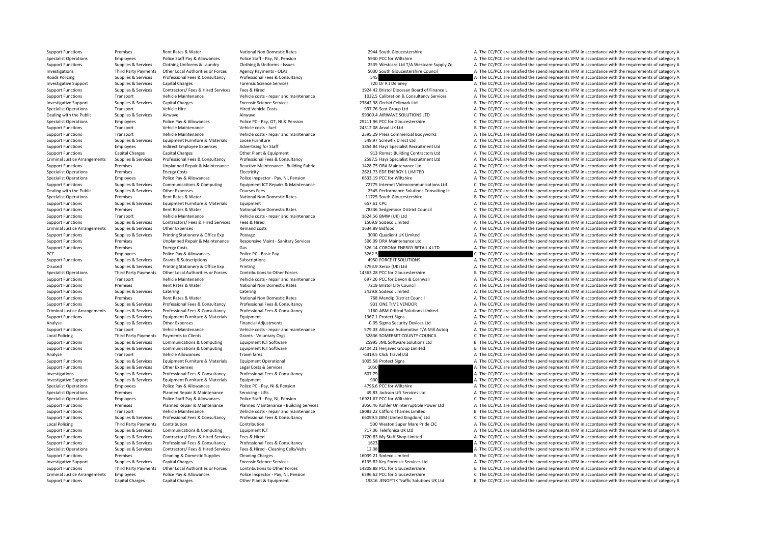| | | | | | | |
|---|---|---|---|---|---|---|
| Support Functions | Premises | Rent Rates & Water | National Non Domestic Rates | 2944 | South Gloucestershire | A The CC/PCC are satisfied the spend represents VFM in accordance with the requirements of category A |
| Specialist Operations | Employees | Police Staff Pay & Allowances | Police Staff - Pay, NI, Pension | 5940 | PCC for Wiltshire | A The CC/PCC are satisfied the spend represents VFM in accordance with the requirements of category A |
| Support Functions | Supplies & Services | Clothing Uniforms & Laundry | Clothing & Uniforms - Issues | 2535 | Westcare Ltd T/A Westcare Supply Zo | A The CC/PCC are satisfied the spend represents VFM in accordance with the requirements of category A |
| Investigations | Third Party Payments | Other Local Authorities or Forces | Agency Payments - OLAs | 5000 | South Gloucestershire Council | A The CC/PCC are satisfied the spend represents VFM in accordance with the requirements of category A |
| Roads Policing | Supplies & Services | Professional Fees & Consultancy | Professional Fees & Consultancy | 545 | | A The CC/PCC are satisfied the spend represents VFM in accordance with the requirements of category A |
| Investigative Support | Supplies & Services | Capital Charges | Forensic Science Services | 720 | Dr R J Delaney | A The CC/PCC are satisfied the spend represents VFM in accordance with the requirements of category A |
| Support Functions | Supplies & Services | Contractors/ Fees & Hired Services | Fees & Hired | 1924.42 | Bristol Diocesan Board of Finance L | A The CC/PCC are satisfied the spend represents VFM in accordance with the requirements of category A |
| Support Functions | Transport | Vehicle Maintenance | Vehicle costs - repair and maintenance | 1032.5 | Calibration & Consultancy Services | A The CC/PCC are satisfied the spend represents VFM in accordance with the requirements of category A |
| Investigative Support | Supplies & Services | Capital Charges | Forensic Science Services | 23842.38 | Orchid Cellmark Ltd | B The CC/PCC are satisfied the spend represents VFM in accordance with the requirements of category B |
| Specialist Operations | Transport | Vehicle Hire | Hired Vehicle Costs | 997.76 | Scot Group Ltd | A The CC/PCC are satisfied the spend represents VFM in accordance with the requirements of category A |
| Dealing with the Public | Supplies & Services | Airwave | Airwave | 99300.4 | AIRWAVE SOLUTIONS LTD | C The CC/PCC are satisfied the spend represents VFM in accordance with the requirements of category C |
| Specialist Operations | Employees | Police Pay & Allowances | Police PC - Pay, OT, NI & Pension | 29211.96 | PCC for Gloucestershire | C The CC/PCC are satisfied the spend represents VFM in accordance with the requirements of category C |
| Support Functions | Transport | Vehicle Maintenance | Vehicle costs - fuel | 24312.08 | Arval UK Ltd | B The CC/PCC are satisfied the spend represents VFM in accordance with the requirements of category B |
| Support Functions | Transport | Vehicle Maintenance | Vehicle costs - repair and maintenance | 2595.29 | Press Commercial Bodyworks | A The CC/PCC are satisfied the spend represents VFM in accordance with the requirements of category A |
| Support Functions | Supplies & Services | Equipment Furniture & Materials | Loose Furniture | 549.97 | Screwfix Direct Ltd | A The CC/PCC are satisfied the spend represents VFM in accordance with the requirements of category A |
| Support Functions | Employees | Indirect Employee Expenses | Advertising for Staff | 1854.84 | Hays Specialist Recruitment Ltd | A The CC/PCC are satisfied the spend represents VFM in accordance with the requirements of category A |
| Support Functions | Capital Charges | Capital Charges | Other Plant & Equipment | 913 | Romac Building Contractors Ltd | A The CC/PCC are satisfied the spend represents VFM in accordance with the requirements of category A |
| Criminal Justice Arrangements | Supplies & Services | Professional Fees & Consultancy | Professional Fees & Consultancy | 2587.5 | Hays Specialist Recruitment Ltd | A The CC/PCC are satisfied the spend represents VFM in accordance with the requirements of category A |
| Support Functions | Premises | Unplanned Repair & Maintenance | Reactive Maintenance - Building Fabric | 1428.75 | DRA Maintenance Ltd | A The CC/PCC are satisfied the spend represents VFM in accordance with the requirements of category A |
| Specialist Operations | Premises | Energy Costs | Electricity | 2621.73 | EDF ENERGY 1 LIMITED | A The CC/PCC are satisfied the spend represents VFM in accordance with the requirements of category A |
| Specialist Operations | Employees | Police Pay & Allowances | Police Inspector - Pay, NI, Pension | 6633.19 | PCC for Wiltshire | A The CC/PCC are satisfied the spend represents VFM in accordance with the requirements of category A |
| Support Functions | Supplies & Services | Communications & Computing | Equipment ICT Repairs & Maintenance | 72775 | Internet Videocommunications Ltd | C The CC/PCC are satisfied the spend represents VFM in accordance with the requirements of category C |
| Dealing with the Public | Supplies & Services | Other Expenses | Courses Fees | 2545 | Performance Solutions Consulting Lt | A The CC/PCC are satisfied the spend represents VFM in accordance with the requirements of category A |
| Specialist Operations | Premises | Rent Rates & Water | National Non Domestic Rates | 11725 | South Gloucestershire | B The CC/PCC are satisfied the spend represents VFM in accordance with the requirements of category B |
| Support Functions | Supplies & Services | Equipment Furniture & Materials | Equipment | 657.61 | CPC | A The CC/PCC are satisfied the spend represents VFM in accordance with the requirements of category A |
| Support Functions | Premises | Rent Rates & Water | National Non Domestic Rates | 78336 | Sedgemoor District Council | C The CC/PCC are satisfied the spend represents VFM in accordance with the requirements of category C |
| Support Functions | Transport | Vehicle Maintenance | Vehicle costs - repair and maintenance | 1624.56 | BMW (UK) Ltd | A The CC/PCC are satisfied the spend represents VFM in accordance with the requirements of category A |
| Support Functions | Supplies & Services | Contractors/ Fees & Hired Services | Fees & Hired | 1509.9 | Sodexo Limited | A The CC/PCC are satisfied the spend represents VFM in accordance with the requirements of category A |
| Criminal Justice Arrangements | Supplies & Services | Other Expenses | Remand costs | 1634.89 | Bidfood | A The CC/PCC are satisfied the spend represents VFM in accordance with the requirements of category A |
| Support Functions | Supplies & Services | Printing Stationery & Office Exp | Postage | 3000 | Quadient UK Limited | A The CC/PCC are satisfied the spend represents VFM in accordance with the requirements of category A |
| Support Functions | Premises | Unplanned Repair & Maintenance | Responsive Maint - Sanitary Services | 506.09 | DRA Maintenance Ltd | A The CC/PCC are satisfied the spend represents VFM in accordance with the requirements of category A |
| Support Functions | Premises | Energy Costs | Gas | 526.14 | CORONA ENERGY RETAIL 4 LTD | A The CC/PCC are satisfied the spend represents VFM in accordance with the requirements of category A |
| PCC | Employees | Police Pay & Allowances | Police PC - Basic Pay | -3262.5 | | C The CC/PCC are satisfied the spend represents VFM in accordance with the requirements of category C |
| Support Functions | Supplies & Services | Grants & Subscriptions | Subscriptions | 4950 | FORCE IT SOLUTIONS | A The CC/PCC are satisfied the spend represents VFM in accordance with the requirements of category A |
| Disused | Supplies & Services | Printing Stationery & Office Exp | Printing | 3793.9 | Xerox (UK) Ltd | A The CC/PCC are satisfied the spend represents VFM in accordance with the requirements of category A |
| Specialist Operations | Third Party Payments | Other Local Authorities or Forces | Contributions to Other Forces | 14363.28 | PCC for Gloucestershire | B The CC/PCC are satisfied the spend represents VFM in accordance with the requirements of category B |
| Support Functions | Transport | Vehicle Maintenance | Vehicle costs - repair and maintenance | 697.26 | PCC for Devon & Cornwall | A The CC/PCC are satisfied the spend represents VFM in accordance with the requirements of category A |
| Support Functions | Premises | Rent Rates & Water | National Non Domestic Rates | 7219 | Bristol City Council | A The CC/PCC are satisfied the spend represents VFM in accordance with the requirements of category A |
| Support Functions | Supplies & Services | Catering | Catering | 3429.8 | Sodexo Limited | A The CC/PCC are satisfied the spend represents VFM in accordance with the requirements of category A |
| Support Functions | Premises | Rent Rates & Water | National Non Domestic Rates | 768 | Mendip District Council | A The CC/PCC are satisfied the spend represents VFM in accordance with the requirements of category A |
| Support Functions | Supplies & Services | Professional Fees & Consultancy | Professional Fees & Consultancy | 931 | ONE TIME VENDOR | A The CC/PCC are satisfied the spend represents VFM in accordance with the requirements of category A |
| Criminal Justice Arrangements | Supplies & Services | Professional Fees & Consultancy | Professional Fees & Consultancy | 1160 | ABM Critical Solutions Limited | A The CC/PCC are satisfied the spend represents VFM in accordance with the requirements of category A |
| Support Functions | Supplies & Services | Equipment Furniture & Materials | Equipment | 1367.1 | Protect Signs | A The CC/PCC are satisfied the spend represents VFM in accordance with the requirements of category A |
| Analyse | Supplies & Services | Other Expenses | Financial Adjustments | -0.05 | Sigma Security Devices Ltd | A The CC/PCC are satisfied the spend represents VFM in accordance with the requirements of category A |
| Support Functions | Transport | Vehicle Maintenance | Vehicle costs - repair and maintenance | 579.03 | Alliance Automotive T/A Mill Autoq | A The CC/PCC are satisfied the spend represents VFM in accordance with the requirements of category A |
| Local Policing | Third Party Payments | Payments to Clients | Grants - Voluntary Orgs | 52836 | SOMERSET COUNTY COUNCIL | C The CC/PCC are satisfied the spend represents VFM in accordance with the requirements of category C |
| Support Functions | Supplies & Services | Communications & Computing | Equipment ICT Software | 25995 | JML Software Solutions Ltd | B The CC/PCC are satisfied the spend represents VFM in accordance with the requirements of category B |
| Support Functions | Supplies & Services | Communications & Computing | Equipment ICT Software | 32404.21 | Herjavec Group Limited | B The CC/PCC are satisfied the spend represents VFM in accordance with the requirements of category B |
| Analyse | Transport | Vehicle Allowances | Travel fares | -6319.5 | Click Travel Ltd | A The CC/PCC are satisfied the spend represents VFM in accordance with the requirements of category A |
| Support Functions | Supplies & Services | Equipment Furniture & Materials | Equipment Operational | 1005.58 | Protect Signs | A The CC/PCC are satisfied the spend represents VFM in accordance with the requirements of category A |
| Support Functions | Supplies & Services | Other Expenses | Legal Costs & Services | 1050 | | A The CC/PCC are satisfied the spend represents VFM in accordance with the requirements of category A |
| Investigations | Supplies & Services | Professional Fees & Consultancy | Professional Fees & Consultancy | 607.79 | | A The CC/PCC are satisfied the spend represents VFM in accordance with the requirements of category A |
| Investigative Support | Supplies & Services | Equipment Furniture & Materials | Equipment | 900 | | A The CC/PCC are satisfied the spend represents VFM in accordance with the requirements of category A |
| Specialist Operations | Employees | Police Pay & Allowances | Police PC - Pay, NI & Pension | 4796.6 | PCC for Wiltshire | A The CC/PCC are satisfied the spend represents VFM in accordance with the requirements of category A |
| Specialist Operations | Premises | Planned Repair & Maintenance | Servicing - Lifts | 49.83 | Jackson Lift Services Ltd | A The CC/PCC are satisfied the spend represents VFM in accordance with the requirements of category A |
| Specialist Operations | Employees | Police Staff Pay & Allowances | Police Staff - Pay, NI, Pension | -16921.67 | PCC for Wiltshire | C The CC/PCC are satisfied the spend represents VFM in accordance with the requirements of category C |
| Support Functions | Premises | Planned Repair & Maintenance | Planned Maintenance - Building Services | 3056.46 | Kohler Uninterruptible Power Ltd | A The CC/PCC are satisfied the spend represents VFM in accordance with the requirements of category A |
| Support Functions | Transport | Vehicle Maintenance | Vehicle costs - repair and maintenance | 18083.22 | Clifford Thames Limited | B The CC/PCC are satisfied the spend represents VFM in accordance with the requirements of category B |
| Support Functions | Supplies & Services | Professional Fees & Consultancy | Professional Fees & Consultancy | 66099.5 | IBM (United Kingdom) Ltd | C The CC/PCC are satisfied the spend represents VFM in accordance with the requirements of category C |
| Local Policing | Third Party Payments | Contribution | Contribution | 500 | Weston Super Mare Pride CIC | A The CC/PCC are satisfied the spend represents VFM in accordance with the requirements of category A |
| Support Functions | Supplies & Services | Communications & Computing | Equipment ICT | 717.06 | Telefonica UK Ltd | A The CC/PCC are satisfied the spend represents VFM in accordance with the requirements of category A |
| Support Functions | Supplies & Services | Contractors/ Fees & Hired Services | Fees & Hired | 1720.83 | My Staff Shop Limited | A The CC/PCC are satisfied the spend represents VFM in accordance with the requirements of category A |
| Support Functions | Supplies & Services | Professional Fees & Consultancy | Professional Fees & Consultancy | 1623 | | A The CC/PCC are satisfied the spend represents VFM in accordance with the requirements of category A |
| Specialist Operations | Supplies & Services | Contractors/ Fees & Hired Services | Fees & Hired - Cleaning Cells/Vehs | 12.08 | | A The CC/PCC are satisfied the spend represents VFM in accordance with the requirements of category A |
| Support Functions | Premises | Cleaning & Domestic Supplies | Cleaning Charges | 16039.21 | Sodexo Limited | B The CC/PCC are satisfied the spend represents VFM in accordance with the requirements of category B |
| Investigative Support | Supplies & Services | Capital Charges | Forensic Science Services | 6135.82 | Key Forensic Services Ltd | A The CC/PCC are satisfied the spend represents VFM in accordance with the requirements of category A |
| Support Functions | Third Party Payments | Other Local Authorities or Forces | Contributions to Other Forces | 14808.88 | PCC for Gloucestershire | B The CC/PCC are satisfied the spend represents VFM in accordance with the requirements of category B |
| Criminal Justice Arrangements | Employees | Police Pay & Allowances | Police Inspector - Pay, NI, Pension | 6396.62 | PCC for Gloucestershire | C The CC/PCC are satisfied the spend represents VFM in accordance with the requirements of category C |
| Support Functions | Capital Charges | Capital Charges | Other Plant & Equipment | 19816 | JENOPTIK Traffic Solutions UK Ltd | B The CC/PCC are satisfied the spend represents VFM in accordance with the requirements of category B |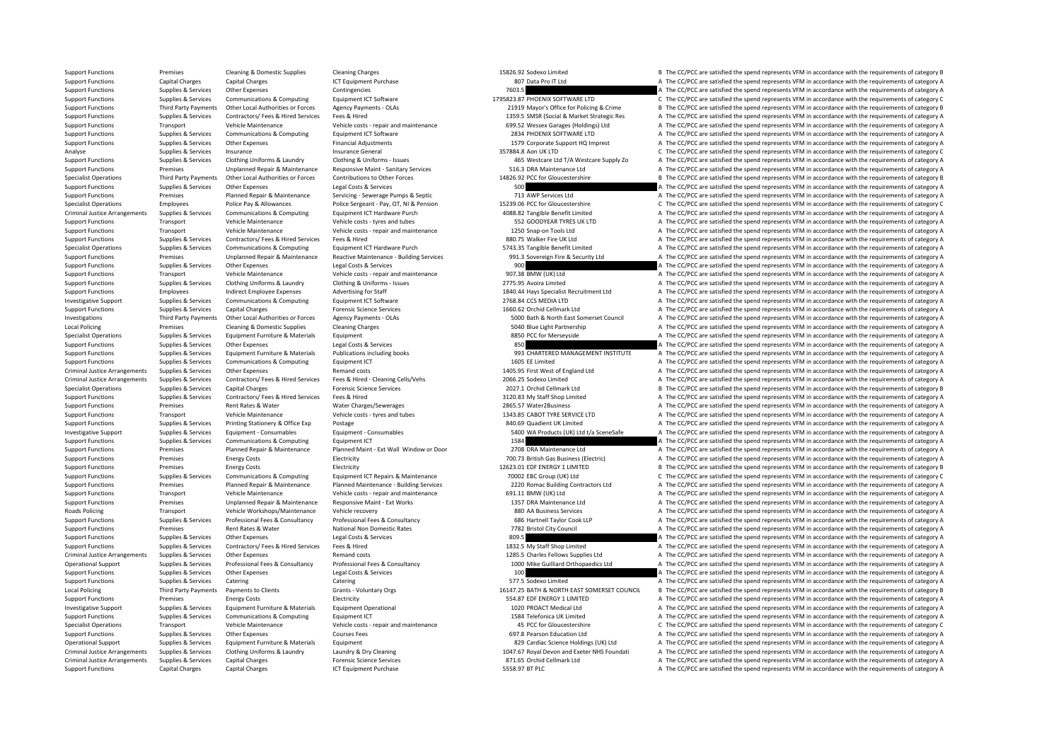| | | | | | | |
|---|---|---|---|---|---|---|
| Support Functions | Premises | Cleaning & Domestic Supplies | Cleaning Charges | 15826.92 | Sodexo Limited | B The CC/PCC are satisfied the spend represents VFM in accordance with the requirements of category B |
| Support Functions | Capital Charges | Capital Charges | ICT Equipment Purchase | 807 | Data Pro IT Ltd | A The CC/PCC are satisfied the spend represents VFM in accordance with the requirements of category A |
| Support Functions | Supplies & Services | Other Expenses | Contingencies | 7603.5 | | A The CC/PCC are satisfied the spend represents VFM in accordance with the requirements of category A |
| Support Functions | Supplies & Services | Communications & Computing | Equipment ICT Software | 1795823.87 | PHOENIX SOFTWARE LTD | C The CC/PCC are satisfied the spend represents VFM in accordance with the requirements of category C |
| Support Functions | Third Party Payments | Other Local Authorities or Forces | Agency Payments - OLAs | 21919 | Mayor's Office for Policing & Crime | B The CC/PCC are satisfied the spend represents VFM in accordance with the requirements of category B |
| Support Functions | Supplies & Services | Contractors/ Fees & Hired Services | Fees & Hired | 1359.5 | SMSR (Social & Market Strategic Res | A The CC/PCC are satisfied the spend represents VFM in accordance with the requirements of category A |
| Support Functions | Transport | Vehicle Maintenance | Vehicle costs - repair and maintenance | 699.52 | Wessex Garages (Holdings) Ltd | A The CC/PCC are satisfied the spend represents VFM in accordance with the requirements of category A |
| Support Functions | Supplies & Services | Communications & Computing | Equipment ICT Software | 2834 | PHOENIX SOFTWARE LTD | A The CC/PCC are satisfied the spend represents VFM in accordance with the requirements of category A |
| Support Functions | Supplies & Services | Other Expenses | Financial Adjustments | 1579 | Corporate Support HQ Imprest | A The CC/PCC are satisfied the spend represents VFM in accordance with the requirements of category A |
| Analyse | Supplies & Services | Insurance | Insurance General | 357884.8 | Aon UK LTD | C The CC/PCC are satisfied the spend represents VFM in accordance with the requirements of category C |
| Support Functions | Supplies & Services | Clothing Uniforms & Laundry | Clothing & Uniforms - Issues | 465 | Westcare Ltd T/A Westcare Supply Zo | A The CC/PCC are satisfied the spend represents VFM in accordance with the requirements of category A |
| Support Functions | Premises | Unplanned Repair & Maintenance | Responsive Maint - Sanitary Services | 516.3 | DRA Maintenance Ltd | A The CC/PCC are satisfied the spend represents VFM in accordance with the requirements of category A |
| Specialist Operations | Third Party Payments | Other Local Authorities or Forces | Contributions to Other Forces | 14826.92 | PCC for Gloucestershire | B The CC/PCC are satisfied the spend represents VFM in accordance with the requirements of category B |
| Support Functions | Supplies & Services | Other Expenses | Legal Costs & Services | 500 | | A The CC/PCC are satisfied the spend represents VFM in accordance with the requirements of category A |
| Support Functions | Premises | Planned Repair & Maintenance | Servicing - Sewerage Pumps & Septic | 713 | AWP Services Ltd | A The CC/PCC are satisfied the spend represents VFM in accordance with the requirements of category A |
| Specialist Operations | Employees | Police Pay & Allowances | Police Sergeant - Pay, OT, NI & Pension | 15239.06 | PCC for Gloucestershire | C The CC/PCC are satisfied the spend represents VFM in accordance with the requirements of category C |
| Criminal Justice Arrangements | Supplies & Services | Communications & Computing | Equipment ICT Hardware Purch | 4088.82 | Tangible Benefit Limited | A The CC/PCC are satisfied the spend represents VFM in accordance with the requirements of category A |
| Support Functions | Transport | Vehicle Maintenance | Vehicle costs - tyres and tubes | 552 | GOODYEAR TYRES UK LTD | A The CC/PCC are satisfied the spend represents VFM in accordance with the requirements of category A |
| Support Functions | Transport | Vehicle Maintenance | Vehicle costs - repair and maintenance | 1250 | Snap-on Tools Ltd | A The CC/PCC are satisfied the spend represents VFM in accordance with the requirements of category A |
| Support Functions | Supplies & Services | Contractors/ Fees & Hired Services | Fees & Hired | 880.75 | Walker Fire UK Ltd | A The CC/PCC are satisfied the spend represents VFM in accordance with the requirements of category A |
| Specialist Operations | Supplies & Services | Communications & Computing | Equipment ICT Hardware Purch | 5743.35 | Tangible Benefit Limited | A The CC/PCC are satisfied the spend represents VFM in accordance with the requirements of category A |
| Support Functions | Premises | Unplanned Repair & Maintenance | Reactive Maintenance - Building Services | 991.3 | Sovereign Fire & Security Ltd | A The CC/PCC are satisfied the spend represents VFM in accordance with the requirements of category A |
| Support Functions | Supplies & Services | Other Expenses | Legal Costs & Services | 900 | | A The CC/PCC are satisfied the spend represents VFM in accordance with the requirements of category A |
| Support Functions | Transport | Vehicle Maintenance | Vehicle costs - repair and maintenance | 907.38 | BMW (UK) Ltd | A The CC/PCC are satisfied the spend represents VFM in accordance with the requirements of category A |
| Support Functions | Supplies & Services | Clothing Uniforms & Laundry | Clothing & Uniforms - Issues | 2775.95 | Avoira Limited | A The CC/PCC are satisfied the spend represents VFM in accordance with the requirements of category A |
| Support Functions | Employees | Indirect Employee Expenses | Advertising for Staff | 1840.44 | Hays Specialist Recruitment Ltd | A The CC/PCC are satisfied the spend represents VFM in accordance with the requirements of category A |
| Investigative Support | Supplies & Services | Communications & Computing | Equipment ICT Software | 2768.84 | CCS MEDIA LTD | A The CC/PCC are satisfied the spend represents VFM in accordance with the requirements of category A |
| Support Functions | Supplies & Services | Capital Charges | Forensic Science Services | 1660.62 | Orchid Cellmark Ltd | A The CC/PCC are satisfied the spend represents VFM in accordance with the requirements of category A |
| Investigations | Third Party Payments | Other Local Authorities or Forces | Agency Payments - OLAs | 5000 | Bath & North East Somerset Council | A The CC/PCC are satisfied the spend represents VFM in accordance with the requirements of category A |
| Local Policing | Premises | Cleaning & Domestic Supplies | Cleaning Charges | 5040 | Blue Light Partnership | A The CC/PCC are satisfied the spend represents VFM in accordance with the requirements of category A |
| Specialist Operations | Supplies & Services | Equipment Furniture & Materials | Equipment | 8850 | PCC for Merseyside | A The CC/PCC are satisfied the spend represents VFM in accordance with the requirements of category A |
| Support Functions | Supplies & Services | Other Expenses | Legal Costs & Services | 850 | | A The CC/PCC are satisfied the spend represents VFM in accordance with the requirements of category A |
| Support Functions | Supplies & Services | Equipment Furniture & Materials | Publications including books | 993 | CHARTERED MANAGEMENT INSTITUTE | A The CC/PCC are satisfied the spend represents VFM in accordance with the requirements of category A |
| Support Functions | Supplies & Services | Communications & Computing | Equipment ICT | 1605 | EE Limited | A The CC/PCC are satisfied the spend represents VFM in accordance with the requirements of category A |
| Criminal Justice Arrangements | Supplies & Services | Other Expenses | Remand costs | 1405.95 | First West of England Ltd | A The CC/PCC are satisfied the spend represents VFM in accordance with the requirements of category A |
| Criminal Justice Arrangements | Supplies & Services | Contractors/ Fees & Hired Services | Fees & Hired - Cleaning Cells/Vehs | 2066.25 | Sodexo Limited | A The CC/PCC are satisfied the spend represents VFM in accordance with the requirements of category A |
| Specialist Operations | Supplies & Services | Capital Charges | Forensic Science Services | 2027.1 | Orchid Cellmark Ltd | B The CC/PCC are satisfied the spend represents VFM in accordance with the requirements of category B |
| Support Functions | Supplies & Services | Contractors/ Fees & Hired Services | Fees & Hired | 3120.83 | My Staff Shop Limited | A The CC/PCC are satisfied the spend represents VFM in accordance with the requirements of category A |
| Support Functions | Premises | Rent Rates & Water | Water Charges/Sewerages | 2865.57 | Water2Business | A The CC/PCC are satisfied the spend represents VFM in accordance with the requirements of category A |
| Support Functions | Transport | Vehicle Maintenance | Vehicle costs - tyres and tubes | 1343.85 | CABOT TYRE SERVICE LTD | A The CC/PCC are satisfied the spend represents VFM in accordance with the requirements of category A |
| Support Functions | Supplies & Services | Printing Stationery & Office Exp | Postage | 840.69 | Quadient UK Limited | A The CC/PCC are satisfied the spend represents VFM in accordance with the requirements of category A |
| Investigative Support | Supplies & Services | Equipment - Consumables | Equipment - Consumables | 5400 | WA Products (UK) Ltd t/a SceneSafe | A The CC/PCC are satisfied the spend represents VFM in accordance with the requirements of category A |
| Support Functions | Supplies & Services | Communications & Computing | Equipment ICT | 1584 | | A The CC/PCC are satisfied the spend represents VFM in accordance with the requirements of category A |
| Support Functions | Premises | Planned Repair & Maintenance | Planned Maint - Ext Wall Window or Door | 2708 | DRA Maintenance Ltd | A The CC/PCC are satisfied the spend represents VFM in accordance with the requirements of category A |
| Support Functions | Premises | Energy Costs | Electricity | 700.73 | British Gas Business (Electric) | A The CC/PCC are satisfied the spend represents VFM in accordance with the requirements of category A |
| Support Functions | Premises | Energy Costs | Electricity | 12623.01 | EDF ENERGY 1 LIMITED | B The CC/PCC are satisfied the spend represents VFM in accordance with the requirements of category B |
| Support Functions | Supplies & Services | Communications & Computing | Equipment ICT Repairs & Maintenance | 70002 | EBC Group (UK) Ltd | C The CC/PCC are satisfied the spend represents VFM in accordance with the requirements of category C |
| Support Functions | Premises | Planned Repair & Maintenance | Planned Maintenance - Building Services | 2220 | Romac Building Contractors Ltd | A The CC/PCC are satisfied the spend represents VFM in accordance with the requirements of category A |
| Support Functions | Transport | Vehicle Maintenance | Vehicle costs - repair and maintenance | 691.11 | BMW (UK) Ltd | A The CC/PCC are satisfied the spend represents VFM in accordance with the requirements of category A |
| Support Functions | Premises | Unplanned Repair & Maintenance | Responsive Maint - Ext Works | 1357 | DRA Maintenance Ltd | A The CC/PCC are satisfied the spend represents VFM in accordance with the requirements of category A |
| Roads Policing | Transport | Vehicle Workshops/Maintenance | Vehicle recovery | 880 | AA Business Services | A The CC/PCC are satisfied the spend represents VFM in accordance with the requirements of category A |
| Support Functions | Supplies & Services | Professional Fees & Consultancy | Professional Fees & Consultancy | 686 | Hartnell Taylor Cook LLP | A The CC/PCC are satisfied the spend represents VFM in accordance with the requirements of category A |
| Support Functions | Premises | Rent Rates & Water | National Non Domestic Rates | 7782 | Bristol City Council | A The CC/PCC are satisfied the spend represents VFM in accordance with the requirements of category A |
| Support Functions | Supplies & Services | Other Expenses | Legal Costs & Services | 809.5 | | A The CC/PCC are satisfied the spend represents VFM in accordance with the requirements of category A |
| Support Functions | Supplies & Services | Contractors/ Fees & Hired Services | Fees & Hired | 1832.5 | My Staff Shop Limited | A The CC/PCC are satisfied the spend represents VFM in accordance with the requirements of category A |
| Criminal Justice Arrangements | Supplies & Services | Other Expenses | Remand costs | 1285.5 | Charles Fellows Supplies Ltd | A The CC/PCC are satisfied the spend represents VFM in accordance with the requirements of category A |
| Operational Support | Supplies & Services | Professional Fees & Consultancy | Professional Fees & Consultancy | 1000 | Mike Guilliard Orthopaedics Ltd | A The CC/PCC are satisfied the spend represents VFM in accordance with the requirements of category A |
| Support Functions | Supplies & Services | Other Expenses | Legal Costs & Services | 100 | | A The CC/PCC are satisfied the spend represents VFM in accordance with the requirements of category A |
| Support Functions | Supplies & Services | Catering | Catering | 577.5 | Sodexo Limited | A The CC/PCC are satisfied the spend represents VFM in accordance with the requirements of category A |
| Local Policing | Third Party Payments | Payments to Clients | Grants - Voluntary Orgs | 16147.25 | BATH & NORTH EAST SOMERSET COUNCIL | B The CC/PCC are satisfied the spend represents VFM in accordance with the requirements of category B |
| Support Functions | Premises | Energy Costs | Electricity | 554.87 | EDF ENERGY 1 LIMITED | A The CC/PCC are satisfied the spend represents VFM in accordance with the requirements of category A |
| Investigative Support | Supplies & Services | Equipment Furniture & Materials | Equipment Operational | 1020 | PROACT Medical Ltd | A The CC/PCC are satisfied the spend represents VFM in accordance with the requirements of category A |
| Support Functions | Supplies & Services | Communications & Computing | Equipment ICT | 1584 | Telefonica UK Limited | A The CC/PCC are satisfied the spend represents VFM in accordance with the requirements of category A |
| Specialist Operations | Transport | Vehicle Maintenance | Vehicle costs - repair and maintenance | 45 | PCC for Gloucestershire | C The CC/PCC are satisfied the spend represents VFM in accordance with the requirements of category C |
| Support Functions | Supplies & Services | Other Expenses | Courses Fees | 697.8 | Pearson Education Ltd | A The CC/PCC are satisfied the spend represents VFM in accordance with the requirements of category A |
| Operational Support | Supplies & Services | Equipment Furniture & Materials | Equipment | 829 | Cardiac Science Holdings (UK) Ltd | A The CC/PCC are satisfied the spend represents VFM in accordance with the requirements of category A |
| Criminal Justice Arrangements | Supplies & Services | Clothing Uniforms & Laundry | Laundry & Dry Cleaning | 1047.67 | Royal Devon and Exeter NHS Foundati | A The CC/PCC are satisfied the spend represents VFM in accordance with the requirements of category A |
| Criminal Justice Arrangements | Supplies & Services | Capital Charges | Forensic Science Services | 871.65 | Orchid Cellmark Ltd | A The CC/PCC are satisfied the spend represents VFM in accordance with the requirements of category A |
| Support Functions | Capital Charges | Capital Charges | ICT Equipment Purchase | 5558.97 | BT PLC | A The CC/PCC are satisfied the spend represents VFM in accordance with the requirements of category A |